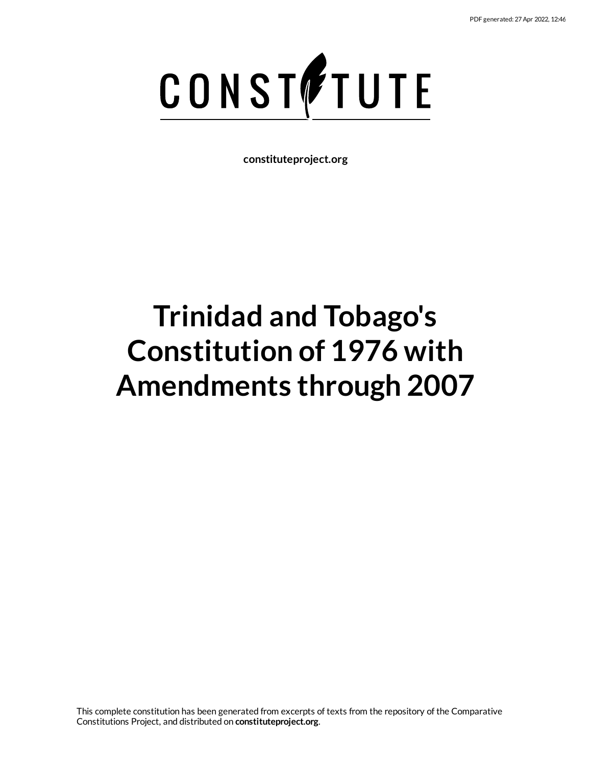PDF generated: 27 Apr 2022, 12:46

# CONSTITUTE

**constituteproject.org**

# Trinidad and Tobago's Constitution of 1976 with Amendments through 2007

This complete constitution has been generated from excerpts of texts from the repository of the Comparative Constitutions Project, and distributed on **constituteproject.org**.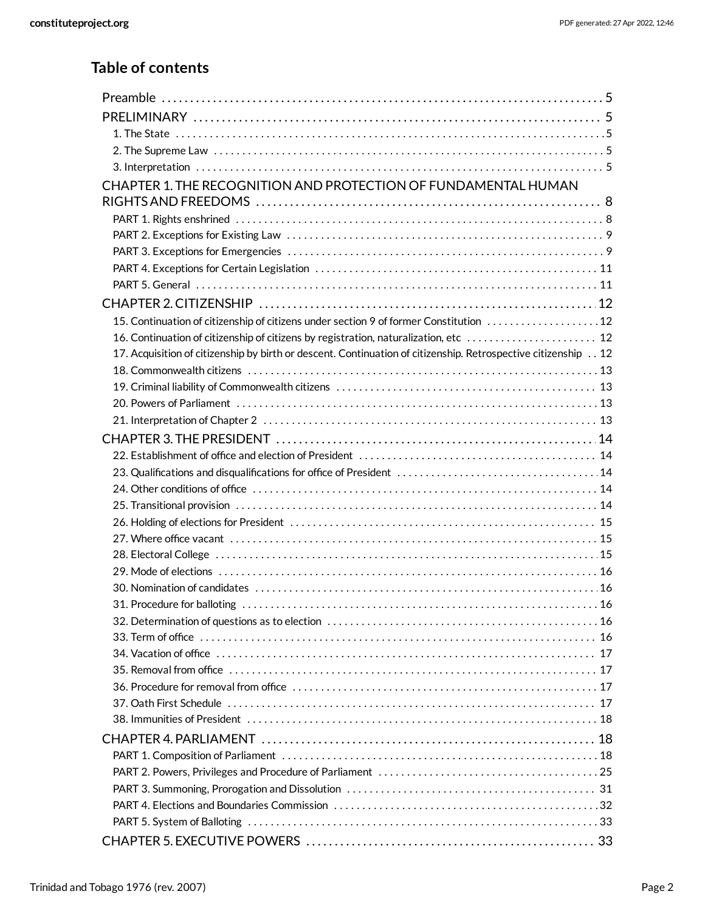## Table of contents

- Preamble . . . 5
- PRELIMINARY . . . 5
  - 1. The State . . . 5
  - 2. The Supreme Law . . . 5
  - 3. Interpretation . . . 5
- CHAPTER 1. THE RECOGNITION AND PROTECTION OF FUNDAMENTAL HUMAN RIGHTS AND FREEDOMS . . . 8
  - PART 1. Rights enshrined . . . 8
  - PART 2. Exceptions for Existing Law . . . 9
  - PART 3. Exceptions for Emergencies . . . 9
  - PART 4. Exceptions for Certain Legislation . . . 11
  - PART 5. General . . . 11
- CHAPTER 2. CITIZENSHIP . . . 12
  - 15. Continuation of citizenship of citizens under section 9 of former Constitution . . . 12
  - 16. Continuation of citizenship of citizens by registration, naturalization, etc . . . 12
  - 17. Acquisition of citizenship by birth or descent. Continuation of citizenship. Retrospective citizenship . . . 12
  - 18. Commonwealth citizens . . . 13
  - 19. Criminal liability of Commonwealth citizens . . . 13
  - 20. Powers of Parliament . . . 13
  - 21. Interpretation of Chapter 2 . . . 13
- CHAPTER 3. THE PRESIDENT . . . 14
  - 22. Establishment of office and election of President . . . 14
  - 23. Qualifications and disqualifications for office of President . . . 14
  - 24. Other conditions of office . . . 14
  - 25. Transitional provision . . . 14
  - 26. Holding of elections for President . . . 15
  - 27. Where office vacant . . . 15
  - 28. Electoral College . . . 15
  - 29. Mode of elections . . . 16
  - 30. Nomination of candidates . . . 16
  - 31. Procedure for balloting . . . 16
  - 32. Determination of questions as to election . . . 16
  - 33. Term of office . . . 16
  - 34. Vacation of office . . . 17
  - 35. Removal from office . . . 17
  - 36. Procedure for removal from office . . . 17
  - 37. Oath First Schedule . . . 17
  - 38. Immunities of President . . . 18
- CHAPTER 4. PARLIAMENT . . . 18
  - PART 1. Composition of Parliament . . . 18
  - PART 2. Powers, Privileges and Procedure of Parliament . . . 25
  - PART 3. Summoning, Prorogation and Dissolution . . . 31
  - PART 4. Elections and Boundaries Commission . . . 32
  - PART 5. System of Balloting . . . 33
- CHAPTER 5. EXECUTIVE POWERS . . . 33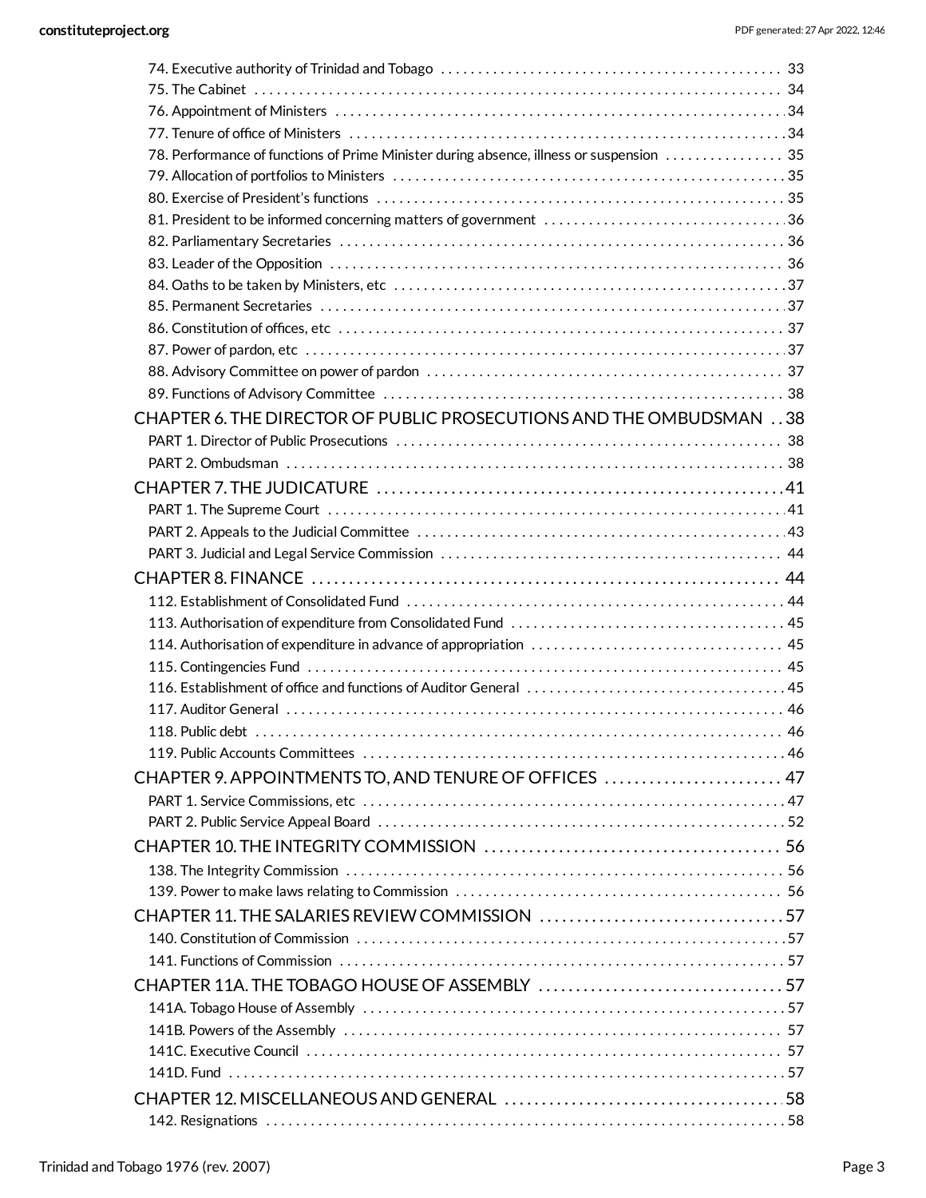- 74. Executive authority of Trinidad and Tobago ..... 33
- 75. The Cabinet ..... 34
- 76. Appointment of Ministers ..... 34
- 77. Tenure of office of Ministers ..... 34
- 78. Performance of functions of Prime Minister during absence, illness or suspension ..... 35
- 79. Allocation of portfolios to Ministers ..... 35
- 80. Exercise of President's functions ..... 35
- 81. President to be informed concerning matters of government ..... 36
- 82. Parliamentary Secretaries ..... 36
- 83. Leader of the Opposition ..... 36
- 84. Oaths to be taken by Ministers, etc ..... 37
- 85. Permanent Secretaries ..... 37
- 86. Constitution of offices, etc ..... 37
- 87. Power of pardon, etc ..... 37
- 88. Advisory Committee on power of pardon ..... 37
- 89. Functions of Advisory Committee ..... 38

CHAPTER 6. THE DIRECTOR OF PUBLIC PROSECUTIONS AND THE OMBUDSMAN ..... 38
- PART 1. Director of Public Prosecutions ..... 38
- PART 2. Ombudsman ..... 38

CHAPTER 7. THE JUDICATURE ..... 41
- PART 1. The Supreme Court ..... 41
- PART 2. Appeals to the Judicial Committee ..... 43
- PART 3. Judicial and Legal Service Commission ..... 44

CHAPTER 8. FINANCE ..... 44
- 112. Establishment of Consolidated Fund ..... 44
- 113. Authorisation of expenditure from Consolidated Fund ..... 45
- 114. Authorisation of expenditure in advance of appropriation ..... 45
- 115. Contingencies Fund ..... 45
- 116. Establishment of office and functions of Auditor General ..... 45
- 117. Auditor General ..... 46
- 118. Public debt ..... 46
- 119. Public Accounts Committees ..... 46

CHAPTER 9. APPOINTMENTS TO, AND TENURE OF OFFICES ..... 47
- PART 1. Service Commissions, etc ..... 47
- PART 2. Public Service Appeal Board ..... 52

CHAPTER 10. THE INTEGRITY COMMISSION ..... 56
- 138. The Integrity Commission ..... 56
- 139. Power to make laws relating to Commission ..... 56

CHAPTER 11. THE SALARIES REVIEW COMMISSION ..... 57
- 140. Constitution of Commission ..... 57
- 141. Functions of Commission ..... 57

CHAPTER 11A. THE TOBAGO HOUSE OF ASSEMBLY ..... 57
- 141A. Tobago House of Assembly ..... 57
- 141B. Powers of the Assembly ..... 57
- 141C. Executive Council ..... 57
- 141D. Fund ..... 57

CHAPTER 12. MISCELLANEOUS AND GENERAL ..... 58
- 142. Resignations ..... 58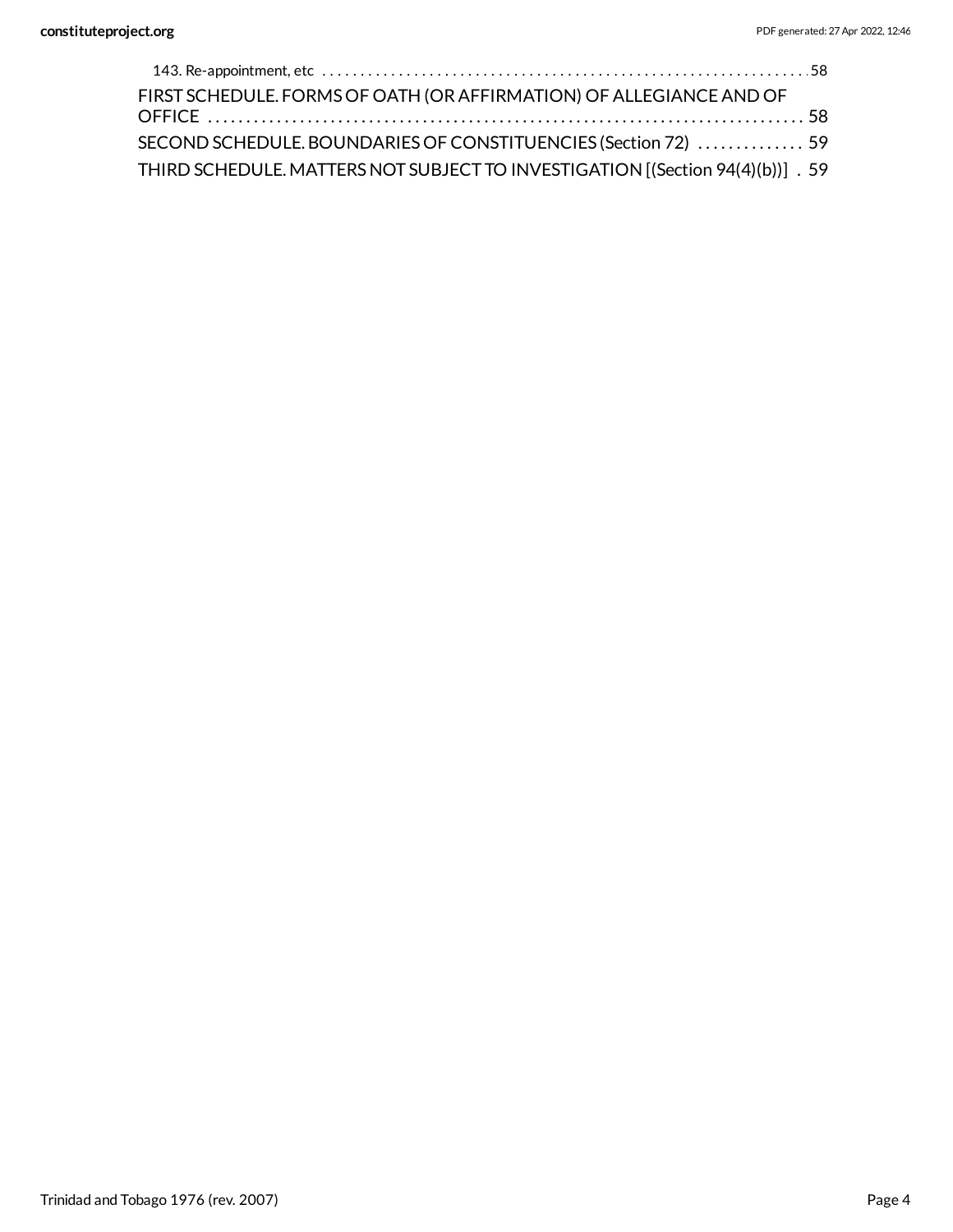143. Re-appointment, etc . . . . . . . . . . . . . . . . . . . . . . . . . . . . . . . . . . . . . . . . . . . . . . . . . . . . . . . . . . . . . . . . . 58

FIRST SCHEDULE. FORMS OF OATH (OR AFFIRMATION) OF ALLEGIANCE AND OF OFFICE . . . . . . . . . . . . . . . . . . . . . . . . . . . . . . . . . . . . . . . . . . . . . . . . . . . . . . . . . . . . . . . . . . . . . . . . . . 58

SECOND SCHEDULE. BOUNDARIES OF CONSTITUENCIES (Section 72) . . . . . . . . . . . . . . 59

THIRD SCHEDULE. MATTERS NOT SUBJECT TO INVESTIGATION [(Section 94(4)(b))] . 59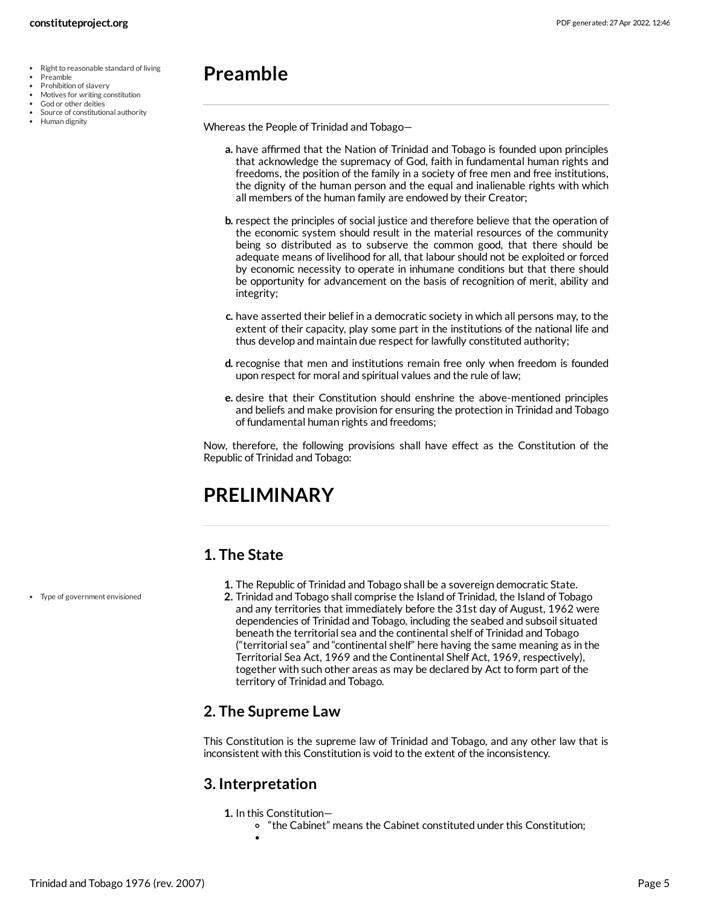# Preamble

Whereas the People of Trinidad and Tobago—

- **a.** have affirmed that the Nation of Trinidad and Tobago is founded upon principles that acknowledge the supremacy of God, faith in fundamental human rights and freedoms, the position of the family in a society of free men and free institutions, the dignity of the human person and the equal and inalienable rights with which all members of the human family are endowed by their Creator;
- **b.** respect the principles of social justice and therefore believe that the operation of the economic system should result in the material resources of the community being so distributed as to subserve the common good, that there should be adequate means of livelihood for all, that labour should not be exploited or forced by economic necessity to operate in inhumane conditions but that there should be opportunity for advancement on the basis of recognition of merit, ability and integrity;
- **c.** have asserted their belief in a democratic society in which all persons may, to the extent of their capacity, play some part in the institutions of the national life and thus develop and maintain due respect for lawfully constituted authority;
- **d.** recognise that men and institutions remain free only when freedom is founded upon respect for moral and spiritual values and the rule of law;
- **e.** desire that their Constitution should enshrine the above-mentioned principles and beliefs and make provision for ensuring the protection in Trinidad and Tobago of fundamental human rights and freedoms;

Now, therefore, the following provisions shall have effect as the Constitution of the Republic of Trinidad and Tobago:

# PRELIMINARY

## 1. The State

1. The Republic of Trinidad and Tobago shall be a sovereign democratic State.
2. Trinidad and Tobago shall comprise the Island of Trinidad, the Island of Tobago and any territories that immediately before the 31st day of August, 1962 were dependencies of Trinidad and Tobago, including the seabed and subsoil situated beneath the territorial sea and the continental shelf of Trinidad and Tobago ("territorial sea" and "continental shelf" here having the same meaning as in the Territorial Sea Act, 1969 and the Continental Shelf Act, 1969, respectively), together with such other areas as may be declared by Act to form part of the territory of Trinidad and Tobago.

## 2. The Supreme Law

This Constitution is the supreme law of Trinidad and Tobago, and any other law that is inconsistent with this Constitution is void to the extent of the inconsistency.

## 3. Interpretation

1. In this Constitution—
   - "the Cabinet" means the Cabinet constituted under this Constitution;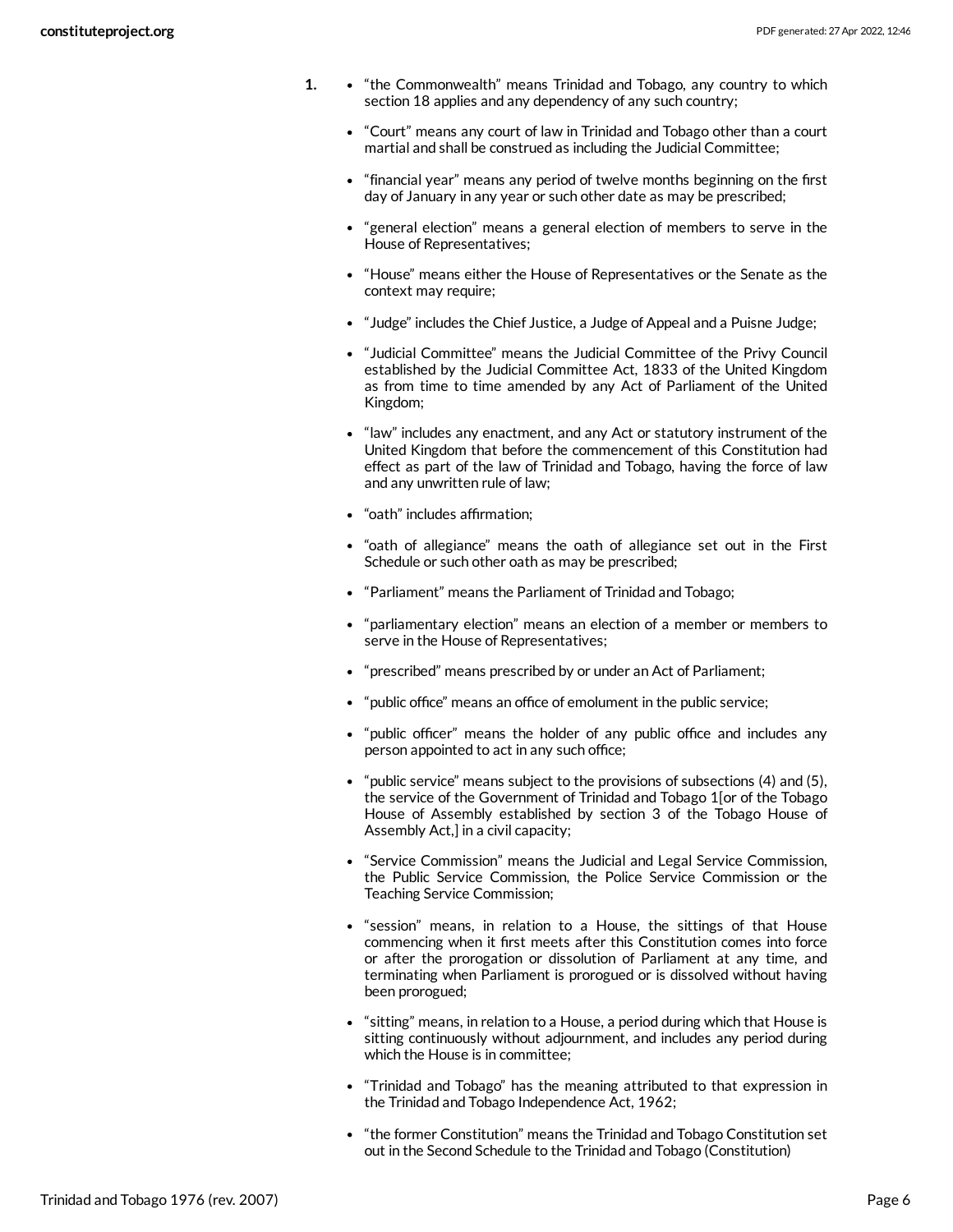1.

- "the Commonwealth" means Trinidad and Tobago, any country to which section 18 applies and any dependency of any such country;
- "Court" means any court of law in Trinidad and Tobago other than a court martial and shall be construed as including the Judicial Committee;
- "financial year" means any period of twelve months beginning on the first day of January in any year or such other date as may be prescribed;
- "general election" means a general election of members to serve in the House of Representatives;
- "House" means either the House of Representatives or the Senate as the context may require;
- "Judge" includes the Chief Justice, a Judge of Appeal and a Puisne Judge;
- "Judicial Committee" means the Judicial Committee of the Privy Council established by the Judicial Committee Act, 1833 of the United Kingdom as from time to time amended by any Act of Parliament of the United Kingdom;
- "law" includes any enactment, and any Act or statutory instrument of the United Kingdom that before the commencement of this Constitution had effect as part of the law of Trinidad and Tobago, having the force of law and any unwritten rule of law;
- "oath" includes affirmation;
- "oath of allegiance" means the oath of allegiance set out in the First Schedule or such other oath as may be prescribed;
- "Parliament" means the Parliament of Trinidad and Tobago;
- "parliamentary election" means an election of a member or members to serve in the House of Representatives;
- "prescribed" means prescribed by or under an Act of Parliament;
- "public office" means an office of emolument in the public service;
- "public officer" means the holder of any public office and includes any person appointed to act in any such office;
- "public service" means subject to the provisions of subsections (4) and (5), the service of the Government of Trinidad and Tobago 1[or of the Tobago House of Assembly established by section 3 of the Tobago House of Assembly Act,] in a civil capacity;
- "Service Commission" means the Judicial and Legal Service Commission, the Public Service Commission, the Police Service Commission or the Teaching Service Commission;
- "session" means, in relation to a House, the sittings of that House commencing when it first meets after this Constitution comes into force or after the prorogation or dissolution of Parliament at any time, and terminating when Parliament is prorogued or is dissolved without having been prorogued;
- "sitting" means, in relation to a House, a period during which that House is sitting continuously without adjournment, and includes any period during which the House is in committee;
- "Trinidad and Tobago" has the meaning attributed to that expression in the Trinidad and Tobago Independence Act, 1962;
- "the former Constitution" means the Trinidad and Tobago Constitution set out in the Second Schedule to the Trinidad and Tobago (Constitution)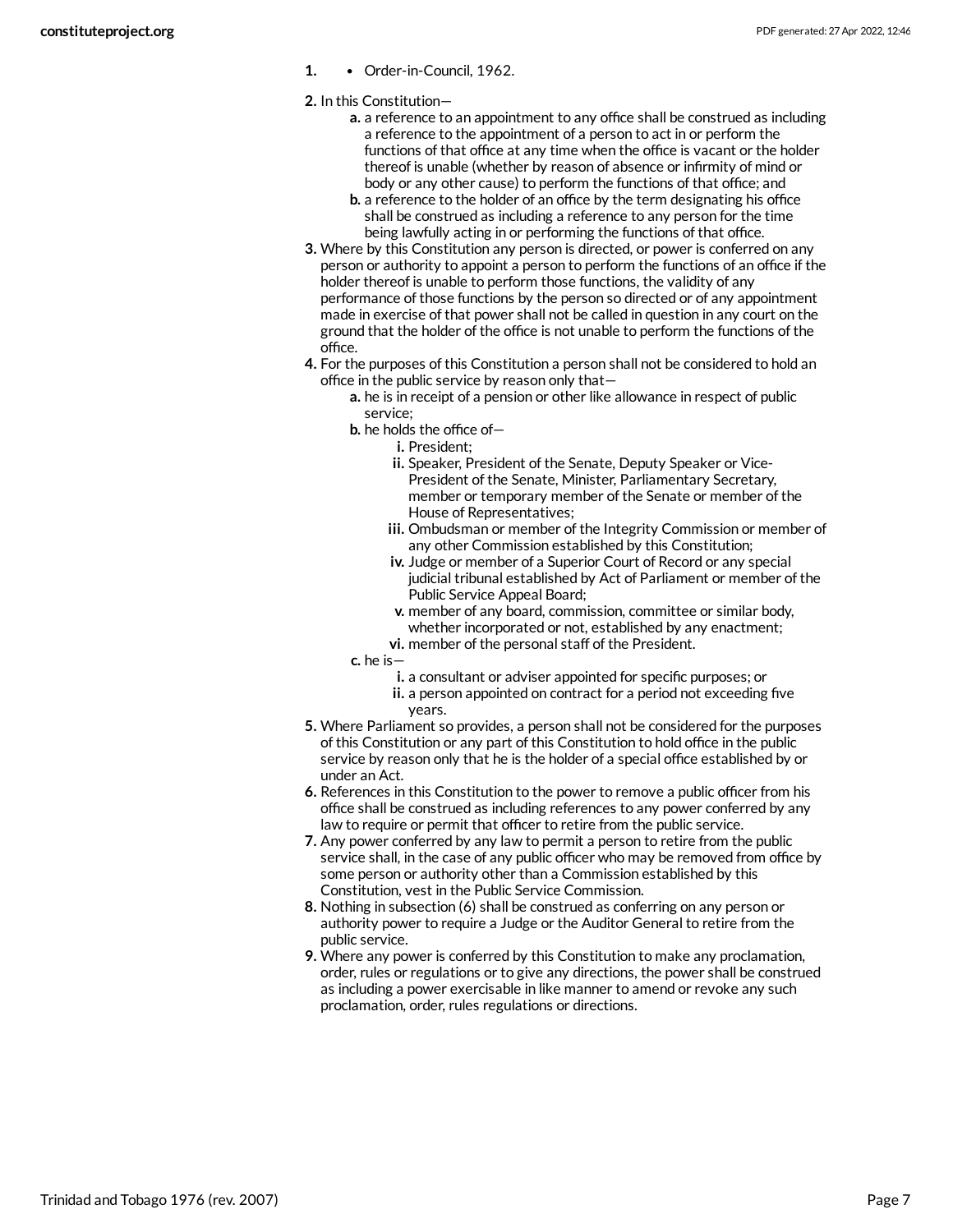1. • Order-in-Council, 1962.

2. In this Constitution—
   a. a reference to an appointment to any office shall be construed as including a reference to the appointment of a person to act in or perform the functions of that office at any time when the office is vacant or the holder thereof is unable (whether by reason of absence or infirmity of mind or body or any other cause) to perform the functions of that office; and
   b. a reference to the holder of an office by the term designating his office shall be construed as including a reference to any person for the time being lawfully acting in or performing the functions of that office.
3. Where by this Constitution any person is directed, or power is conferred on any person or authority to appoint a person to perform the functions of an office if the holder thereof is unable to perform those functions, the validity of any performance of those functions by the person so directed or of any appointment made in exercise of that power shall not be called in question in any court on the ground that the holder of the office is not unable to perform the functions of the office.
4. For the purposes of this Constitution a person shall not be considered to hold an office in the public service by reason only that—
   a. he is in receipt of a pension or other like allowance in respect of public service;
   b. he holds the office of—
      i. President;
      ii. Speaker, President of the Senate, Deputy Speaker or Vice-President of the Senate, Minister, Parliamentary Secretary, member or temporary member of the Senate or member of the House of Representatives;
      iii. Ombudsman or member of the Integrity Commission or member of any other Commission established by this Constitution;
      iv. Judge or member of a Superior Court of Record or any special judicial tribunal established by Act of Parliament or member of the Public Service Appeal Board;
      v. member of any board, commission, committee or similar body, whether incorporated or not, established by any enactment;
      vi. member of the personal staff of the President.
   c. he is—
      i. a consultant or adviser appointed for specific purposes; or
      ii. a person appointed on contract for a period not exceeding five years.
5. Where Parliament so provides, a person shall not be considered for the purposes of this Constitution or any part of this Constitution to hold office in the public service by reason only that he is the holder of a special office established by or under an Act.
6. References in this Constitution to the power to remove a public officer from his office shall be construed as including references to any power conferred by any law to require or permit that officer to retire from the public service.
7. Any power conferred by any law to permit a person to retire from the public service shall, in the case of any public officer who may be removed from office by some person or authority other than a Commission established by this Constitution, vest in the Public Service Commission.
8. Nothing in subsection (6) shall be construed as conferring on any person or authority power to require a Judge or the Auditor General to retire from the public service.
9. Where any power is conferred by this Constitution to make any proclamation, order, rules or regulations or to give any directions, the power shall be construed as including a power exercisable in like manner to amend or revoke any such proclamation, order, rules regulations or directions.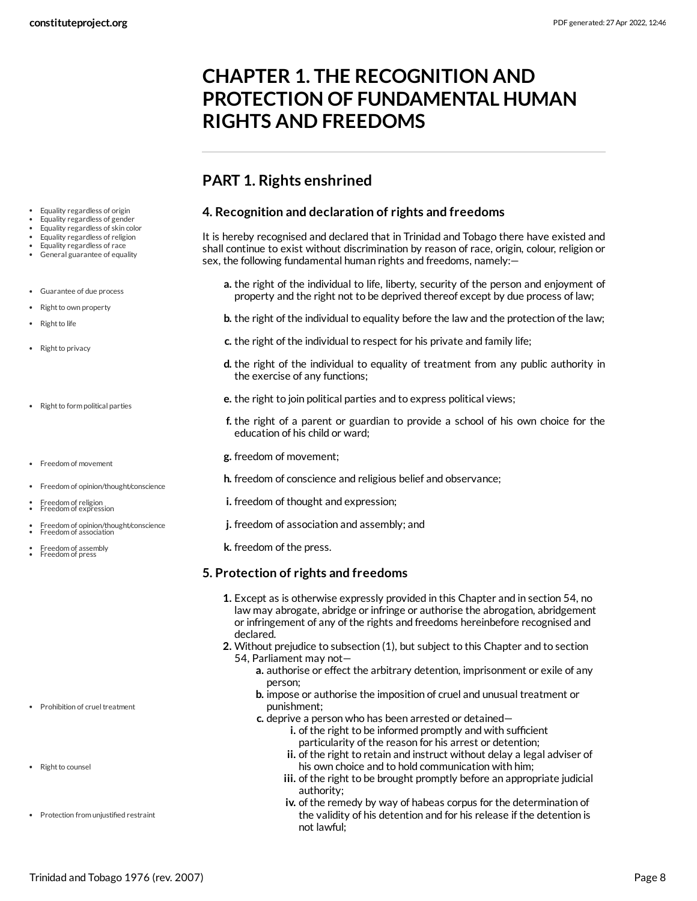# CHAPTER 1. THE RECOGNITION AND PROTECTION OF FUNDAMENTAL HUMAN RIGHTS AND FREEDOMS

## PART 1. Rights enshrined

### 4. Recognition and declaration of rights and freedoms

It is hereby recognised and declared that in Trinidad and Tobago there have existed and shall continue to exist without discrimination by reason of race, origin, colour, religion or sex, the following fundamental human rights and freedoms, namely:—

- **a.** the right of the individual to life, liberty, security of the person and enjoyment of property and the right not to be deprived thereof except by due process of law;
- **b.** the right of the individual to equality before the law and the protection of the law;
- **c.** the right of the individual to respect for his private and family life;
- **d.** the right of the individual to equality of treatment from any public authority in the exercise of any functions;
- **e.** the right to join political parties and to express political views;
- **f.** the right of a parent or guardian to provide a school of his own choice for the education of his child or ward;
- **g.** freedom of movement;
- **h.** freedom of conscience and religious belief and observance;
- **i.** freedom of thought and expression;
- **j.** freedom of association and assembly; and
- **k.** freedom of the press.

### 5. Protection of rights and freedoms

1. Except as is otherwise expressly provided in this Chapter and in section 54, no law may abrogate, abridge or infringe or authorise the abrogation, abridgement or infringement of any of the rights and freedoms hereinbefore recognised and declared.
2. Without prejudice to subsection (1), but subject to this Chapter and to section 54, Parliament may not—
    - **a.** authorise or effect the arbitrary detention, imprisonment or exile of any person;
    - **b.** impose or authorise the imposition of cruel and unusual treatment or punishment;
    - **c.** deprive a person who has been arrested or detained—
        - **i.** of the right to be informed promptly and with sufficient particularity of the reason for his arrest or detention;
        - **ii.** of the right to retain and instruct without delay a legal adviser of his own choice and to hold communication with him;
        - **iii.** of the right to be brought promptly before an appropriate judicial authority;
        - **iv.** of the remedy by way of habeas corpus for the determination of the validity of his detention and for his release if the detention is not lawful;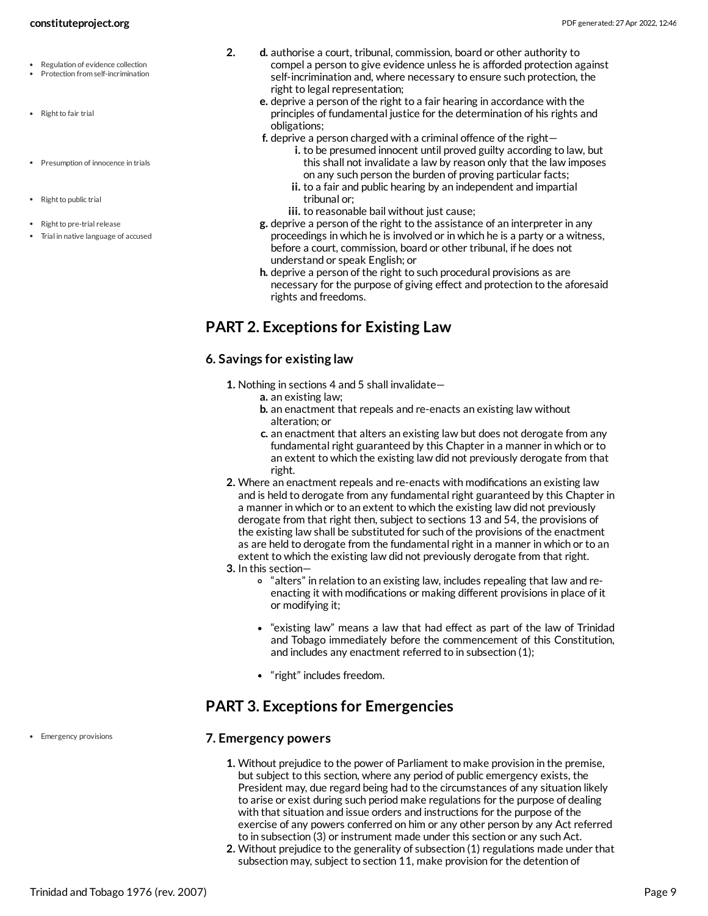2.

d. authorise a court, tribunal, commission, board or other authority to compel a person to give evidence unless he is afforded protection against self-incrimination and, where necessary to ensure such protection, the right to legal representation;

e. deprive a person of the right to a fair hearing in accordance with the principles of fundamental justice for the determination of his rights and obligations;

f. deprive a person charged with a criminal offence of the right—
   - i. to be presumed innocent until proved guilty according to law, but this shall not invalidate a law by reason only that the law imposes on any such person the burden of proving particular facts;
   - ii. to a fair and public hearing by an independent and impartial tribunal or;
   - iii. to reasonable bail without just cause;

g. deprive a person of the right to the assistance of an interpreter in any proceedings in which he is involved or in which he is a party or a witness, before a court, commission, board or other tribunal, if he does not understand or speak English; or

h. deprive a person of the right to such procedural provisions as are necessary for the purpose of giving effect and protection to the aforesaid rights and freedoms.

## PART 2. Exceptions for Existing Law

### 6. Savings for existing law

1. Nothing in sections 4 and 5 shall invalidate—
   - a. an existing law;
   - b. an enactment that repeals and re-enacts an existing law without alteration; or
   - c. an enactment that alters an existing law but does not derogate from any fundamental right guaranteed by this Chapter in a manner in which or to an extent to which the existing law did not previously derogate from that right.
2. Where an enactment repeals and re-enacts with modifications an existing law and is held to derogate from any fundamental right guaranteed by this Chapter in a manner in which or to an extent to which the existing law did not previously derogate from that right then, subject to sections 13 and 54, the provisions of the existing law shall be substituted for such of the provisions of the enactment as are held to derogate from the fundamental right in a manner in which or to an extent to which the existing law did not previously derogate from that right.
3. In this section—
   - "alters" in relation to an existing law, includes repealing that law and re-enacting it with modifications or making different provisions in place of it or modifying it;
   - "existing law" means a law that had effect as part of the law of Trinidad and Tobago immediately before the commencement of this Constitution, and includes any enactment referred to in subsection (1);
   - "right" includes freedom.

## PART 3. Exceptions for Emergencies

### 7. Emergency powers

1. Without prejudice to the power of Parliament to make provision in the premise, but subject to this section, where any period of public emergency exists, the President may, due regard being had to the circumstances of any situation likely to arise or exist during such period make regulations for the purpose of dealing with that situation and issue orders and instructions for the purpose of the exercise of any powers conferred on him or any other person by any Act referred to in subsection (3) or instrument made under this section or any such Act.
2. Without prejudice to the generality of subsection (1) regulations made under that subsection may, subject to section 11, make provision for the detention of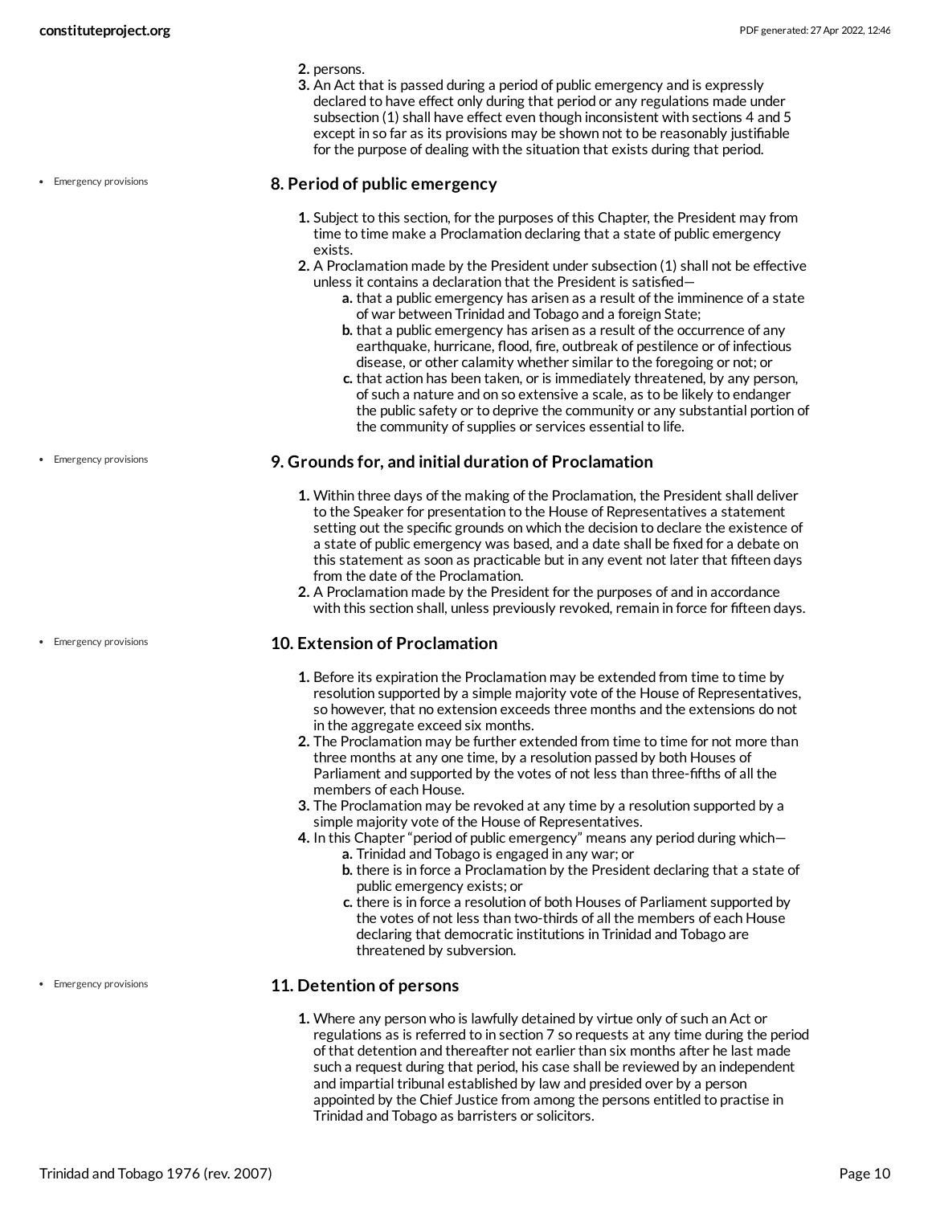2. persons.
3. An Act that is passed during a period of public emergency and is expressly declared to have effect only during that period or any regulations made under subsection (1) shall have effect even though inconsistent with sections 4 and 5 except in so far as its provisions may be shown not to be reasonably justifiable for the purpose of dealing with the situation that exists during that period.

- Emergency provisions

### 8. Period of public emergency

1. Subject to this section, for the purposes of this Chapter, the President may from time to time make a Proclamation declaring that a state of public emergency exists.
2. A Proclamation made by the President under subsection (1) shall not be effective unless it contains a declaration that the President is satisfied—
   a. that a public emergency has arisen as a result of the imminence of a state of war between Trinidad and Tobago and a foreign State;
   b. that a public emergency has arisen as a result of the occurrence of any earthquake, hurricane, flood, fire, outbreak of pestilence or of infectious disease, or other calamity whether similar to the foregoing or not; or
   c. that action has been taken, or is immediately threatened, by any person, of such a nature and on so extensive a scale, as to be likely to endanger the public safety or to deprive the community or any substantial portion of the community of supplies or services essential to life.

- Emergency provisions

### 9. Grounds for, and initial duration of Proclamation

1. Within three days of the making of the Proclamation, the President shall deliver to the Speaker for presentation to the House of Representatives a statement setting out the specific grounds on which the decision to declare the existence of a state of public emergency was based, and a date shall be fixed for a debate on this statement as soon as practicable but in any event not later that fifteen days from the date of the Proclamation.
2. A Proclamation made by the President for the purposes of and in accordance with this section shall, unless previously revoked, remain in force for fifteen days.

- Emergency provisions

### 10. Extension of Proclamation

1. Before its expiration the Proclamation may be extended from time to time by resolution supported by a simple majority vote of the House of Representatives, so however, that no extension exceeds three months and the extensions do not in the aggregate exceed six months.
2. The Proclamation may be further extended from time to time for not more than three months at any one time, by a resolution passed by both Houses of Parliament and supported by the votes of not less than three-fifths of all the members of each House.
3. The Proclamation may be revoked at any time by a resolution supported by a simple majority vote of the House of Representatives.
4. In this Chapter "period of public emergency" means any period during which—
   a. Trinidad and Tobago is engaged in any war; or
   b. there is in force a Proclamation by the President declaring that a state of public emergency exists; or
   c. there is in force a resolution of both Houses of Parliament supported by the votes of not less than two-thirds of all the members of each House declaring that democratic institutions in Trinidad and Tobago are threatened by subversion.

- Emergency provisions

### 11. Detention of persons

1. Where any person who is lawfully detained by virtue only of such an Act or regulations as is referred to in section 7 so requests at any time during the period of that detention and thereafter not earlier than six months after he last made such a request during that period, his case shall be reviewed by an independent and impartial tribunal established by law and presided over by a person appointed by the Chief Justice from among the persons entitled to practise in Trinidad and Tobago as barristers or solicitors.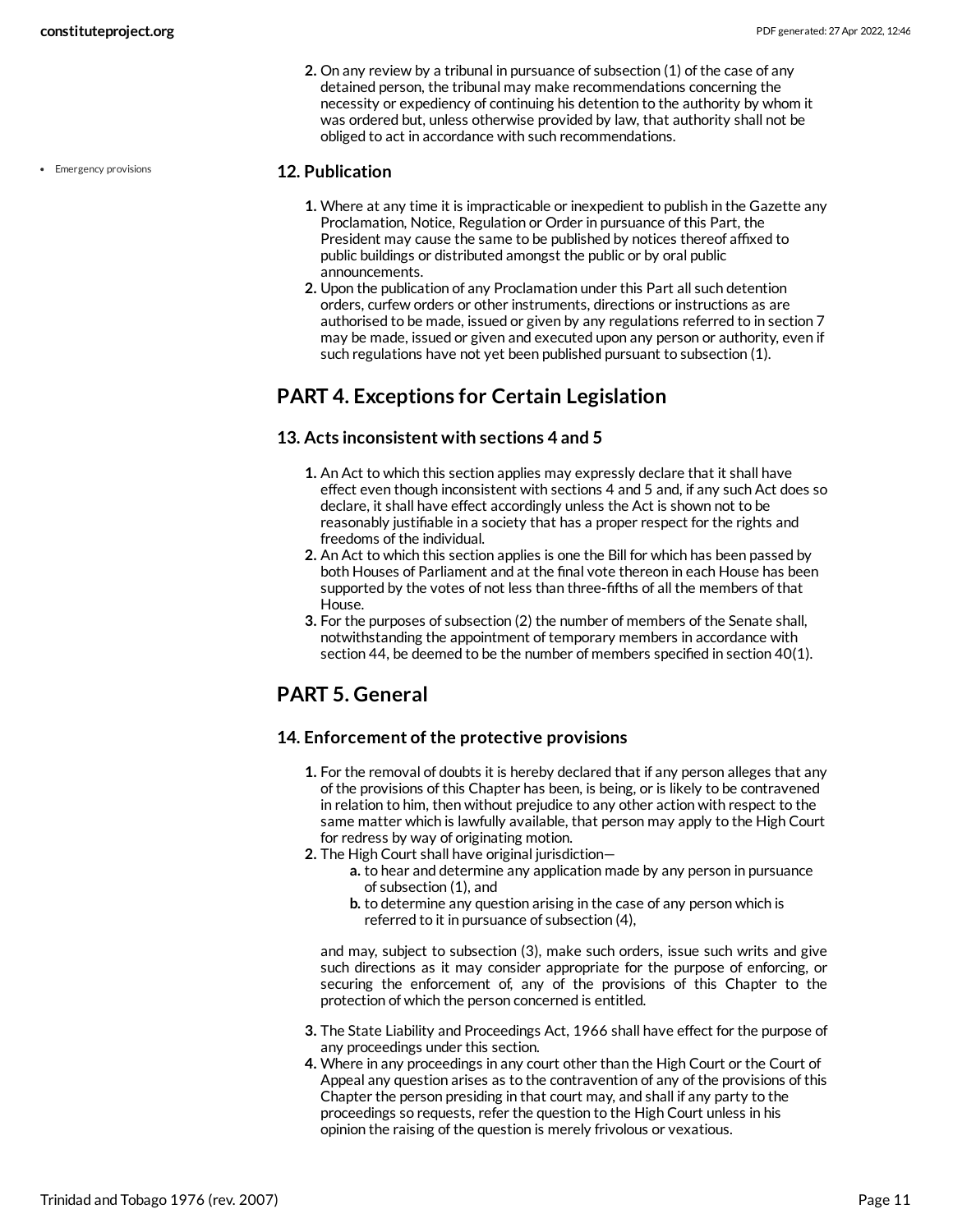2. On any review by a tribunal in pursuance of subsection (1) of the case of any detained person, the tribunal may make recommendations concerning the necessity or expediency of continuing his detention to the authority by whom it was ordered but, unless otherwise provided by law, that authority shall not be obliged to act in accordance with such recommendations.

### 12. Publication

1. Where at any time it is impracticable or inexpedient to publish in the Gazette any Proclamation, Notice, Regulation or Order in pursuance of this Part, the President may cause the same to be published by notices thereof affixed to public buildings or distributed amongst the public or by oral public announcements.
2. Upon the publication of any Proclamation under this Part all such detention orders, curfew orders or other instruments, directions or instructions as are authorised to be made, issued or given by any regulations referred to in section 7 may be made, issued or given and executed upon any person or authority, even if such regulations have not yet been published pursuant to subsection (1).

## PART 4. Exceptions for Certain Legislation

### 13. Acts inconsistent with sections 4 and 5

1. An Act to which this section applies may expressly declare that it shall have effect even though inconsistent with sections 4 and 5 and, if any such Act does so declare, it shall have effect accordingly unless the Act is shown not to be reasonably justifiable in a society that has a proper respect for the rights and freedoms of the individual.
2. An Act to which this section applies is one the Bill for which has been passed by both Houses of Parliament and at the final vote thereon in each House has been supported by the votes of not less than three-fifths of all the members of that House.
3. For the purposes of subsection (2) the number of members of the Senate shall, notwithstanding the appointment of temporary members in accordance with section 44, be deemed to be the number of members specified in section 40(1).

## PART 5. General

### 14. Enforcement of the protective provisions

1. For the removal of doubts it is hereby declared that if any person alleges that any of the provisions of this Chapter has been, is being, or is likely to be contravened in relation to him, then without prejudice to any other action with respect to the same matter which is lawfully available, that person may apply to the High Court for redress by way of originating motion.
2. The High Court shall have original jurisdiction—
   a. to hear and determine any application made by any person in pursuance of subsection (1), and
   b. to determine any question arising in the case of any person which is referred to it in pursuance of subsection (4),

   and may, subject to subsection (3), make such orders, issue such writs and give such directions as it may consider appropriate for the purpose of enforcing, or securing the enforcement of, any of the provisions of this Chapter to the protection of which the person concerned is entitled.
3. The State Liability and Proceedings Act, 1966 shall have effect for the purpose of any proceedings under this section.
4. Where in any proceedings in any court other than the High Court or the Court of Appeal any question arises as to the contravention of any of the provisions of this Chapter the person presiding in that court may, and shall if any party to the proceedings so requests, refer the question to the High Court unless in his opinion the raising of the question is merely frivolous or vexatious.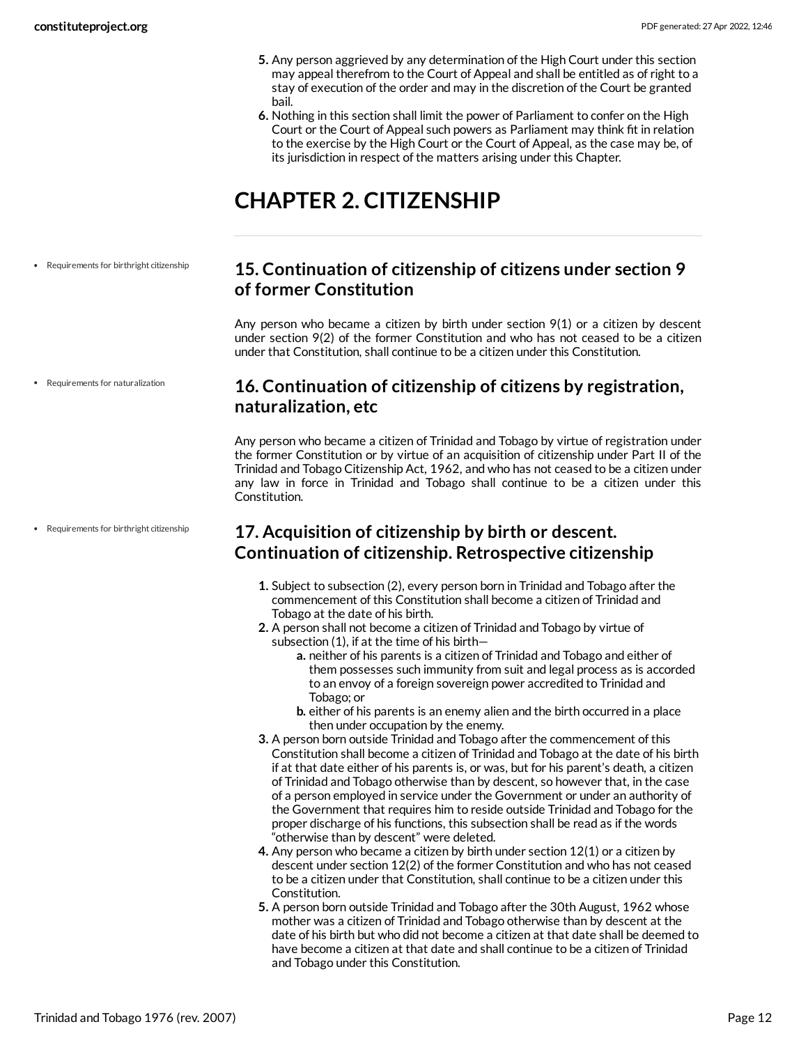5. Any person aggrieved by any determination of the High Court under this section may appeal therefrom to the Court of Appeal and shall be entitled as of right to a stay of execution of the order and may in the discretion of the Court be granted bail.
6. Nothing in this section shall limit the power of Parliament to confer on the High Court or the Court of Appeal such powers as Parliament may think fit in relation to the exercise by the High Court or the Court of Appeal, as the case may be, of its jurisdiction in respect of the matters arising under this Chapter.

# CHAPTER 2. CITIZENSHIP

- Requirements for birthright citizenship

## 15. Continuation of citizenship of citizens under section 9 of former Constitution

Any person who became a citizen by birth under section 9(1) or a citizen by descent under section 9(2) of the former Constitution and who has not ceased to be a citizen under that Constitution, shall continue to be a citizen under this Constitution.

- Requirements for naturalization

## 16. Continuation of citizenship of citizens by registration, naturalization, etc

Any person who became a citizen of Trinidad and Tobago by virtue of registration under the former Constitution or by virtue of an acquisition of citizenship under Part II of the Trinidad and Tobago Citizenship Act, 1962, and who has not ceased to be a citizen under any law in force in Trinidad and Tobago shall continue to be a citizen under this Constitution.

- Requirements for birthright citizenship

## 17. Acquisition of citizenship by birth or descent. Continuation of citizenship. Retrospective citizenship

1. Subject to subsection (2), every person born in Trinidad and Tobago after the commencement of this Constitution shall become a citizen of Trinidad and Tobago at the date of his birth.
2. A person shall not become a citizen of Trinidad and Tobago by virtue of subsection (1), if at the time of his birth—
   a. neither of his parents is a citizen of Trinidad and Tobago and either of them possesses such immunity from suit and legal process as is accorded to an envoy of a foreign sovereign power accredited to Trinidad and Tobago; or
   b. either of his parents is an enemy alien and the birth occurred in a place then under occupation by the enemy.
3. A person born outside Trinidad and Tobago after the commencement of this Constitution shall become a citizen of Trinidad and Tobago at the date of his birth if at that date either of his parents is, or was, but for his parent's death, a citizen of Trinidad and Tobago otherwise than by descent, so however that, in the case of a person employed in service under the Government or under an authority of the Government that requires him to reside outside Trinidad and Tobago for the proper discharge of his functions, this subsection shall be read as if the words "otherwise than by descent" were deleted.
4. Any person who became a citizen by birth under section 12(1) or a citizen by descent under section 12(2) of the former Constitution and who has not ceased to be a citizen under that Constitution, shall continue to be a citizen under this Constitution.
5. A person born outside Trinidad and Tobago after the 30th August, 1962 whose mother was a citizen of Trinidad and Tobago otherwise than by descent at the date of his birth but who did not become a citizen at that date shall be deemed to have become a citizen at that date and shall continue to be a citizen of Trinidad and Tobago under this Constitution.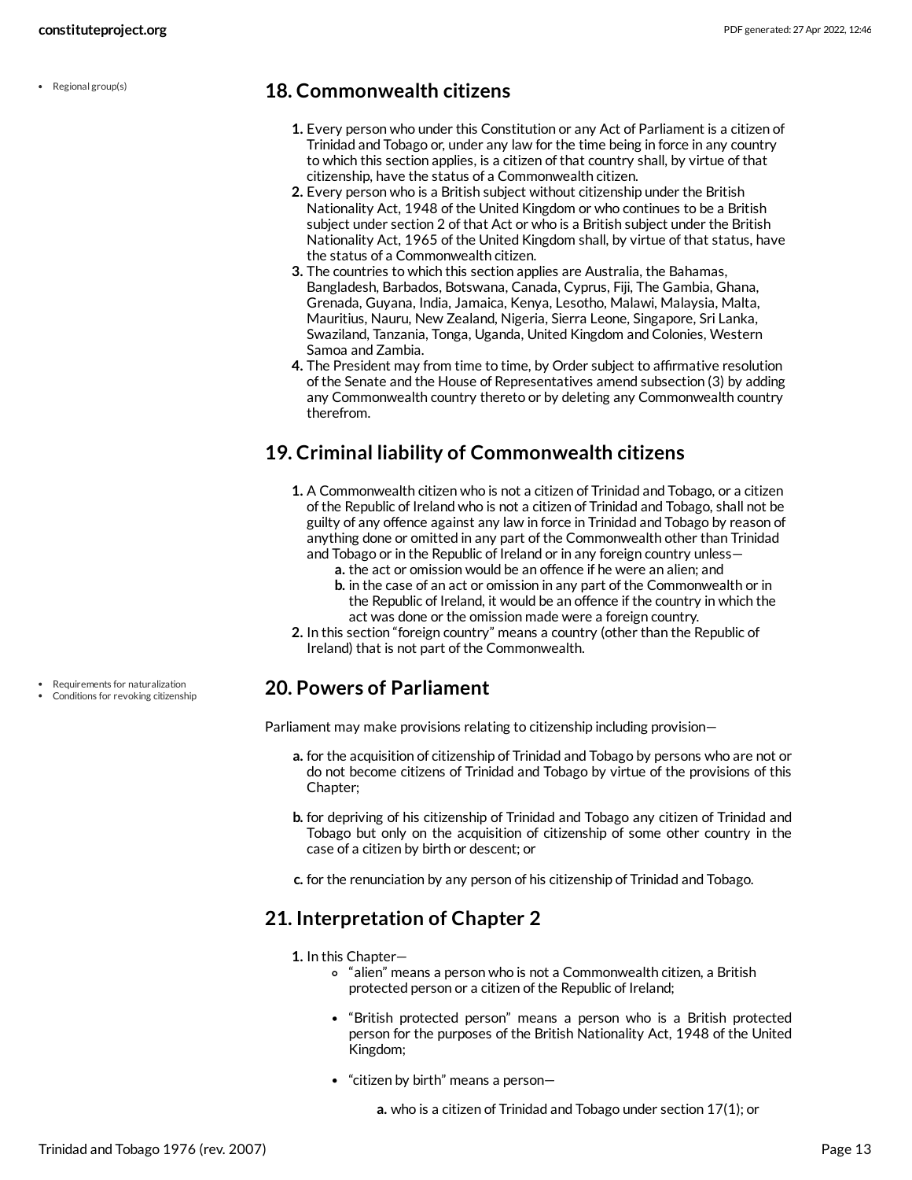- Regional group(s)

## 18. Commonwealth citizens

1. Every person who under this Constitution or any Act of Parliament is a citizen of Trinidad and Tobago or, under any law for the time being in force in any country to which this section applies, is a citizen of that country shall, by virtue of that citizenship, have the status of a Commonwealth citizen.
2. Every person who is a British subject without citizenship under the British Nationality Act, 1948 of the United Kingdom or who continues to be a British subject under section 2 of that Act or who is a British subject under the British Nationality Act, 1965 of the United Kingdom shall, by virtue of that status, have the status of a Commonwealth citizen.
3. The countries to which this section applies are Australia, the Bahamas, Bangladesh, Barbados, Botswana, Canada, Cyprus, Fiji, The Gambia, Ghana, Grenada, Guyana, India, Jamaica, Kenya, Lesotho, Malawi, Malaysia, Malta, Mauritius, Nauru, New Zealand, Nigeria, Sierra Leone, Singapore, Sri Lanka, Swaziland, Tanzania, Tonga, Uganda, United Kingdom and Colonies, Western Samoa and Zambia.
4. The President may from time to time, by Order subject to affirmative resolution of the Senate and the House of Representatives amend subsection (3) by adding any Commonwealth country thereto or by deleting any Commonwealth country therefrom.

## 19. Criminal liability of Commonwealth citizens

1. A Commonwealth citizen who is not a citizen of Trinidad and Tobago, or a citizen of the Republic of Ireland who is not a citizen of Trinidad and Tobago, shall not be guilty of any offence against any law in force in Trinidad and Tobago by reason of anything done or omitted in any part of the Commonwealth other than Trinidad and Tobago or in the Republic of Ireland or in any foreign country unless—
   - **a.** the act or omission would be an offence if he were an alien; and
   - **b.** in the case of an act or omission in any part of the Commonwealth or in the Republic of Ireland, it would be an offence if the country in which the act was done or the omission made were a foreign country.
2. In this section "foreign country" means a country (other than the Republic of Ireland) that is not part of the Commonwealth.

- Requirements for naturalization
- Conditions for revoking citizenship

## 20. Powers of Parliament

Parliament may make provisions relating to citizenship including provision—

- **a.** for the acquisition of citizenship of Trinidad and Tobago by persons who are not or do not become citizens of Trinidad and Tobago by virtue of the provisions of this Chapter;
- **b.** for depriving of his citizenship of Trinidad and Tobago any citizen of Trinidad and Tobago but only on the acquisition of citizenship of some other country in the case of a citizen by birth or descent; or
- **c.** for the renunciation by any person of his citizenship of Trinidad and Tobago.

## 21. Interpretation of Chapter 2

1. In this Chapter—
   - "alien" means a person who is not a Commonwealth citizen, a British protected person or a citizen of the Republic of Ireland;
   - "British protected person" means a person who is a British protected person for the purposes of the British Nationality Act, 1948 of the United Kingdom;
   - "citizen by birth" means a person—
     - **a.** who is a citizen of Trinidad and Tobago under section 17(1); or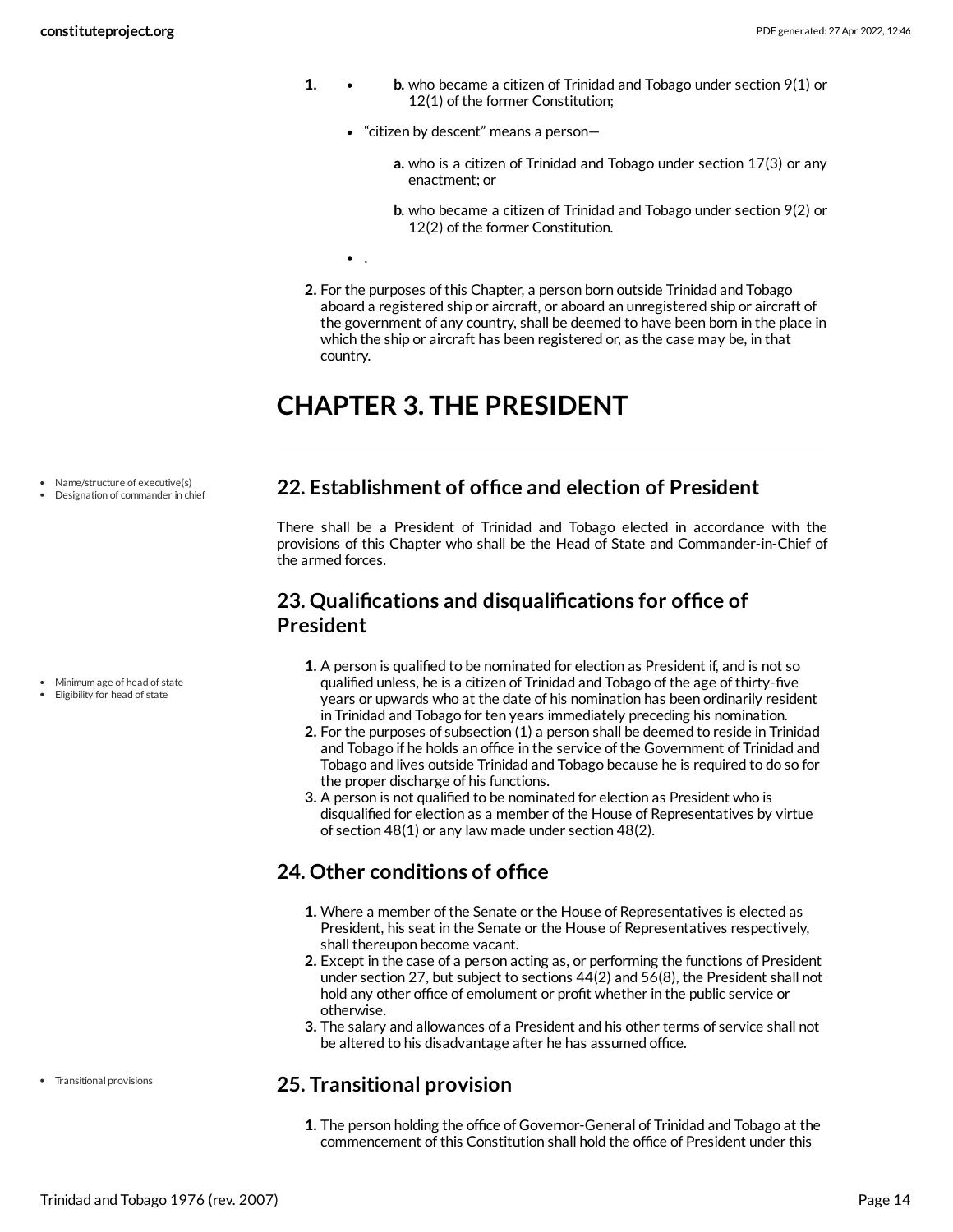1. 
   - b. who became a citizen of Trinidad and Tobago under section 9(1) or 12(1) of the former Constitution;
   - "citizen by descent" means a person—
     - a. who is a citizen of Trinidad and Tobago under section 17(3) or any enactment; or
     - b. who became a citizen of Trinidad and Tobago under section 9(2) or 12(2) of the former Constitution.
   - .
2. For the purposes of this Chapter, a person born outside Trinidad and Tobago aboard a registered ship or aircraft, or aboard an unregistered ship or aircraft of the government of any country, shall be deemed to have been born in the place in which the ship or aircraft has been registered or, as the case may be, in that country.

# CHAPTER 3. THE PRESIDENT

- Name/structure of executive(s)
- Designation of commander in chief

## 22. Establishment of office and election of President

There shall be a President of Trinidad and Tobago elected in accordance with the provisions of this Chapter who shall be the Head of State and Commander-in-Chief of the armed forces.

## 23. Qualifications and disqualifications for office of President

- Minimum age of head of state
- Eligibility for head of state

1. A person is qualified to be nominated for election as President if, and is not so qualified unless, he is a citizen of Trinidad and Tobago of the age of thirty-five years or upwards who at the date of his nomination has been ordinarily resident in Trinidad and Tobago for ten years immediately preceding his nomination.
2. For the purposes of subsection (1) a person shall be deemed to reside in Trinidad and Tobago if he holds an office in the service of the Government of Trinidad and Tobago and lives outside Trinidad and Tobago because he is required to do so for the proper discharge of his functions.
3. A person is not qualified to be nominated for election as President who is disqualified for election as a member of the House of Representatives by virtue of section 48(1) or any law made under section 48(2).

## 24. Other conditions of office

1. Where a member of the Senate or the House of Representatives is elected as President, his seat in the Senate or the House of Representatives respectively, shall thereupon become vacant.
2. Except in the case of a person acting as, or performing the functions of President under section 27, but subject to sections 44(2) and 56(8), the President shall not hold any other office of emolument or profit whether in the public service or otherwise.
3. The salary and allowances of a President and his other terms of service shall not be altered to his disadvantage after he has assumed office.

- Transitional provisions

## 25. Transitional provision

1. The person holding the office of Governor-General of Trinidad and Tobago at the commencement of this Constitution shall hold the office of President under this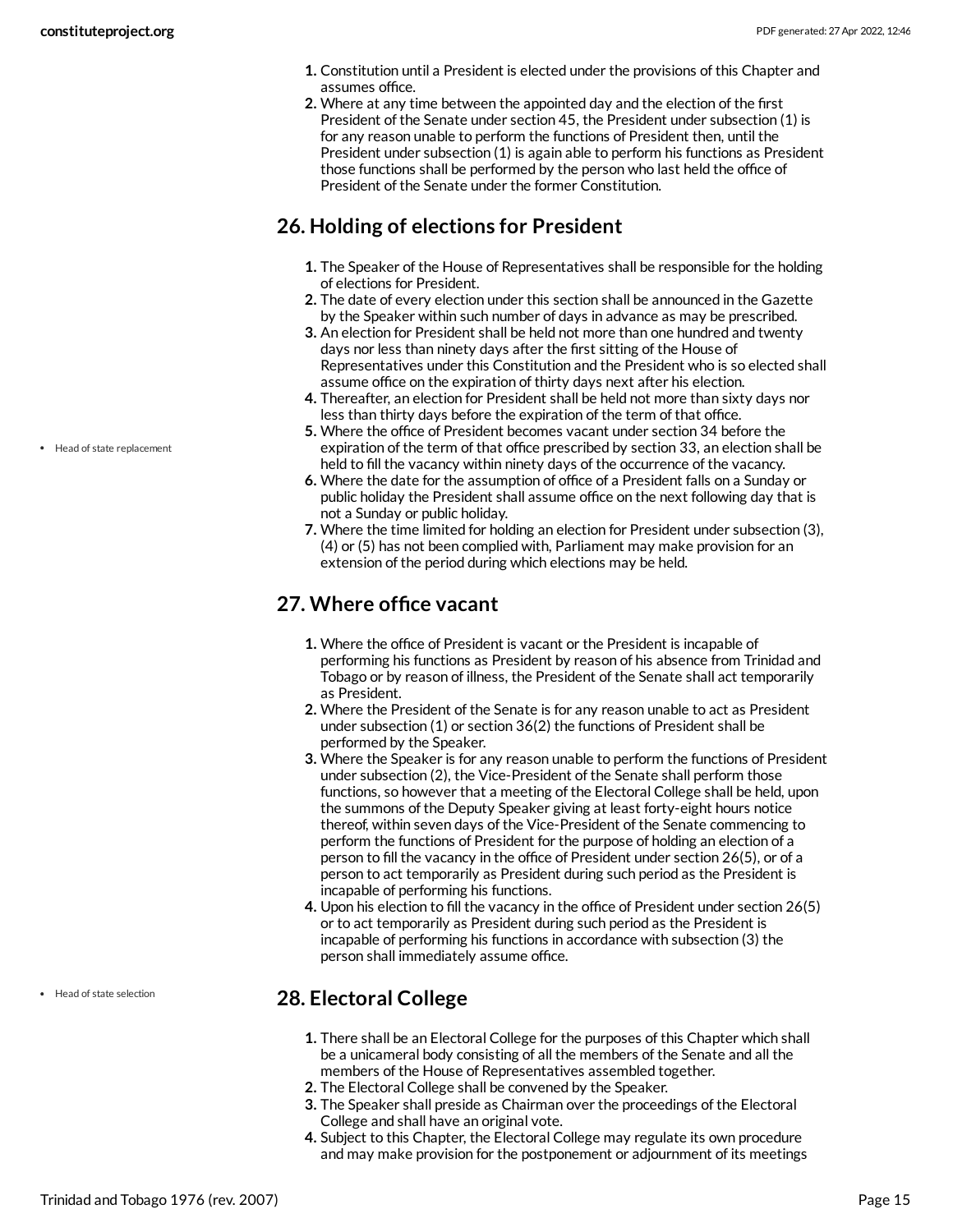1. Constitution until a President is elected under the provisions of this Chapter and assumes office.
2. Where at any time between the appointed day and the election of the first President of the Senate under section 45, the President under subsection (1) is for any reason unable to perform the functions of President then, until the President under subsection (1) is again able to perform his functions as President those functions shall be performed by the person who last held the office of President of the Senate under the former Constitution.

## 26. Holding of elections for President

1. The Speaker of the House of Representatives shall be responsible for the holding of elections for President.
2. The date of every election under this section shall be announced in the Gazette by the Speaker within such number of days in advance as may be prescribed.
3. An election for President shall be held not more than one hundred and twenty days nor less than ninety days after the first sitting of the House of Representatives under this Constitution and the President who is so elected shall assume office on the expiration of thirty days next after his election.
4. Thereafter, an election for President shall be held not more than sixty days nor less than thirty days before the expiration of the term of that office.
5. Where the office of President becomes vacant under section 34 before the expiration of the term of that office prescribed by section 33, an election shall be held to fill the vacancy within ninety days of the occurrence of the vacancy.
6. Where the date for the assumption of office of a President falls on a Sunday or public holiday the President shall assume office on the next following day that is not a Sunday or public holiday.
7. Where the time limited for holding an election for President under subsection (3), (4) or (5) has not been complied with, Parliament may make provision for an extension of the period during which elections may be held.

- Head of state replacement

## 27. Where office vacant

1. Where the office of President is vacant or the President is incapable of performing his functions as President by reason of his absence from Trinidad and Tobago or by reason of illness, the President of the Senate shall act temporarily as President.
2. Where the President of the Senate is for any reason unable to act as President under subsection (1) or section 36(2) the functions of President shall be performed by the Speaker.
3. Where the Speaker is for any reason unable to perform the functions of President under subsection (2), the Vice-President of the Senate shall perform those functions, so however that a meeting of the Electoral College shall be held, upon the summons of the Deputy Speaker giving at least forty-eight hours notice thereof, within seven days of the Vice-President of the Senate commencing to perform the functions of President for the purpose of holding an election of a person to fill the vacancy in the office of President under section 26(5), or of a person to act temporarily as President during such period as the President is incapable of performing his functions.
4. Upon his election to fill the vacancy in the office of President under section 26(5) or to act temporarily as President during such period as the President is incapable of performing his functions in accordance with subsection (3) the person shall immediately assume office.

- Head of state selection

## 28. Electoral College

1. There shall be an Electoral College for the purposes of this Chapter which shall be a unicameral body consisting of all the members of the Senate and all the members of the House of Representatives assembled together.
2. The Electoral College shall be convened by the Speaker.
3. The Speaker shall preside as Chairman over the proceedings of the Electoral College and shall have an original vote.
4. Subject to this Chapter, the Electoral College may regulate its own procedure and may make provision for the postponement or adjournment of its meetings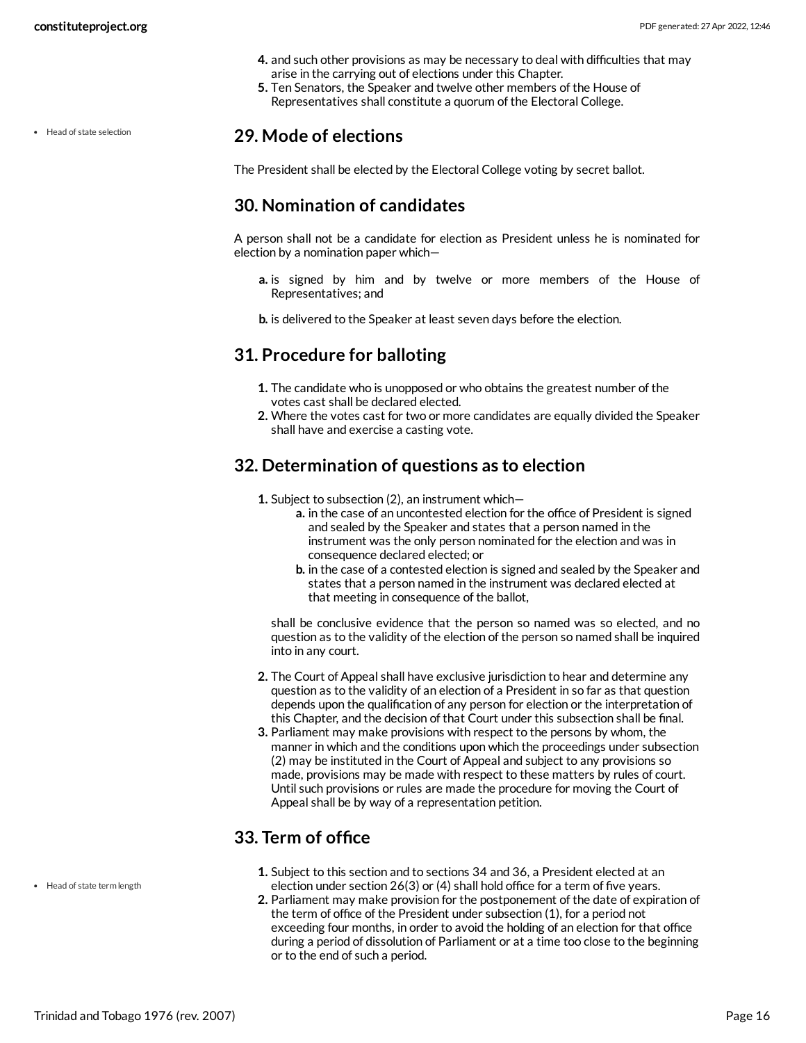4. and such other provisions as may be necessary to deal with difficulties that may arise in the carrying out of elections under this Chapter.
5. Ten Senators, the Speaker and twelve other members of the House of Representatives shall constitute a quorum of the Electoral College.

- Head of state selection

## 29. Mode of elections

The President shall be elected by the Electoral College voting by secret ballot.

## 30. Nomination of candidates

A person shall not be a candidate for election as President unless he is nominated for election by a nomination paper which—

a. is signed by him and by twelve or more members of the House of Representatives; and

b. is delivered to the Speaker at least seven days before the election.

## 31. Procedure for balloting

1. The candidate who is unopposed or who obtains the greatest number of the votes cast shall be declared elected.
2. Where the votes cast for two or more candidates are equally divided the Speaker shall have and exercise a casting vote.

## 32. Determination of questions as to election

1. Subject to subsection (2), an instrument which—
   a. in the case of an uncontested election for the office of President is signed and sealed by the Speaker and states that a person named in the instrument was the only person nominated for the election and was in consequence declared elected; or
   b. in the case of a contested election is signed and sealed by the Speaker and states that a person named in the instrument was declared elected at that meeting in consequence of the ballot,

   shall be conclusive evidence that the person so named was so elected, and no question as to the validity of the election of the person so named shall be inquired into in any court.

2. The Court of Appeal shall have exclusive jurisdiction to hear and determine any question as to the validity of an election of a President in so far as that question depends upon the qualification of any person for election or the interpretation of this Chapter, and the decision of that Court under this subsection shall be final.
3. Parliament may make provisions with respect to the persons by whom, the manner in which and the conditions upon which the proceedings under subsection (2) may be instituted in the Court of Appeal and subject to any provisions so made, provisions may be made with respect to these matters by rules of court. Until such provisions or rules are made the procedure for moving the Court of Appeal shall be by way of a representation petition.

## 33. Term of office

- Head of state term length

1. Subject to this section and to sections 34 and 36, a President elected at an election under section 26(3) or (4) shall hold office for a term of five years.
2. Parliament may make provision for the postponement of the date of expiration of the term of office of the President under subsection (1), for a period not exceeding four months, in order to avoid the holding of an election for that office during a period of dissolution of Parliament or at a time too close to the beginning or to the end of such a period.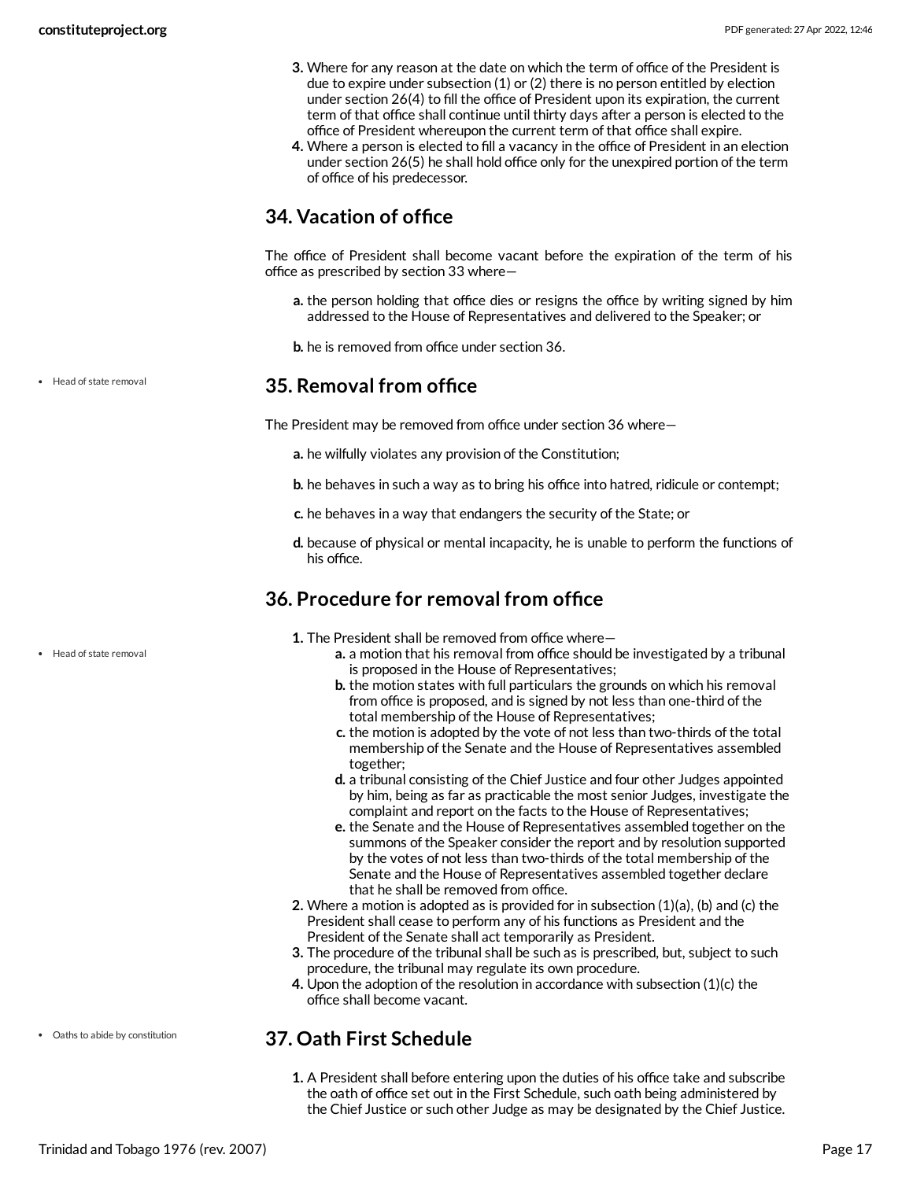3. Where for any reason at the date on which the term of office of the President is due to expire under subsection (1) or (2) there is no person entitled by election under section 26(4) to fill the office of President upon its expiration, the current term of that office shall continue until thirty days after a person is elected to the office of President whereupon the current term of that office shall expire.
4. Where a person is elected to fill a vacancy in the office of President in an election under section 26(5) he shall hold office only for the unexpired portion of the term of office of his predecessor.

## 34. Vacation of office

The office of President shall become vacant before the expiration of the term of his office as prescribed by section 33 where—

- **a.** the person holding that office dies or resigns the office by writing signed by him addressed to the House of Representatives and delivered to the Speaker; or
- **b.** he is removed from office under section 36.

- Head of state removal

## 35. Removal from office

The President may be removed from office under section 36 where—

- **a.** he wilfully violates any provision of the Constitution;
- **b.** he behaves in such a way as to bring his office into hatred, ridicule or contempt;
- **c.** he behaves in a way that endangers the security of the State; or
- **d.** because of physical or mental incapacity, he is unable to perform the functions of his office.

- Head of state removal

## 36. Procedure for removal from office

1. The President shall be removed from office where—
   - **a.** a motion that his removal from office should be investigated by a tribunal is proposed in the House of Representatives;
   - **b.** the motion states with full particulars the grounds on which his removal from office is proposed, and is signed by not less than one-third of the total membership of the House of Representatives;
   - **c.** the motion is adopted by the vote of not less than two-thirds of the total membership of the Senate and the House of Representatives assembled together;
   - **d.** a tribunal consisting of the Chief Justice and four other Judges appointed by him, being as far as practicable the most senior Judges, investigate the complaint and report on the facts to the House of Representatives;
   - **e.** the Senate and the House of Representatives assembled together on the summons of the Speaker consider the report and by resolution supported by the votes of not less than two-thirds of the total membership of the Senate and the House of Representatives assembled together declare that he shall be removed from office.
2. Where a motion is adopted as is provided for in subsection (1)(a), (b) and (c) the President shall cease to perform any of his functions as President and the President of the Senate shall act temporarily as President.
3. The procedure of the tribunal shall be such as is prescribed, but, subject to such procedure, the tribunal may regulate its own procedure.
4. Upon the adoption of the resolution in accordance with subsection (1)(c) the office shall become vacant.

- Oaths to abide by constitution

## 37. Oath First Schedule

1. A President shall before entering upon the duties of his office take and subscribe the oath of office set out in the First Schedule, such oath being administered by the Chief Justice or such other Judge as may be designated by the Chief Justice.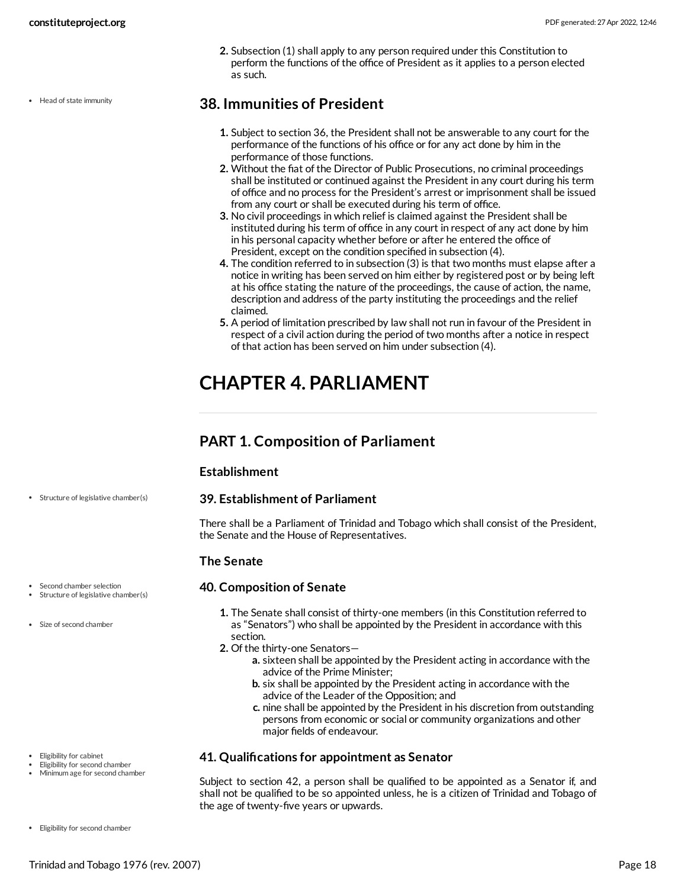2. Subsection (1) shall apply to any person required under this Constitution to perform the functions of the office of President as it applies to a person elected as such.

## 38. Immunities of President

1. Subject to section 36, the President shall not be answerable to any court for the performance of the functions of his office or for any act done by him in the performance of those functions.
2. Without the fiat of the Director of Public Prosecutions, no criminal proceedings shall be instituted or continued against the President in any court during his term of office and no process for the President's arrest or imprisonment shall be issued from any court or shall be executed during his term of office.
3. No civil proceedings in which relief is claimed against the President shall be instituted during his term of office in any court in respect of any act done by him in his personal capacity whether before or after he entered the office of President, except on the condition specified in subsection (4).
4. The condition referred to in subsection (3) is that two months must elapse after a notice in writing has been served on him either by registered post or by being left at his office stating the nature of the proceedings, the cause of action, the name, description and address of the party instituting the proceedings and the relief claimed.
5. A period of limitation prescribed by law shall not run in favour of the President in respect of a civil action during the period of two months after a notice in respect of that action has been served on him under subsection (4).

# CHAPTER 4. PARLIAMENT

## PART 1. Composition of Parliament

### Establishment

### 39. Establishment of Parliament

There shall be a Parliament of Trinidad and Tobago which shall consist of the President, the Senate and the House of Representatives.

### The Senate

### 40. Composition of Senate

1. The Senate shall consist of thirty-one members (in this Constitution referred to as "Senators") who shall be appointed by the President in accordance with this section.
2. Of the thirty-one Senators—
   a. sixteen shall be appointed by the President acting in accordance with the advice of the Prime Minister;
   b. six shall be appointed by the President acting in accordance with the advice of the Leader of the Opposition; and
   c. nine shall be appointed by the President in his discretion from outstanding persons from economic or social or community organizations and other major fields of endeavour.

### 41. Qualifications for appointment as Senator

Subject to section 42, a person shall be qualified to be appointed as a Senator if, and shall not be qualified to be so appointed unless, he is a citizen of Trinidad and Tobago of the age of twenty-five years or upwards.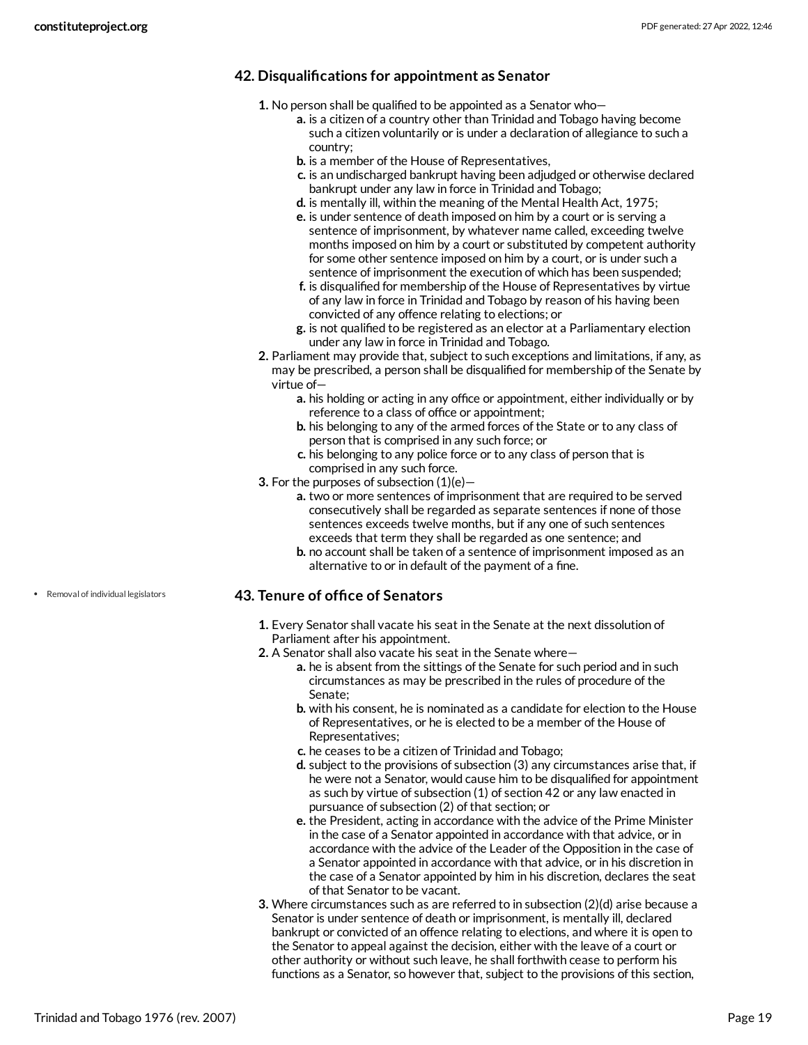## 42. Disqualifications for appointment as Senator

1. No person shall be qualified to be appointed as a Senator who—
    a. is a citizen of a country other than Trinidad and Tobago having become such a citizen voluntarily or is under a declaration of allegiance to such a country;
    b. is a member of the House of Representatives,
    c. is an undischarged bankrupt having been adjudged or otherwise declared bankrupt under any law in force in Trinidad and Tobago;
    d. is mentally ill, within the meaning of the Mental Health Act, 1975;
    e. is under sentence of death imposed on him by a court or is serving a sentence of imprisonment, by whatever name called, exceeding twelve months imposed on him by a court or substituted by competent authority for some other sentence imposed on him by a court, or is under such a sentence of imprisonment the execution of which has been suspended;
    f. is disqualified for membership of the House of Representatives by virtue of any law in force in Trinidad and Tobago by reason of his having been convicted of any offence relating to elections; or
    g. is not qualified to be registered as an elector at a Parliamentary election under any law in force in Trinidad and Tobago.
2. Parliament may provide that, subject to such exceptions and limitations, if any, as may be prescribed, a person shall be disqualified for membership of the Senate by virtue of—
    a. his holding or acting in any office or appointment, either individually or by reference to a class of office or appointment;
    b. his belonging to any of the armed forces of the State or to any class of person that is comprised in any such force; or
    c. his belonging to any police force or to any class of person that is comprised in any such force.
3. For the purposes of subsection (1)(e)—
    a. two or more sentences of imprisonment that are required to be served consecutively shall be regarded as separate sentences if none of those sentences exceeds twelve months, but if any one of such sentences exceeds that term they shall be regarded as one sentence; and
    b. no account shall be taken of a sentence of imprisonment imposed as an alternative to or in default of the payment of a fine.

- Removal of individual legislators

## 43. Tenure of office of Senators

1. Every Senator shall vacate his seat in the Senate at the next dissolution of Parliament after his appointment.
2. A Senator shall also vacate his seat in the Senate where—
    a. he is absent from the sittings of the Senate for such period and in such circumstances as may be prescribed in the rules of procedure of the Senate;
    b. with his consent, he is nominated as a candidate for election to the House of Representatives, or he is elected to be a member of the House of Representatives;
    c. he ceases to be a citizen of Trinidad and Tobago;
    d. subject to the provisions of subsection (3) any circumstances arise that, if he were not a Senator, would cause him to be disqualified for appointment as such by virtue of subsection (1) of section 42 or any law enacted in pursuance of subsection (2) of that section; or
    e. the President, acting in accordance with the advice of the Prime Minister in the case of a Senator appointed in accordance with that advice, or in accordance with the advice of the Leader of the Opposition in the case of a Senator appointed in accordance with that advice, or in his discretion in the case of a Senator appointed by him in his discretion, declares the seat of that Senator to be vacant.
3. Where circumstances such as are referred to in subsection (2)(d) arise because a Senator is under sentence of death or imprisonment, is mentally ill, declared bankrupt or convicted of an offence relating to elections, and where it is open to the Senator to appeal against the decision, either with the leave of a court or other authority or without such leave, he shall forthwith cease to perform his functions as a Senator, so however that, subject to the provisions of this section,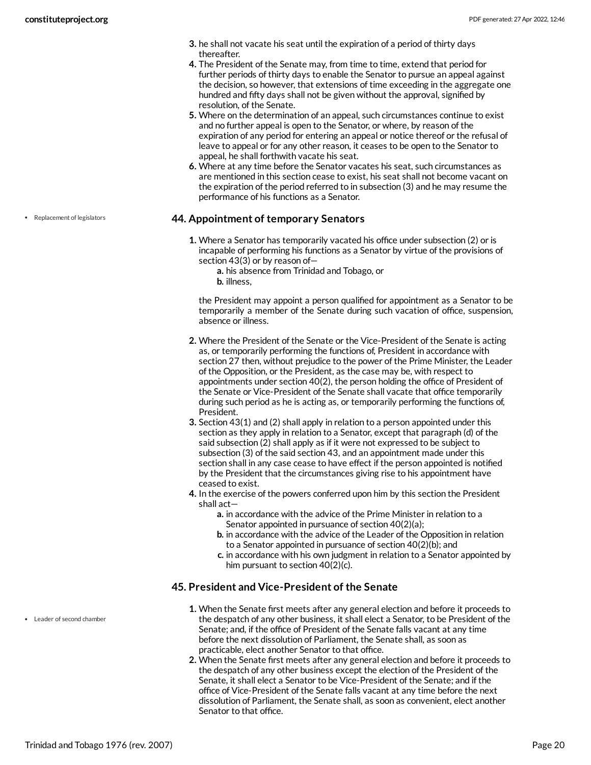3. he shall not vacate his seat until the expiration of a period of thirty days thereafter.
4. The President of the Senate may, from time to time, extend that period for further periods of thirty days to enable the Senator to pursue an appeal against the decision, so however, that extensions of time exceeding in the aggregate one hundred and fifty days shall not be given without the approval, signified by resolution, of the Senate.
5. Where on the determination of an appeal, such circumstances continue to exist and no further appeal is open to the Senator, or where, by reason of the expiration of any period for entering an appeal or notice thereof or the refusal of leave to appeal or for any other reason, it ceases to be open to the Senator to appeal, he shall forthwith vacate his seat.
6. Where at any time before the Senator vacates his seat, such circumstances as are mentioned in this section cease to exist, his seat shall not become vacant on the expiration of the period referred to in subsection (3) and he may resume the performance of his functions as a Senator.

- Replacement of legislators

### 44. Appointment of temporary Senators

1. Where a Senator has temporarily vacated his office under subsection (2) or is incapable of performing his functions as a Senator by virtue of the provisions of section 43(3) or by reason of—
   a. his absence from Trinidad and Tobago, or
   b. illness,

   the President may appoint a person qualified for appointment as a Senator to be temporarily a member of the Senate during such vacation of office, suspension, absence or illness.

2. Where the President of the Senate or the Vice-President of the Senate is acting as, or temporarily performing the functions of, President in accordance with section 27 then, without prejudice to the power of the Prime Minister, the Leader of the Opposition, or the President, as the case may be, with respect to appointments under section 40(2), the person holding the office of President of the Senate or Vice-President of the Senate shall vacate that office temporarily during such period as he is acting as, or temporarily performing the functions of, President.
3. Section 43(1) and (2) shall apply in relation to a person appointed under this section as they apply in relation to a Senator, except that paragraph (d) of the said subsection (2) shall apply as if it were not expressed to be subject to subsection (3) of the said section 43, and an appointment made under this section shall in any case cease to have effect if the person appointed is notified by the President that the circumstances giving rise to his appointment have ceased to exist.
4. In the exercise of the powers conferred upon him by this section the President shall act—
   a. in accordance with the advice of the Prime Minister in relation to a Senator appointed in pursuance of section 40(2)(a);
   b. in accordance with the advice of the Leader of the Opposition in relation to a Senator appointed in pursuance of section 40(2)(b); and
   c. in accordance with his own judgment in relation to a Senator appointed by him pursuant to section 40(2)(c).

### 45. President and Vice-President of the Senate

- Leader of second chamber

1. When the Senate first meets after any general election and before it proceeds to the despatch of any other business, it shall elect a Senator, to be President of the Senate; and, if the office of President of the Senate falls vacant at any time before the next dissolution of Parliament, the Senate shall, as soon as practicable, elect another Senator to that office.
2. When the Senate first meets after any general election and before it proceeds to the despatch of any other business except the election of the President of the Senate, it shall elect a Senator to be Vice-President of the Senate; and if the office of Vice-President of the Senate falls vacant at any time before the next dissolution of Parliament, the Senate shall, as soon as convenient, elect another Senator to that office.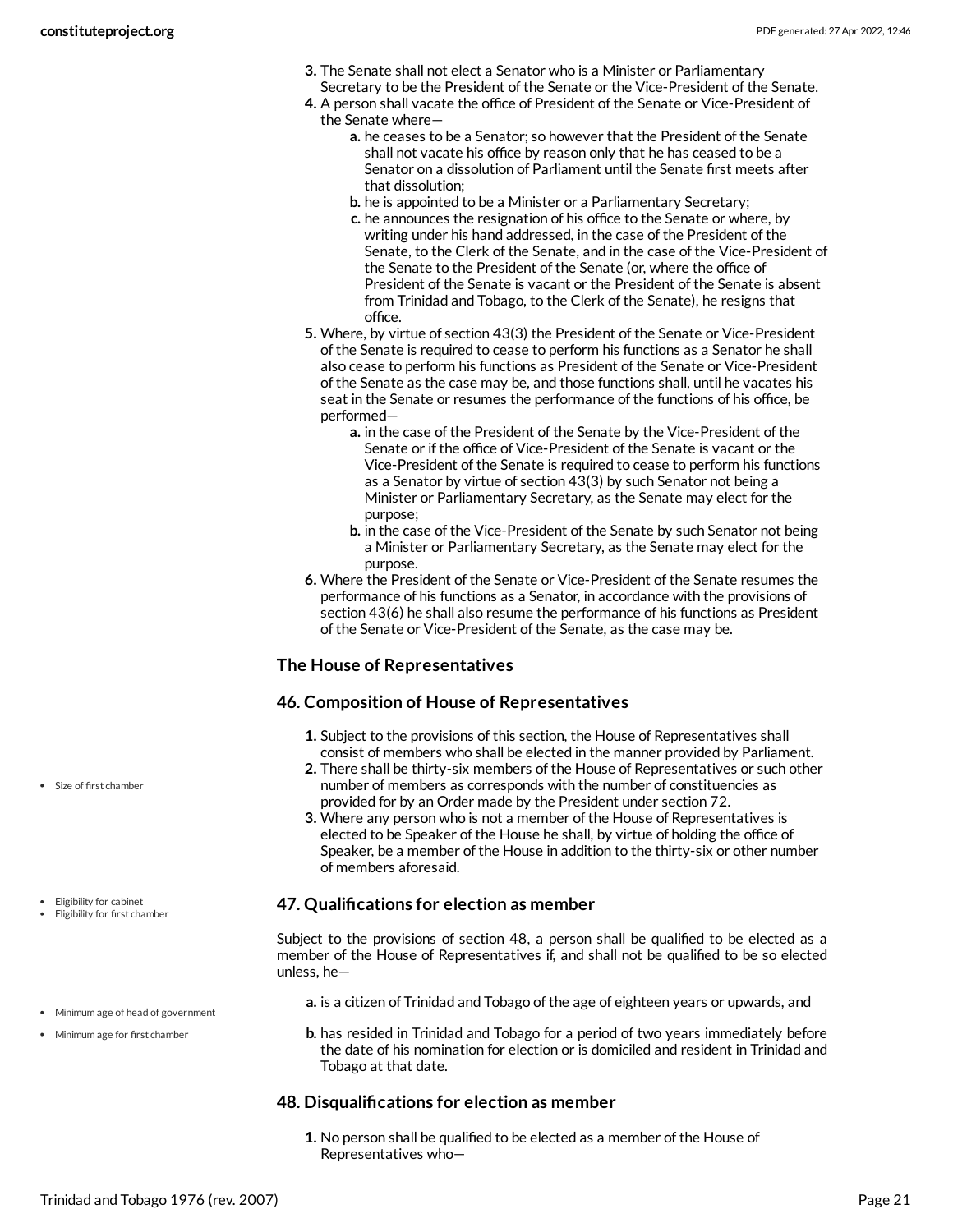3. The Senate shall not elect a Senator who is a Minister or Parliamentary Secretary to be the President of the Senate or the Vice-President of the Senate.
4. A person shall vacate the office of President of the Senate or Vice-President of the Senate where—
    a. he ceases to be a Senator; so however that the President of the Senate shall not vacate his office by reason only that he has ceased to be a Senator on a dissolution of Parliament until the Senate first meets after that dissolution;
    b. he is appointed to be a Minister or a Parliamentary Secretary;
    c. he announces the resignation of his office to the Senate or where, by writing under his hand addressed, in the case of the President of the Senate, to the Clerk of the Senate, and in the case of the Vice-President of the Senate to the President of the Senate (or, where the office of President of the Senate is vacant or the President of the Senate is absent from Trinidad and Tobago, to the Clerk of the Senate), he resigns that office.
5. Where, by virtue of section 43(3) the President of the Senate or Vice-President of the Senate is required to cease to perform his functions as a Senator he shall also cease to perform his functions as President of the Senate or Vice-President of the Senate as the case may be, and those functions shall, until he vacates his seat in the Senate or resumes the performance of the functions of his office, be performed—
    a. in the case of the President of the Senate by the Vice-President of the Senate or if the office of Vice-President of the Senate is vacant or the Vice-President of the Senate is required to cease to perform his functions as a Senator by virtue of section 43(3) by such Senator not being a Minister or Parliamentary Secretary, as the Senate may elect for the purpose;
    b. in the case of the Vice-President of the Senate by such Senator not being a Minister or Parliamentary Secretary, as the Senate may elect for the purpose.
6. Where the President of the Senate or Vice-President of the Senate resumes the performance of his functions as a Senator, in accordance with the provisions of section 43(6) he shall also resume the performance of his functions as President of the Senate or Vice-President of the Senate, as the case may be.

### The House of Representatives

### 46. Composition of House of Representatives

- Size of first chamber

1. Subject to the provisions of this section, the House of Representatives shall consist of members who shall be elected in the manner provided by Parliament.
2. There shall be thirty-six members of the House of Representatives or such other number of members as corresponds with the number of constituencies as provided for by an Order made by the President under section 72.
3. Where any person who is not a member of the House of Representatives is elected to be Speaker of the House he shall, by virtue of holding the office of Speaker, be a member of the House in addition to the thirty-six or other number of members aforesaid.

### 47. Qualifications for election as member

- Eligibility for cabinet
- Eligibility for first chamber

Subject to the provisions of section 48, a person shall be qualified to be elected as a member of the House of Representatives if, and shall not be qualified to be so elected unless, he—

- Minimum age of head of government
- Minimum age for first chamber

a. is a citizen of Trinidad and Tobago of the age of eighteen years or upwards, and

b. has resided in Trinidad and Tobago for a period of two years immediately before the date of his nomination for election or is domiciled and resident in Trinidad and Tobago at that date.

### 48. Disqualifications for election as member

1. No person shall be qualified to be elected as a member of the House of Representatives who—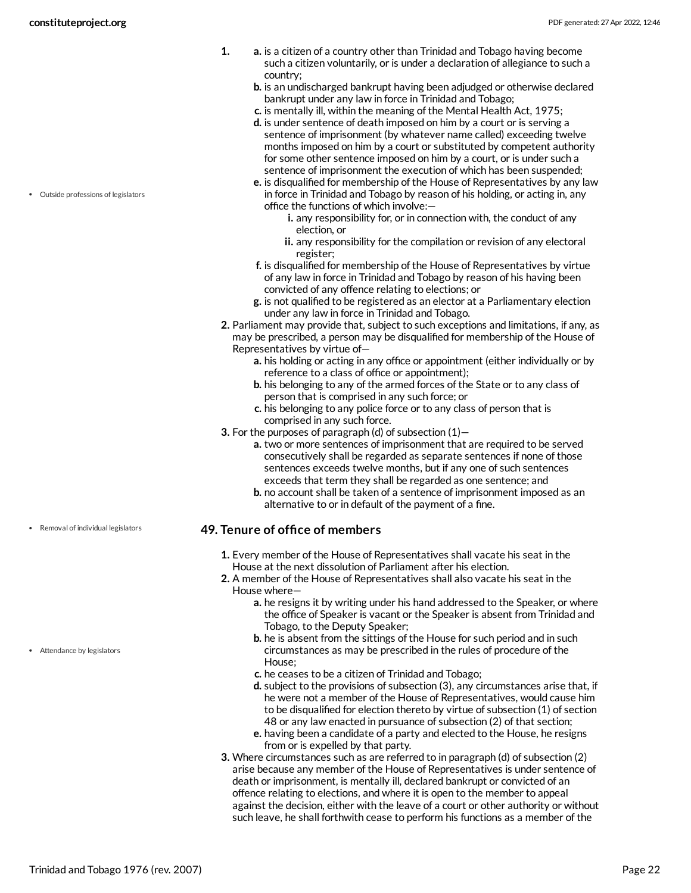1. a. is a citizen of a country other than Trinidad and Tobago having become such a citizen voluntarily, or is under a declaration of allegiance to such a country;
   b. is an undischarged bankrupt having been adjudged or otherwise declared bankrupt under any law in force in Trinidad and Tobago;
   c. is mentally ill, within the meaning of the Mental Health Act, 1975;
   d. is under sentence of death imposed on him by a court or is serving a sentence of imprisonment (by whatever name called) exceeding twelve months imposed on him by a court or substituted by competent authority for some other sentence imposed on him by a court, or is under such a sentence of imprisonment the execution of which has been suspended;
   e. is disqualified for membership of the House of Representatives by any law in force in Trinidad and Tobago by reason of his holding, or acting in, any office the functions of which involve:—
      i. any responsibility for, or in connection with, the conduct of any election, or
      ii. any responsibility for the compilation or revision of any electoral register;
   f. is disqualified for membership of the House of Representatives by virtue of any law in force in Trinidad and Tobago by reason of his having been convicted of any offence relating to elections; or
   g. is not qualified to be registered as an elector at a Parliamentary election under any law in force in Trinidad and Tobago.

- Outside professions of legislators

2. Parliament may provide that, subject to such exceptions and limitations, if any, as may be prescribed, a person may be disqualified for membership of the House of Representatives by virtue of—
   a. his holding or acting in any office or appointment (either individually or by reference to a class of office or appointment);
   b. his belonging to any of the armed forces of the State or to any class of person that is comprised in any such force; or
   c. his belonging to any police force or to any class of person that is comprised in any such force.
3. For the purposes of paragraph (d) of subsection (1)—
   a. two or more sentences of imprisonment that are required to be served consecutively shall be regarded as separate sentences if none of those sentences exceeds twelve months, but if any one of such sentences exceeds that term they shall be regarded as one sentence; and
   b. no account shall be taken of a sentence of imprisonment imposed as an alternative to or in default of the payment of a fine.

- Removal of individual legislators

## 49. Tenure of office of members

1. Every member of the House of Representatives shall vacate his seat in the House at the next dissolution of Parliament after his election.
2. A member of the House of Representatives shall also vacate his seat in the House where—
   a. he resigns it by writing under his hand addressed to the Speaker, or where the office of Speaker is vacant or the Speaker is absent from Trinidad and Tobago, to the Deputy Speaker;
   b. he is absent from the sittings of the House for such period and in such circumstances as may be prescribed in the rules of procedure of the House;
   c. he ceases to be a citizen of Trinidad and Tobago;
   d. subject to the provisions of subsection (3), any circumstances arise that, if he were not a member of the House of Representatives, would cause him to be disqualified for election thereto by virtue of subsection (1) of section 48 or any law enacted in pursuance of subsection (2) of that section;
   e. having been a candidate of a party and elected to the House, he resigns from or is expelled by that party.

- Attendance by legislators

3. Where circumstances such as are referred to in paragraph (d) of subsection (2) arise because any member of the House of Representatives is under sentence of death or imprisonment, is mentally ill, declared bankrupt or convicted of an offence relating to elections, and where it is open to the member to appeal against the decision, either with the leave of a court or other authority or without such leave, he shall forthwith cease to perform his functions as a member of the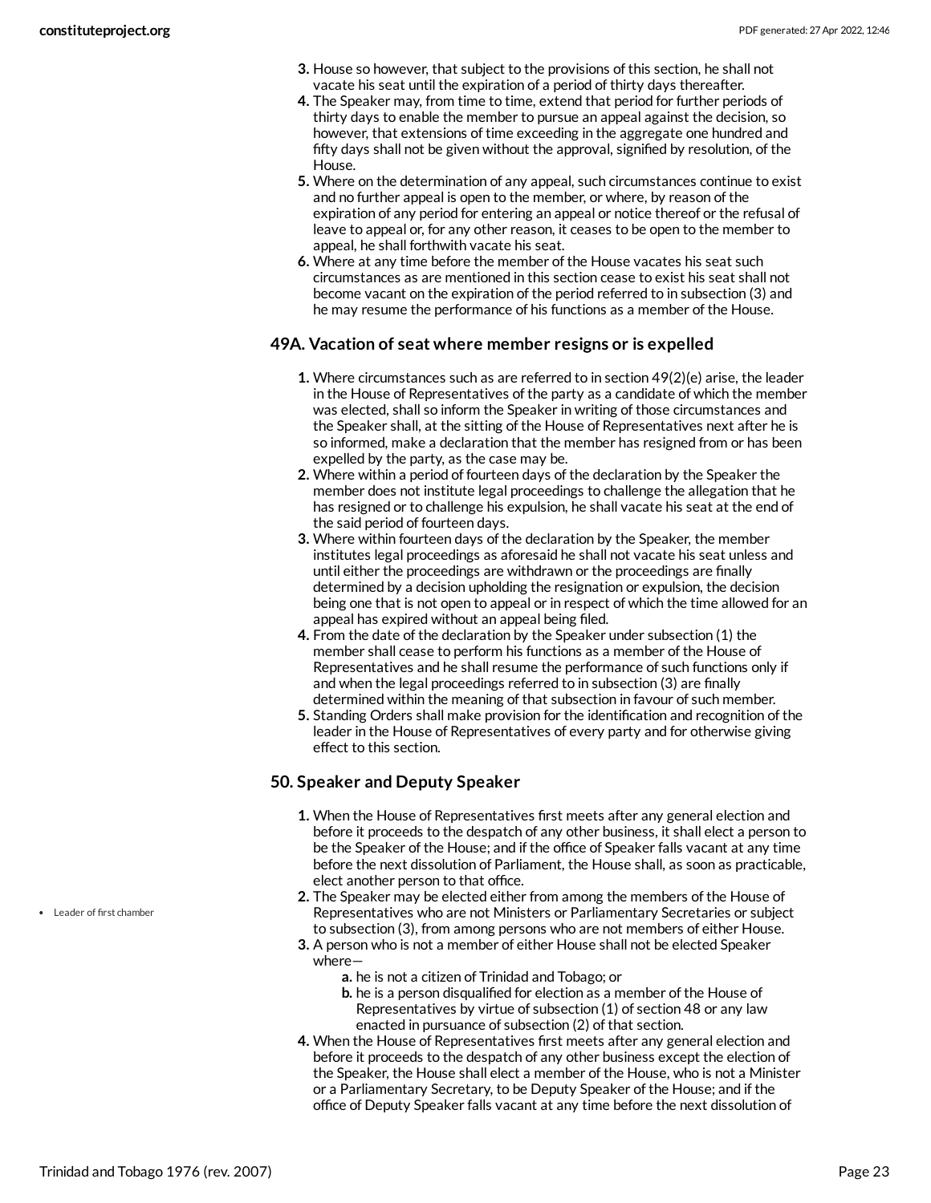3. House so however, that subject to the provisions of this section, he shall not vacate his seat until the expiration of a period of thirty days thereafter.
4. The Speaker may, from time to time, extend that period for further periods of thirty days to enable the member to pursue an appeal against the decision, so however, that extensions of time exceeding in the aggregate one hundred and fifty days shall not be given without the approval, signified by resolution, of the House.
5. Where on the determination of any appeal, such circumstances continue to exist and no further appeal is open to the member, or where, by reason of the expiration of any period for entering an appeal or notice thereof or the refusal of leave to appeal or, for any other reason, it ceases to be open to the member to appeal, he shall forthwith vacate his seat.
6. Where at any time before the member of the House vacates his seat such circumstances as are mentioned in this section cease to exist his seat shall not become vacant on the expiration of the period referred to in subsection (3) and he may resume the performance of his functions as a member of the House.

### 49A. Vacation of seat where member resigns or is expelled

1. Where circumstances such as are referred to in section 49(2)(e) arise, the leader in the House of Representatives of the party as a candidate of which the member was elected, shall so inform the Speaker in writing of those circumstances and the Speaker shall, at the sitting of the House of Representatives next after he is so informed, make a declaration that the member has resigned from or has been expelled by the party, as the case may be.
2. Where within a period of fourteen days of the declaration by the Speaker the member does not institute legal proceedings to challenge the allegation that he has resigned or to challenge his expulsion, he shall vacate his seat at the end of the said period of fourteen days.
3. Where within fourteen days of the declaration by the Speaker, the member institutes legal proceedings as aforesaid he shall not vacate his seat unless and until either the proceedings are withdrawn or the proceedings are finally determined by a decision upholding the resignation or expulsion, the decision being one that is not open to appeal or in respect of which the time allowed for an appeal has expired without an appeal being filed.
4. From the date of the declaration by the Speaker under subsection (1) the member shall cease to perform his functions as a member of the House of Representatives and he shall resume the performance of such functions only if and when the legal proceedings referred to in subsection (3) are finally determined within the meaning of that subsection in favour of such member.
5. Standing Orders shall make provision for the identification and recognition of the leader in the House of Representatives of every party and for otherwise giving effect to this section.

### 50. Speaker and Deputy Speaker

- Leader of first chamber

1. When the House of Representatives first meets after any general election and before it proceeds to the despatch of any other business, it shall elect a person to be the Speaker of the House; and if the office of Speaker falls vacant at any time before the next dissolution of Parliament, the House shall, as soon as practicable, elect another person to that office.
2. The Speaker may be elected either from among the members of the House of Representatives who are not Ministers or Parliamentary Secretaries or subject to subsection (3), from among persons who are not members of either House.
3. A person who is not a member of either House shall not be elected Speaker where—
   a. he is not a citizen of Trinidad and Tobago; or
   b. he is a person disqualified for election as a member of the House of Representatives by virtue of subsection (1) of section 48 or any law enacted in pursuance of subsection (2) of that section.
4. When the House of Representatives first meets after any general election and before it proceeds to the despatch of any other business except the election of the Speaker, the House shall elect a member of the House, who is not a Minister or a Parliamentary Secretary, to be Deputy Speaker of the House; and if the office of Deputy Speaker falls vacant at any time before the next dissolution of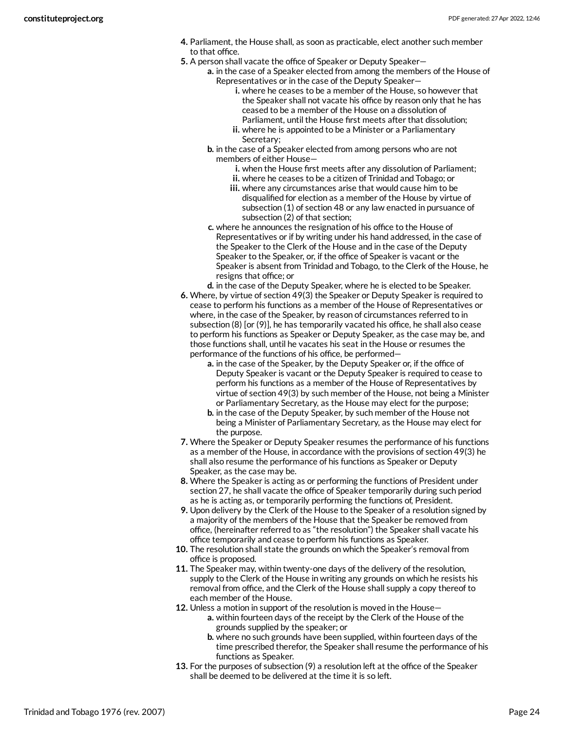4. Parliament, the House shall, as soon as practicable, elect another such member to that office.
5. A person shall vacate the office of Speaker or Deputy Speaker—
    a. in the case of a Speaker elected from among the members of the House of Representatives or in the case of the Deputy Speaker—
        i. where he ceases to be a member of the House, so however that the Speaker shall not vacate his office by reason only that he has ceased to be a member of the House on a dissolution of Parliament, until the House first meets after that dissolution;
        ii. where he is appointed to be a Minister or a Parliamentary Secretary;
    b. in the case of a Speaker elected from among persons who are not members of either House—
        i. when the House first meets after any dissolution of Parliament;
        ii. where he ceases to be a citizen of Trinidad and Tobago; or
        iii. where any circumstances arise that would cause him to be disqualified for election as a member of the House by virtue of subsection (1) of section 48 or any law enacted in pursuance of subsection (2) of that section;
    c. where he announces the resignation of his office to the House of Representatives or if by writing under his hand addressed, in the case of the Speaker to the Clerk of the House and in the case of the Deputy Speaker to the Speaker, or, if the office of Speaker is vacant or the Speaker is absent from Trinidad and Tobago, to the Clerk of the House, he resigns that office; or
    d. in the case of the Deputy Speaker, where he is elected to be Speaker.
6. Where, by virtue of section 49(3) the Speaker or Deputy Speaker is required to cease to perform his functions as a member of the House of Representatives or where, in the case of the Speaker, by reason of circumstances referred to in subsection (8) [or (9)], he has temporarily vacated his office, he shall also cease to perform his functions as Speaker or Deputy Speaker, as the case may be, and those functions shall, until he vacates his seat in the House or resumes the performance of the functions of his office, be performed—
    a. in the case of the Speaker, by the Deputy Speaker or, if the office of Deputy Speaker is vacant or the Deputy Speaker is required to cease to perform his functions as a member of the House of Representatives by virtue of section 49(3) by such member of the House, not being a Minister or Parliamentary Secretary, as the House may elect for the purpose;
    b. in the case of the Deputy Speaker, by such member of the House not being a Minister of Parliamentary Secretary, as the House may elect for the purpose.
7. Where the Speaker or Deputy Speaker resumes the performance of his functions as a member of the House, in accordance with the provisions of section 49(3) he shall also resume the performance of his functions as Speaker or Deputy Speaker, as the case may be.
8. Where the Speaker is acting as or performing the functions of President under section 27, he shall vacate the office of Speaker temporarily during such period as he is acting as, or temporarily performing the functions of, President.
9. Upon delivery by the Clerk of the House to the Speaker of a resolution signed by a majority of the members of the House that the Speaker be removed from office, (hereinafter referred to as "the resolution") the Speaker shall vacate his office temporarily and cease to perform his functions as Speaker.
10. The resolution shall state the grounds on which the Speaker's removal from office is proposed.
11. The Speaker may, within twenty-one days of the delivery of the resolution, supply to the Clerk of the House in writing any grounds on which he resists his removal from office, and the Clerk of the House shall supply a copy thereof to each member of the House.
12. Unless a motion in support of the resolution is moved in the House—
    a. within fourteen days of the receipt by the Clerk of the House of the grounds supplied by the speaker; or
    b. where no such grounds have been supplied, within fourteen days of the time prescribed therefor, the Speaker shall resume the performance of his functions as Speaker.
13. For the purposes of subsection (9) a resolution left at the office of the Speaker shall be deemed to be delivered at the time it is so left.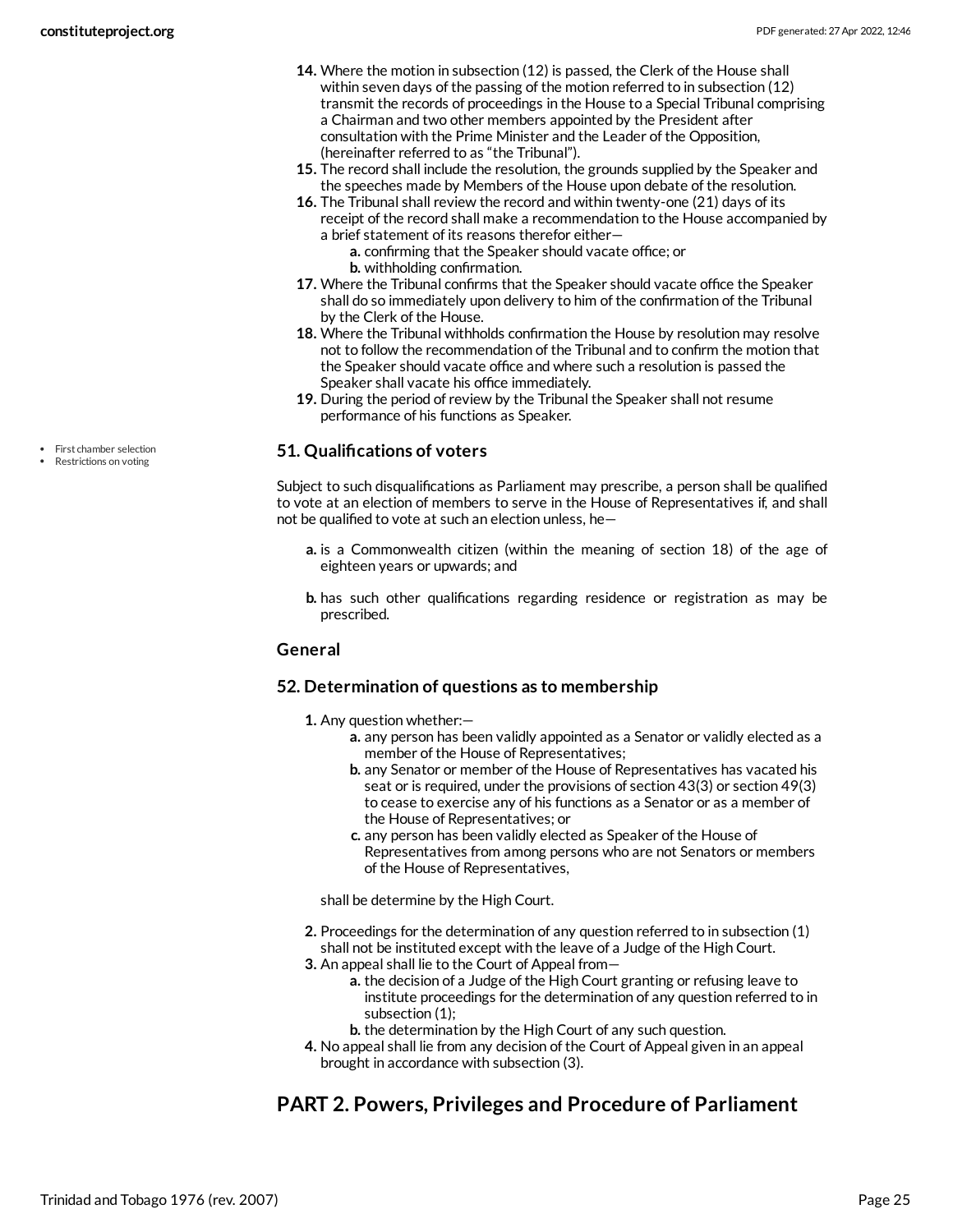14. Where the motion in subsection (12) is passed, the Clerk of the House shall within seven days of the passing of the motion referred to in subsection (12) transmit the records of proceedings in the House to a Special Tribunal comprising a Chairman and two other members appointed by the President after consultation with the Prime Minister and the Leader of the Opposition, (hereinafter referred to as "the Tribunal").
15. The record shall include the resolution, the grounds supplied by the Speaker and the speeches made by Members of the House upon debate of the resolution.
16. The Tribunal shall review the record and within twenty-one (21) days of its receipt of the record shall make a recommendation to the House accompanied by a brief statement of its reasons therefor either—
    a. confirming that the Speaker should vacate office; or
    b. withholding confirmation.
17. Where the Tribunal confirms that the Speaker should vacate office the Speaker shall do so immediately upon delivery to him of the confirmation of the Tribunal by the Clerk of the House.
18. Where the Tribunal withholds confirmation the House by resolution may resolve not to follow the recommendation of the Tribunal and to confirm the motion that the Speaker should vacate office and where such a resolution is passed the Speaker shall vacate his office immediately.
19. During the period of review by the Tribunal the Speaker shall not resume performance of his functions as Speaker.

- First chamber selection
- Restrictions on voting

### 51. Qualifications of voters

Subject to such disqualifications as Parliament may prescribe, a person shall be qualified to vote at an election of members to serve in the House of Representatives if, and shall not be qualified to vote at such an election unless, he—

a. is a Commonwealth citizen (within the meaning of section 18) of the age of eighteen years or upwards; and

b. has such other qualifications regarding residence or registration as may be prescribed.

### General

### 52. Determination of questions as to membership

1. Any question whether:—
    a. any person has been validly appointed as a Senator or validly elected as a member of the House of Representatives;
    b. any Senator or member of the House of Representatives has vacated his seat or is required, under the provisions of section 43(3) or section 49(3) to cease to exercise any of his functions as a Senator or as a member of the House of Representatives; or
    c. any person has been validly elected as Speaker of the House of Representatives from among persons who are not Senators or members of the House of Representatives,

    shall be determine by the High Court.
2. Proceedings for the determination of any question referred to in subsection (1) shall not be instituted except with the leave of a Judge of the High Court.
3. An appeal shall lie to the Court of Appeal from—
    a. the decision of a Judge of the High Court granting or refusing leave to institute proceedings for the determination of any question referred to in subsection (1);
    b. the determination by the High Court of any such question.
4. No appeal shall lie from any decision of the Court of Appeal given in an appeal brought in accordance with subsection (3).

## PART 2. Powers, Privileges and Procedure of Parliament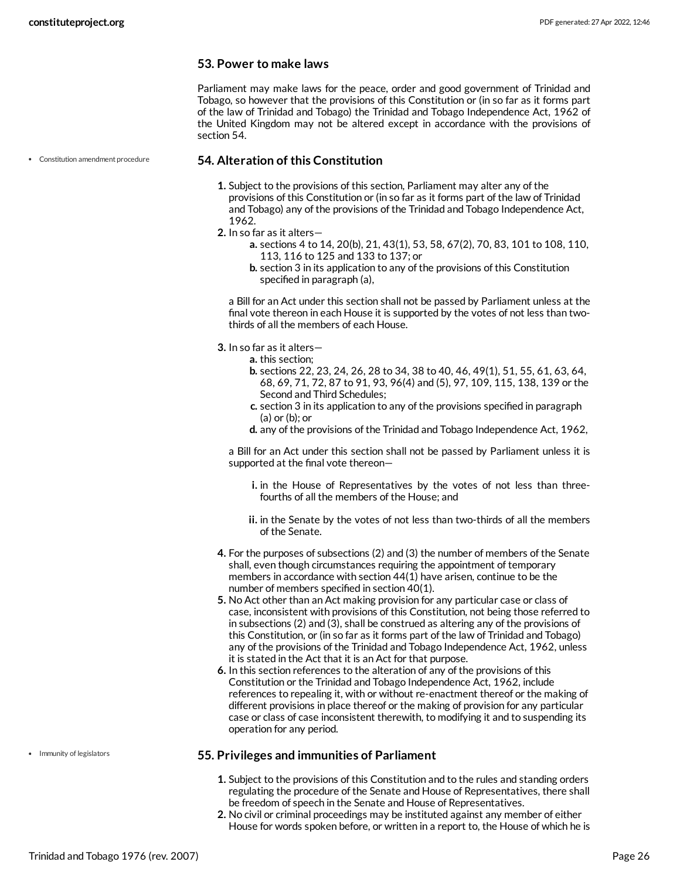### 53. Power to make laws

Parliament may make laws for the peace, order and good government of Trinidad and Tobago, so however that the provisions of this Constitution or (in so far as it forms part of the law of Trinidad and Tobago) the Trinidad and Tobago Independence Act, 1962 of the United Kingdom may not be altered except in accordance with the provisions of section 54.

- Constitution amendment procedure

### 54. Alteration of this Constitution

1. Subject to the provisions of this section, Parliament may alter any of the provisions of this Constitution or (in so far as it forms part of the law of Trinidad and Tobago) any of the provisions of the Trinidad and Tobago Independence Act, 1962.
2. In so far as it alters—
    a. sections 4 to 14, 20(b), 21, 43(1), 53, 58, 67(2), 70, 83, 101 to 108, 110, 113, 116 to 125 and 133 to 137; or
    b. section 3 in its application to any of the provisions of this Constitution specified in paragraph (a),

    a Bill for an Act under this section shall not be passed by Parliament unless at the final vote thereon in each House it is supported by the votes of not less than two-thirds of all the members of each House.
3. In so far as it alters—
    a. this section;
    b. sections 22, 23, 24, 26, 28 to 34, 38 to 40, 46, 49(1), 51, 55, 61, 63, 64, 68, 69, 71, 72, 87 to 91, 93, 96(4) and (5), 97, 109, 115, 138, 139 or the Second and Third Schedules;
    c. section 3 in its application to any of the provisions specified in paragraph (a) or (b); or
    d. any of the provisions of the Trinidad and Tobago Independence Act, 1962,

    a Bill for an Act under this section shall not be passed by Parliament unless it is supported at the final vote thereon—

    i. in the House of Representatives by the votes of not less than three-fourths of all the members of the House; and

    ii. in the Senate by the votes of not less than two-thirds of all the members of the Senate.
4. For the purposes of subsections (2) and (3) the number of members of the Senate shall, even though circumstances requiring the appointment of temporary members in accordance with section 44(1) have arisen, continue to be the number of members specified in section 40(1).
5. No Act other than an Act making provision for any particular case or class of case, inconsistent with provisions of this Constitution, not being those referred to in subsections (2) and (3), shall be construed as altering any of the provisions of this Constitution, or (in so far as it forms part of the law of Trinidad and Tobago) any of the provisions of the Trinidad and Tobago Independence Act, 1962, unless it is stated in the Act that it is an Act for that purpose.
6. In this section references to the alteration of any of the provisions of this Constitution or the Trinidad and Tobago Independence Act, 1962, include references to repealing it, with or without re-enactment thereof or the making of different provisions in place thereof or the making of provision for any particular case or class of case inconsistent therewith, to modifying it and to suspending its operation for any period.

- Immunity of legislators

### 55. Privileges and immunities of Parliament

1. Subject to the provisions of this Constitution and to the rules and standing orders regulating the procedure of the Senate and House of Representatives, there shall be freedom of speech in the Senate and House of Representatives.
2. No civil or criminal proceedings may be instituted against any member of either House for words spoken before, or written in a report to, the House of which he is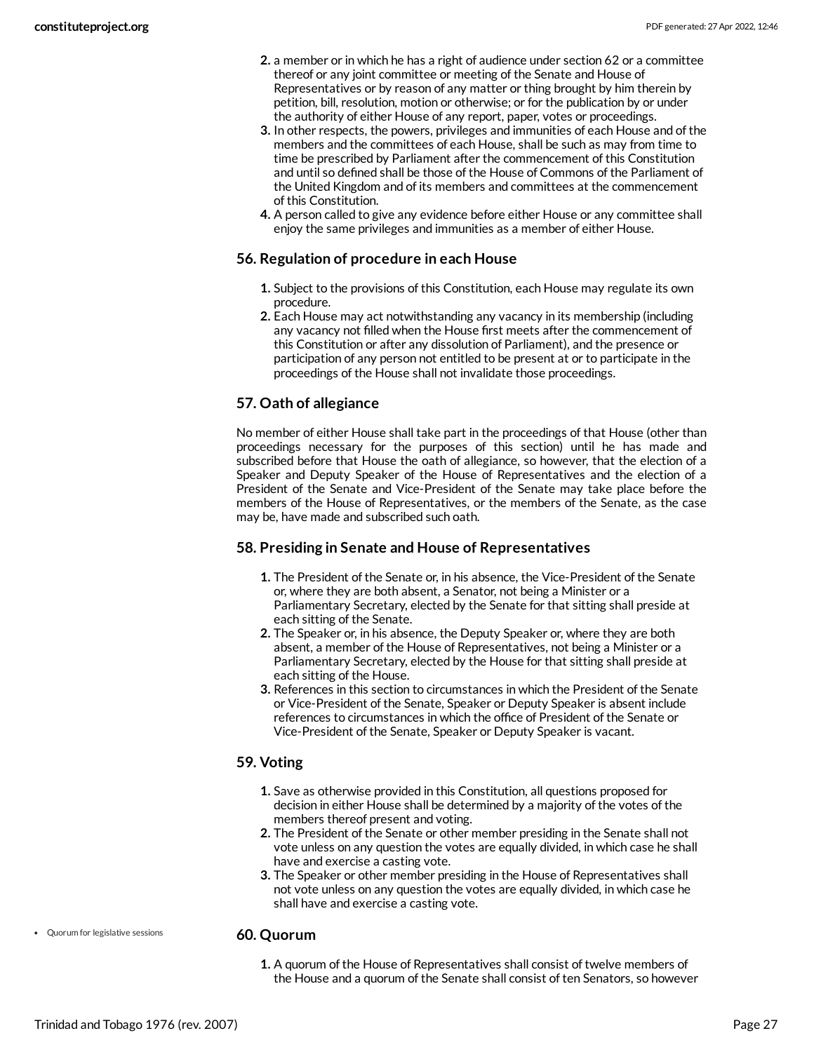2. a member or in which he has a right of audience under section 62 or a committee thereof or any joint committee or meeting of the Senate and House of Representatives or by reason of any matter or thing brought by him therein by petition, bill, resolution, motion or otherwise; or for the publication by or under the authority of either House of any report, paper, votes or proceedings.
3. In other respects, the powers, privileges and immunities of each House and of the members and the committees of each House, shall be such as may from time to time be prescribed by Parliament after the commencement of this Constitution and until so defined shall be those of the House of Commons of the Parliament of the United Kingdom and of its members and committees at the commencement of this Constitution.
4. A person called to give any evidence before either House or any committee shall enjoy the same privileges and immunities as a member of either House.

### 56. Regulation of procedure in each House

1. Subject to the provisions of this Constitution, each House may regulate its own procedure.
2. Each House may act notwithstanding any vacancy in its membership (including any vacancy not filled when the House first meets after the commencement of this Constitution or after any dissolution of Parliament), and the presence or participation of any person not entitled to be present at or to participate in the proceedings of the House shall not invalidate those proceedings.

### 57. Oath of allegiance

No member of either House shall take part in the proceedings of that House (other than proceedings necessary for the purposes of this section) until he has made and subscribed before that House the oath of allegiance, so however, that the election of a Speaker and Deputy Speaker of the House of Representatives and the election of a President of the Senate and Vice-President of the Senate may take place before the members of the House of Representatives, or the members of the Senate, as the case may be, have made and subscribed such oath.

### 58. Presiding in Senate and House of Representatives

1. The President of the Senate or, in his absence, the Vice-President of the Senate or, where they are both absent, a Senator, not being a Minister or a Parliamentary Secretary, elected by the Senate for that sitting shall preside at each sitting of the Senate.
2. The Speaker or, in his absence, the Deputy Speaker or, where they are both absent, a member of the House of Representatives, not being a Minister or a Parliamentary Secretary, elected by the House for that sitting shall preside at each sitting of the House.
3. References in this section to circumstances in which the President of the Senate or Vice-President of the Senate, Speaker or Deputy Speaker is absent include references to circumstances in which the office of President of the Senate or Vice-President of the Senate, Speaker or Deputy Speaker is vacant.

### 59. Voting

1. Save as otherwise provided in this Constitution, all questions proposed for decision in either House shall be determined by a majority of the votes of the members thereof present and voting.
2. The President of the Senate or other member presiding in the Senate shall not vote unless on any question the votes are equally divided, in which case he shall have and exercise a casting vote.
3. The Speaker or other member presiding in the House of Representatives shall not vote unless on any question the votes are equally divided, in which case he shall have and exercise a casting vote.

- Quorum for legislative sessions

### 60. Quorum

1. A quorum of the House of Representatives shall consist of twelve members of the House and a quorum of the Senate shall consist of ten Senators, so however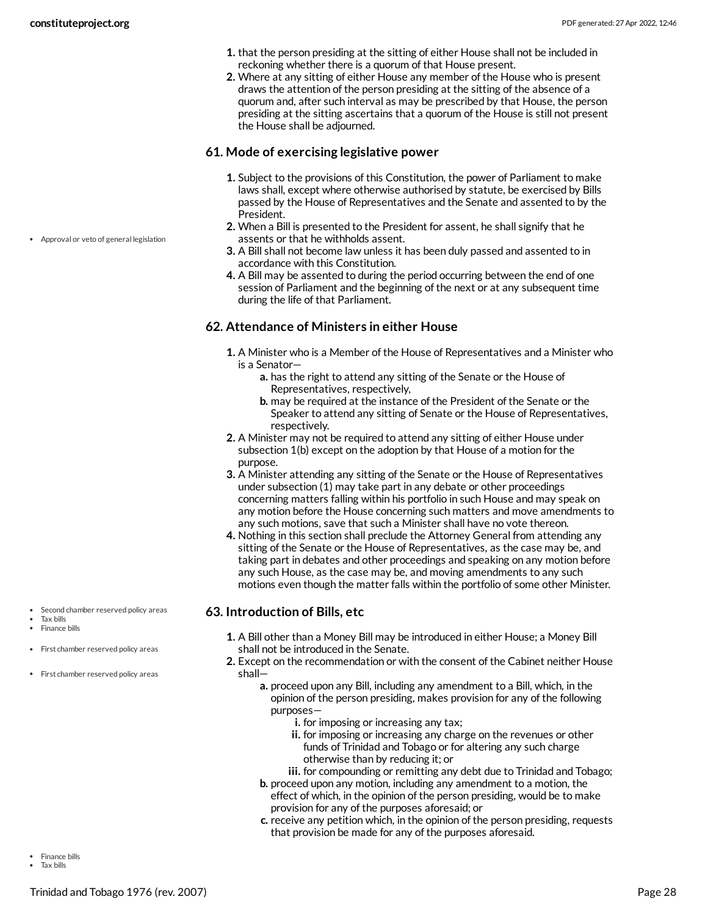1. that the person presiding at the sitting of either House shall not be included in reckoning whether there is a quorum of that House present.
2. Where at any sitting of either House any member of the House who is present draws the attention of the person presiding at the sitting of the absence of a quorum and, after such interval as may be prescribed by that House, the person presiding at the sitting ascertains that a quorum of the House is still not present the House shall be adjourned.

### 61. Mode of exercising legislative power

1. Subject to the provisions of this Constitution, the power of Parliament to make laws shall, except where otherwise authorised by statute, be exercised by Bills passed by the House of Representatives and the Senate and assented to by the President.
2. When a Bill is presented to the President for assent, he shall signify that he assents or that he withholds assent.
3. A Bill shall not become law unless it has been duly passed and assented to in accordance with this Constitution.
4. A Bill may be assented to during the period occurring between the end of one session of Parliament and the beginning of the next or at any subsequent time during the life of that Parliament.

- Approval or veto of general legislation

### 62. Attendance of Ministers in either House

1. A Minister who is a Member of the House of Representatives and a Minister who is a Senator—
   a. has the right to attend any sitting of the Senate or the House of Representatives, respectively,
   b. may be required at the instance of the President of the Senate or the Speaker to attend any sitting of Senate or the House of Representatives, respectively.
2. A Minister may not be required to attend any sitting of either House under subsection 1(b) except on the adoption by that House of a motion for the purpose.
3. A Minister attending any sitting of the Senate or the House of Representatives under subsection (1) may take part in any debate or other proceedings concerning matters falling within his portfolio in such House and may speak on any motion before the House concerning such matters and move amendments to any such motions, save that such a Minister shall have no vote thereon.
4. Nothing in this section shall preclude the Attorney General from attending any sitting of the Senate or the House of Representatives, as the case may be, and taking part in debates and other proceedings and speaking on any motion before any such House, as the case may be, and moving amendments to any such motions even though the matter falls within the portfolio of some other Minister.

### 63. Introduction of Bills, etc

- Second chamber reserved policy areas
- Tax bills
- Finance bills
- First chamber reserved policy areas
- First chamber reserved policy areas

1. A Bill other than a Money Bill may be introduced in either House; a Money Bill shall not be introduced in the Senate.
2. Except on the recommendation or with the consent of the Cabinet neither House shall—
   a. proceed upon any Bill, including any amendment to a Bill, which, in the opinion of the person presiding, makes provision for any of the following purposes—
      i. for imposing or increasing any tax;
      ii. for imposing or increasing any charge on the revenues or other funds of Trinidad and Tobago or for altering any such charge otherwise than by reducing it; or
      iii. for compounding or remitting any debt due to Trinidad and Tobago;
   b. proceed upon any motion, including any amendment to a motion, the effect of which, in the opinion of the person presiding, would be to make provision for any of the purposes aforesaid; or
   c. receive any petition which, in the opinion of the person presiding, requests that provision be made for any of the purposes aforesaid.

- Finance bills
- Tax bills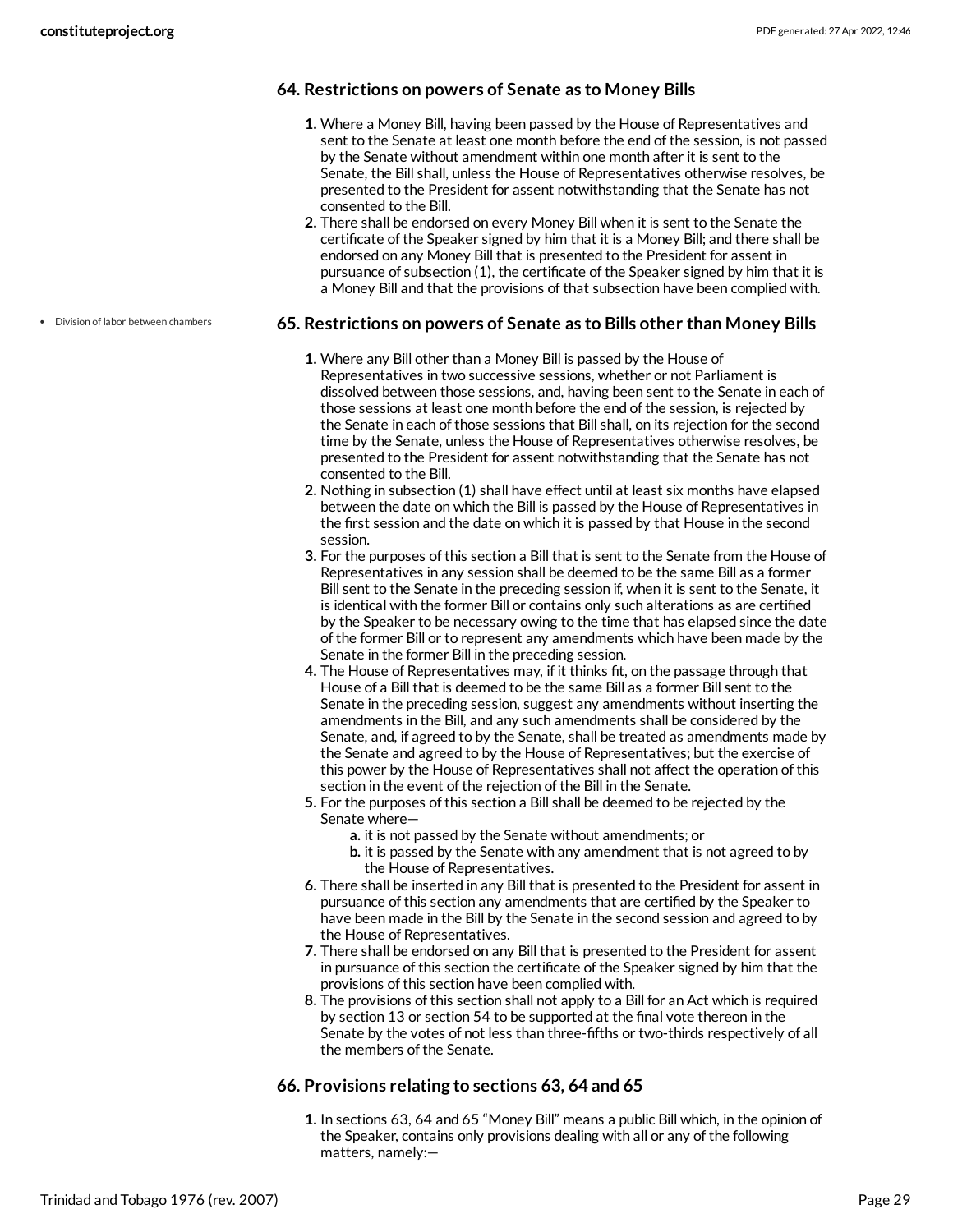### 64. Restrictions on powers of Senate as to Money Bills

1. Where a Money Bill, having been passed by the House of Representatives and sent to the Senate at least one month before the end of the session, is not passed by the Senate without amendment within one month after it is sent to the Senate, the Bill shall, unless the House of Representatives otherwise resolves, be presented to the President for assent notwithstanding that the Senate has not consented to the Bill.
2. There shall be endorsed on every Money Bill when it is sent to the Senate the certificate of the Speaker signed by him that it is a Money Bill; and there shall be endorsed on any Money Bill that is presented to the President for assent in pursuance of subsection (1), the certificate of the Speaker signed by him that it is a Money Bill and that the provisions of that subsection have been complied with.

- Division of labor between chambers

### 65. Restrictions on powers of Senate as to Bills other than Money Bills

1. Where any Bill other than a Money Bill is passed by the House of Representatives in two successive sessions, whether or not Parliament is dissolved between those sessions, and, having been sent to the Senate in each of those sessions at least one month before the end of the session, is rejected by the Senate in each of those sessions that Bill shall, on its rejection for the second time by the Senate, unless the House of Representatives otherwise resolves, be presented to the President for assent notwithstanding that the Senate has not consented to the Bill.
2. Nothing in subsection (1) shall have effect until at least six months have elapsed between the date on which the Bill is passed by the House of Representatives in the first session and the date on which it is passed by that House in the second session.
3. For the purposes of this section a Bill that is sent to the Senate from the House of Representatives in any session shall be deemed to be the same Bill as a former Bill sent to the Senate in the preceding session if, when it is sent to the Senate, it is identical with the former Bill or contains only such alterations as are certified by the Speaker to be necessary owing to the time that has elapsed since the date of the former Bill or to represent any amendments which have been made by the Senate in the former Bill in the preceding session.
4. The House of Representatives may, if it thinks fit, on the passage through that House of a Bill that is deemed to be the same Bill as a former Bill sent to the Senate in the preceding session, suggest any amendments without inserting the amendments in the Bill, and any such amendments shall be considered by the Senate, and, if agreed to by the Senate, shall be treated as amendments made by the Senate and agreed to by the House of Representatives; but the exercise of this power by the House of Representatives shall not affect the operation of this section in the event of the rejection of the Bill in the Senate.
5. For the purposes of this section a Bill shall be deemed to be rejected by the Senate where—
   a. it is not passed by the Senate without amendments; or
   b. it is passed by the Senate with any amendment that is not agreed to by the House of Representatives.
6. There shall be inserted in any Bill that is presented to the President for assent in pursuance of this section any amendments that are certified by the Speaker to have been made in the Bill by the Senate in the second session and agreed to by the House of Representatives.
7. There shall be endorsed on any Bill that is presented to the President for assent in pursuance of this section the certificate of the Speaker signed by him that the provisions of this section have been complied with.
8. The provisions of this section shall not apply to a Bill for an Act which is required by section 13 or section 54 to be supported at the final vote thereon in the Senate by the votes of not less than three-fifths or two-thirds respectively of all the members of the Senate.

### 66. Provisions relating to sections 63, 64 and 65

1. In sections 63, 64 and 65 “Money Bill” means a public Bill which, in the opinion of the Speaker, contains only provisions dealing with all or any of the following matters, namely:—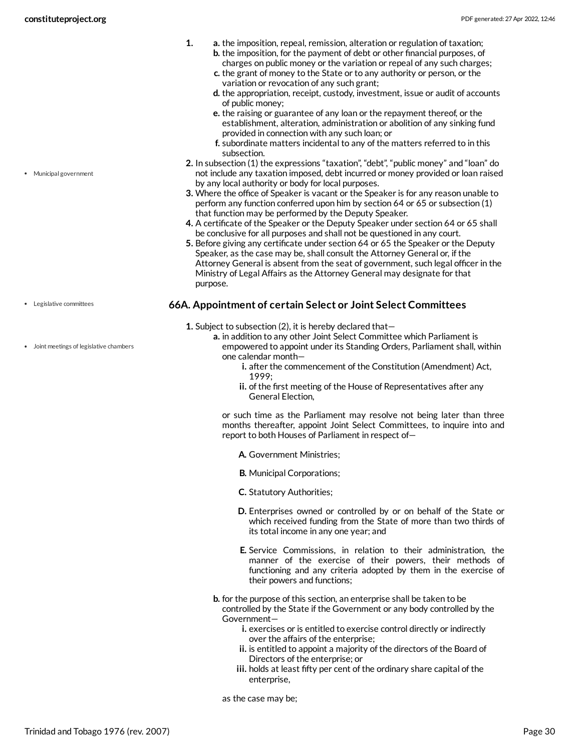1.
    a. the imposition, repeal, remission, alteration or regulation of taxation;
    b. the imposition, for the payment of debt or other financial purposes, of charges on public money or the variation or repeal of any such charges;
    c. the grant of money to the State or to any authority or person, or the variation or revocation of any such grant;
    d. the appropriation, receipt, custody, investment, issue or audit of accounts of public money;
    e. the raising or guarantee of any loan or the repayment thereof, or the establishment, alteration, administration or abolition of any sinking fund provided in connection with any such loan; or
    f. subordinate matters incidental to any of the matters referred to in this subsection.
2. In subsection (1) the expressions "taxation", "debt", "public money" and "loan" do not include any taxation imposed, debt incurred or money provided or loan raised by any local authority or body for local purposes.
3. Where the office of Speaker is vacant or the Speaker is for any reason unable to perform any function conferred upon him by section 64 or 65 or subsection (1) that function may be performed by the Deputy Speaker.
4. A certificate of the Speaker or the Deputy Speaker under section 64 or 65 shall be conclusive for all purposes and shall not be questioned in any court.
5. Before giving any certificate under section 64 or 65 the Speaker or the Deputy Speaker, as the case may be, shall consult the Attorney General or, if the Attorney General is absent from the seat of government, such legal officer in the Ministry of Legal Affairs as the Attorney General may designate for that purpose.

### 66A. Appointment of certain Select or Joint Select Committees

1. Subject to subsection (2), it is hereby declared that—
    a. in addition to any other Joint Select Committee which Parliament is empowered to appoint under its Standing Orders, Parliament shall, within one calendar month—
        i. after the commencement of the Constitution (Amendment) Act, 1999;
        ii. of the first meeting of the House of Representatives after any General Election,

       or such time as the Parliament may resolve not being later than three months thereafter, appoint Joint Select Committees, to inquire into and report to both Houses of Parliament in respect of—

        A. Government Ministries;

        B. Municipal Corporations;

        C. Statutory Authorities;

        D. Enterprises owned or controlled by or on behalf of the State or which received funding from the State of more than two thirds of its total income in any one year; and

        E. Service Commissions, in relation to their administration, the manner of the exercise of their powers, their methods of functioning and any criteria adopted by them in the exercise of their powers and functions;
    b. for the purpose of this section, an enterprise shall be taken to be controlled by the State if the Government or any body controlled by the Government—
        i. exercises or is entitled to exercise control directly or indirectly over the affairs of the enterprise;
        ii. is entitled to appoint a majority of the directors of the Board of Directors of the enterprise; or
        iii. holds at least fifty per cent of the ordinary share capital of the enterprise,

       as the case may be;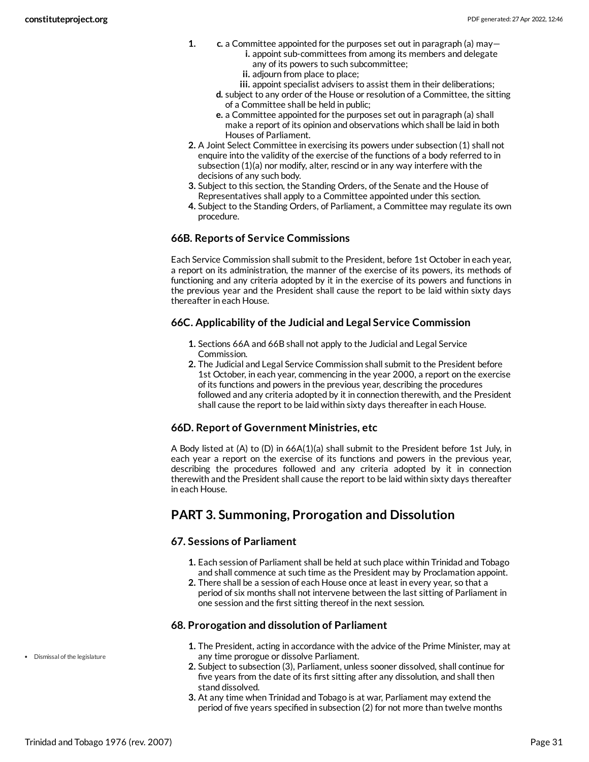1. 
    c. a Committee appointed for the purposes set out in paragraph (a) may—
        i. appoint sub-committees from among its members and delegate any of its powers to such subcommittee;
        ii. adjourn from place to place;
        iii. appoint specialist advisers to assist them in their deliberations;
    d. subject to any order of the House or resolution of a Committee, the sitting of a Committee shall be held in public;
    e. a Committee appointed for the purposes set out in paragraph (a) shall make a report of its opinion and observations which shall be laid in both Houses of Parliament.
2. A Joint Select Committee in exercising its powers under subsection (1) shall not enquire into the validity of the exercise of the functions of a body referred to in subsection (1)(a) nor modify, alter, rescind or in any way interfere with the decisions of any such body.
3. Subject to this section, the Standing Orders, of the Senate and the House of Representatives shall apply to a Committee appointed under this section.
4. Subject to the Standing Orders, of Parliament, a Committee may regulate its own procedure.

### 66B. Reports of Service Commissions

Each Service Commission shall submit to the President, before 1st October in each year, a report on its administration, the manner of the exercise of its powers, its methods of functioning and any criteria adopted by it in the exercise of its powers and functions in the previous year and the President shall cause the report to be laid within sixty days thereafter in each House.

### 66C. Applicability of the Judicial and Legal Service Commission

1. Sections 66A and 66B shall not apply to the Judicial and Legal Service Commission.
2. The Judicial and Legal Service Commission shall submit to the President before 1st October, in each year, commencing in the year 2000, a report on the exercise of its functions and powers in the previous year, describing the procedures followed and any criteria adopted by it in connection therewith, and the President shall cause the report to be laid within sixty days thereafter in each House.

### 66D. Report of Government Ministries, etc

A Body listed at (A) to (D) in 66A(1)(a) shall submit to the President before 1st July, in each year a report on the exercise of its functions and powers in the previous year, describing the procedures followed and any criteria adopted by it in connection therewith and the President shall cause the report to be laid within sixty days thereafter in each House.

## PART 3. Summoning, Prorogation and Dissolution

### 67. Sessions of Parliament

1. Each session of Parliament shall be held at such place within Trinidad and Tobago and shall commence at such time as the President may by Proclamation appoint.
2. There shall be a session of each House once at least in every year, so that a period of six months shall not intervene between the last sitting of Parliament in one session and the first sitting thereof in the next session.

### 68. Prorogation and dissolution of Parliament

- Dismissal of the legislature

1. The President, acting in accordance with the advice of the Prime Minister, may at any time prorogue or dissolve Parliament.
2. Subject to subsection (3), Parliament, unless sooner dissolved, shall continue for five years from the date of its first sitting after any dissolution, and shall then stand dissolved.
3. At any time when Trinidad and Tobago is at war, Parliament may extend the period of five years specified in subsection (2) for not more than twelve months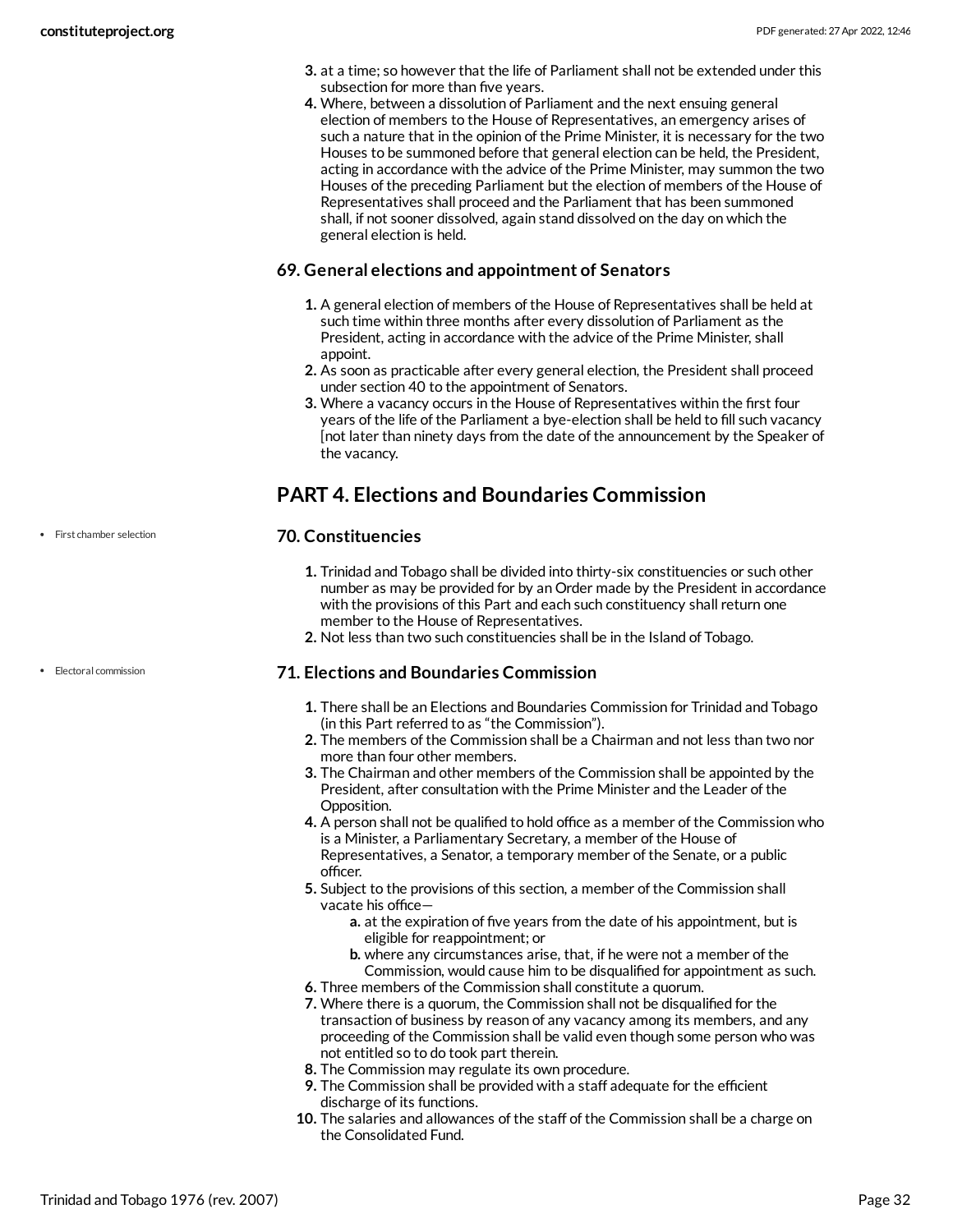3. at a time; so however that the life of Parliament shall not be extended under this subsection for more than five years.
4. Where, between a dissolution of Parliament and the next ensuing general election of members to the House of Representatives, an emergency arises of such a nature that in the opinion of the Prime Minister, it is necessary for the two Houses to be summoned before that general election can be held, the President, acting in accordance with the advice of the Prime Minister, may summon the two Houses of the preceding Parliament but the election of members of the House of Representatives shall proceed and the Parliament that has been summoned shall, if not sooner dissolved, again stand dissolved on the day on which the general election is held.

### 69. General elections and appointment of Senators

1. A general election of members of the House of Representatives shall be held at such time within three months after every dissolution of Parliament as the President, acting in accordance with the advice of the Prime Minister, shall appoint.
2. As soon as practicable after every general election, the President shall proceed under section 40 to the appointment of Senators.
3. Where a vacancy occurs in the House of Representatives within the first four years of the life of the Parliament a bye-election shall be held to fill such vacancy [not later than ninety days from the date of the announcement by the Speaker of the vacancy.

## PART 4. Elections and Boundaries Commission

- First chamber selection

### 70. Constituencies

1. Trinidad and Tobago shall be divided into thirty-six constituencies or such other number as may be provided for by an Order made by the President in accordance with the provisions of this Part and each such constituency shall return one member to the House of Representatives.
2. Not less than two such constituencies shall be in the Island of Tobago.

- Electoral commission

### 71. Elections and Boundaries Commission

1. There shall be an Elections and Boundaries Commission for Trinidad and Tobago (in this Part referred to as "the Commission").
2. The members of the Commission shall be a Chairman and not less than two nor more than four other members.
3. The Chairman and other members of the Commission shall be appointed by the President, after consultation with the Prime Minister and the Leader of the Opposition.
4. A person shall not be qualified to hold office as a member of the Commission who is a Minister, a Parliamentary Secretary, a member of the House of Representatives, a Senator, a temporary member of the Senate, or a public officer.
5. Subject to the provisions of this section, a member of the Commission shall vacate his office—
   a. at the expiration of five years from the date of his appointment, but is eligible for reappointment; or
   b. where any circumstances arise, that, if he were not a member of the Commission, would cause him to be disqualified for appointment as such.
6. Three members of the Commission shall constitute a quorum.
7. Where there is a quorum, the Commission shall not be disqualified for the transaction of business by reason of any vacancy among its members, and any proceeding of the Commission shall be valid even though some person who was not entitled so to do took part therein.
8. The Commission may regulate its own procedure.
9. The Commission shall be provided with a staff adequate for the efficient discharge of its functions.
10. The salaries and allowances of the staff of the Commission shall be a charge on the Consolidated Fund.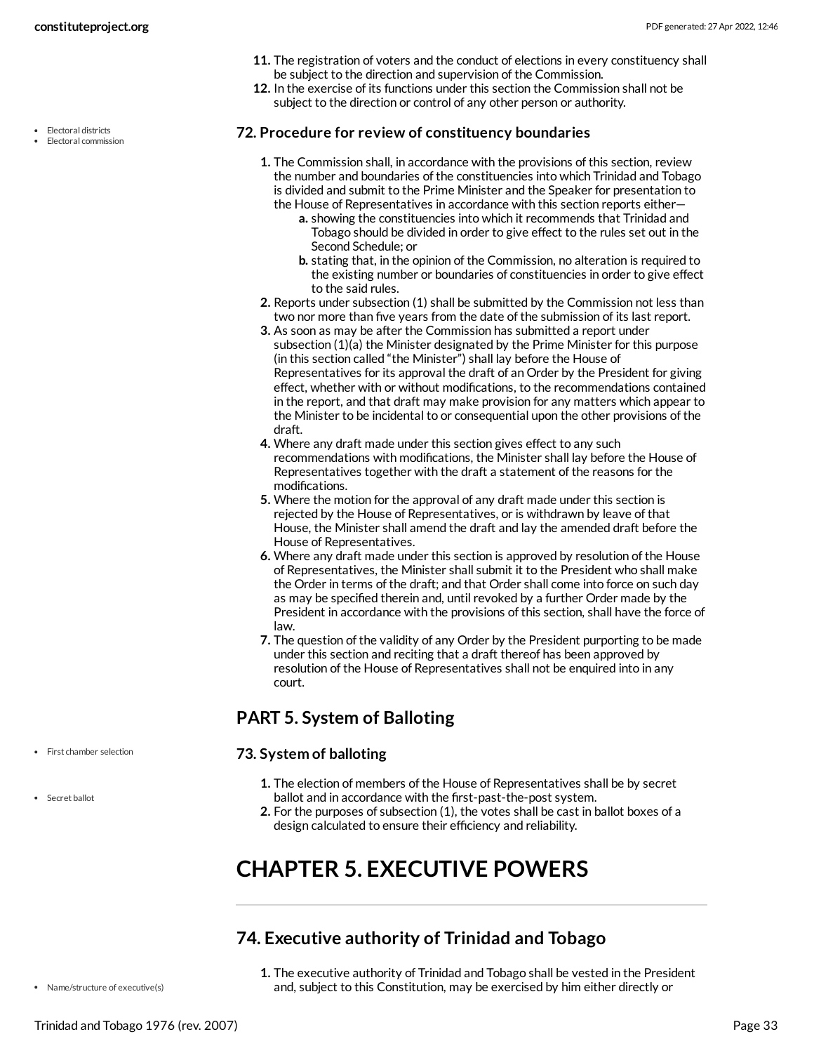11. The registration of voters and the conduct of elections in every constituency shall be subject to the direction and supervision of the Commission.
12. In the exercise of its functions under this section the Commission shall not be subject to the direction or control of any other person or authority.

- Electoral districts
- Electoral commission

### 72. Procedure for review of constituency boundaries

1. The Commission shall, in accordance with the provisions of this section, review the number and boundaries of the constituencies into which Trinidad and Tobago is divided and submit to the Prime Minister and the Speaker for presentation to the House of Representatives in accordance with this section reports either—
   a. showing the constituencies into which it recommends that Trinidad and Tobago should be divided in order to give effect to the rules set out in the Second Schedule; or
   b. stating that, in the opinion of the Commission, no alteration is required to the existing number or boundaries of constituencies in order to give effect to the said rules.
2. Reports under subsection (1) shall be submitted by the Commission not less than two nor more than five years from the date of the submission of its last report.
3. As soon as may be after the Commission has submitted a report under subsection (1)(a) the Minister designated by the Prime Minister for this purpose (in this section called "the Minister") shall lay before the House of Representatives for its approval the draft of an Order by the President for giving effect, whether with or without modifications, to the recommendations contained in the report, and that draft may make provision for any matters which appear to the Minister to be incidental to or consequential upon the other provisions of the draft.
4. Where any draft made under this section gives effect to any such recommendations with modifications, the Minister shall lay before the House of Representatives together with the draft a statement of the reasons for the modifications.
5. Where the motion for the approval of any draft made under this section is rejected by the House of Representatives, or is withdrawn by leave of that House, the Minister shall amend the draft and lay the amended draft before the House of Representatives.
6. Where any draft made under this section is approved by resolution of the House of Representatives, the Minister shall submit it to the President who shall make the Order in terms of the draft; and that Order shall come into force on such day as may be specified therein and, until revoked by a further Order made by the President in accordance with the provisions of this section, shall have the force of law.
7. The question of the validity of any Order by the President purporting to be made under this section and reciting that a draft thereof has been approved by resolution of the House of Representatives shall not be enquired into in any court.

## PART 5. System of Balloting

- First chamber selection

### 73. System of balloting

- Secret ballot

1. The election of members of the House of Representatives shall be by secret ballot and in accordance with the first-past-the-post system.
2. For the purposes of subsection (1), the votes shall be cast in ballot boxes of a design calculated to ensure their efficiency and reliability.

# CHAPTER 5. EXECUTIVE POWERS

## 74. Executive authority of Trinidad and Tobago

- Name/structure of executive(s)

1. The executive authority of Trinidad and Tobago shall be vested in the President and, subject to this Constitution, may be exercised by him either directly or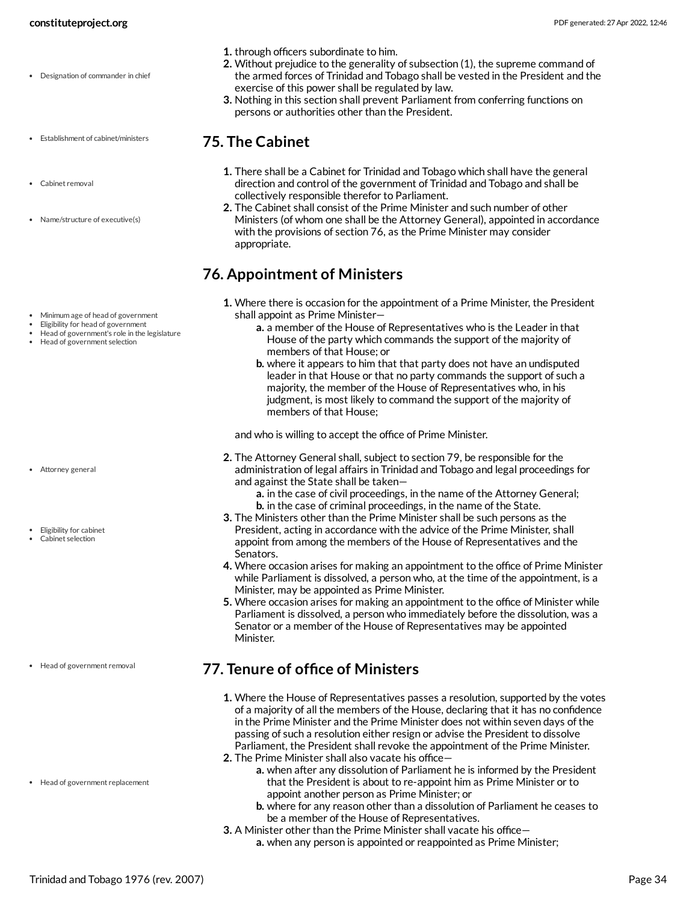1. through officers subordinate to him.
2. Without prejudice to the generality of subsection (1), the supreme command of the armed forces of Trinidad and Tobago shall be vested in the President and the exercise of this power shall be regulated by law.
3. Nothing in this section shall prevent Parliament from conferring functions on persons or authorities other than the President.

- Designation of commander in chief

## 75. The Cabinet

- Establishment of cabinet/ministers
- Cabinet removal
- Name/structure of executive(s)

1. There shall be a Cabinet for Trinidad and Tobago which shall have the general direction and control of the government of Trinidad and Tobago and shall be collectively responsible therefor to Parliament.
2. The Cabinet shall consist of the Prime Minister and such number of other Ministers (of whom one shall be the Attorney General), appointed in accordance with the provisions of section 76, as the Prime Minister may consider appropriate.

## 76. Appointment of Ministers

- Minimum age of head of government
- Eligibility for head of government
- Head of government's role in the legislature
- Head of government selection

1. Where there is occasion for the appointment of a Prime Minister, the President shall appoint as Prime Minister—
   a. a member of the House of Representatives who is the Leader in that House of the party which commands the support of the majority of members of that House; or
   b. where it appears to him that that party does not have an undisputed leader in that House or that no party commands the support of such a majority, the member of the House of Representatives who, in his judgment, is most likely to command the support of the majority of members of that House;

   and who is willing to accept the office of Prime Minister.

- Attorney general

2. The Attorney General shall, subject to section 79, be responsible for the administration of legal affairs in Trinidad and Tobago and legal proceedings for and against the State shall be taken—
   a. in the case of civil proceedings, in the name of the Attorney General;
   b. in the case of criminal proceedings, in the name of the State.

- Eligibility for cabinet
- Cabinet selection

3. The Ministers other than the Prime Minister shall be such persons as the President, acting in accordance with the advice of the Prime Minister, shall appoint from among the members of the House of Representatives and the Senators.
4. Where occasion arises for making an appointment to the office of Prime Minister while Parliament is dissolved, a person who, at the time of the appointment, is a Minister, may be appointed as Prime Minister.
5. Where occasion arises for making an appointment to the office of Minister while Parliament is dissolved, a person who immediately before the dissolution, was a Senator or a member of the House of Representatives may be appointed Minister.

## 77. Tenure of office of Ministers

- Head of government removal

1. Where the House of Representatives passes a resolution, supported by the votes of a majority of all the members of the House, declaring that it has no confidence in the Prime Minister and the Prime Minister does not within seven days of the passing of such a resolution either resign or advise the President to dissolve Parliament, the President shall revoke the appointment of the Prime Minister.
2. The Prime Minister shall also vacate his office—
   a. when after any dissolution of Parliament he is informed by the President that the President is about to re-appoint him as Prime Minister or to appoint another person as Prime Minister; or
   b. where for any reason other than a dissolution of Parliament he ceases to be a member of the House of Representatives.

- Head of government replacement

3. A Minister other than the Prime Minister shall vacate his office—
   a. when any person is appointed or reappointed as Prime Minister;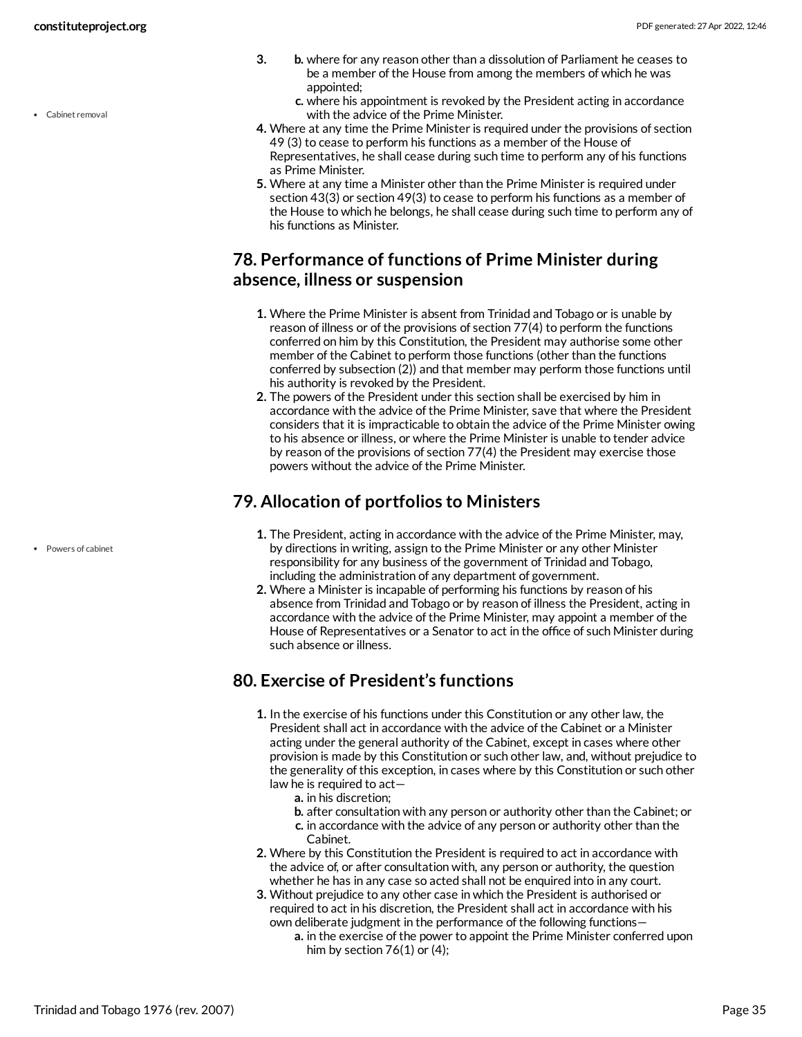3. 
   b. where for any reason other than a dissolution of Parliament he ceases to be a member of the House from among the members of which he was appointed;
   c. where his appointment is revoked by the President acting in accordance with the advice of the Prime Minister.
4. Where at any time the Prime Minister is required under the provisions of section 49 (3) to cease to perform his functions as a member of the House of Representatives, he shall cease during such time to perform any of his functions as Prime Minister.
5. Where at any time a Minister other than the Prime Minister is required under section 43(3) or section 49(3) to cease to perform his functions as a member of the House to which he belongs, he shall cease during such time to perform any of his functions as Minister.

## 78. Performance of functions of Prime Minister during absence, illness or suspension

1. Where the Prime Minister is absent from Trinidad and Tobago or is unable by reason of illness or of the provisions of section 77(4) to perform the functions conferred on him by this Constitution, the President may authorise some other member of the Cabinet to perform those functions (other than the functions conferred by subsection (2)) and that member may perform those functions until his authority is revoked by the President.
2. The powers of the President under this section shall be exercised by him in accordance with the advice of the Prime Minister, save that where the President considers that it is impracticable to obtain the advice of the Prime Minister owing to his absence or illness, or where the Prime Minister is unable to tender advice by reason of the provisions of section 77(4) the President may exercise those powers without the advice of the Prime Minister.

## 79. Allocation of portfolios to Ministers

1. The President, acting in accordance with the advice of the Prime Minister, may, by directions in writing, assign to the Prime Minister or any other Minister responsibility for any business of the government of Trinidad and Tobago, including the administration of any department of government.
2. Where a Minister is incapable of performing his functions by reason of his absence from Trinidad and Tobago or by reason of illness the President, acting in accordance with the advice of the Prime Minister, may appoint a member of the House of Representatives or a Senator to act in the office of such Minister during such absence or illness.

## 80. Exercise of President's functions

1. In the exercise of his functions under this Constitution or any other law, the President shall act in accordance with the advice of the Cabinet or a Minister acting under the general authority of the Cabinet, except in cases where other provision is made by this Constitution or such other law, and, without prejudice to the generality of this exception, in cases where by this Constitution or such other law he is required to act—
   a. in his discretion;
   b. after consultation with any person or authority other than the Cabinet; or
   c. in accordance with the advice of any person or authority other than the Cabinet.
2. Where by this Constitution the President is required to act in accordance with the advice of, or after consultation with, any person or authority, the question whether he has in any case so acted shall not be enquired into in any court.
3. Without prejudice to any other case in which the President is authorised or required to act in his discretion, the President shall act in accordance with his own deliberate judgment in the performance of the following functions—
   a. in the exercise of the power to appoint the Prime Minister conferred upon him by section 76(1) or (4);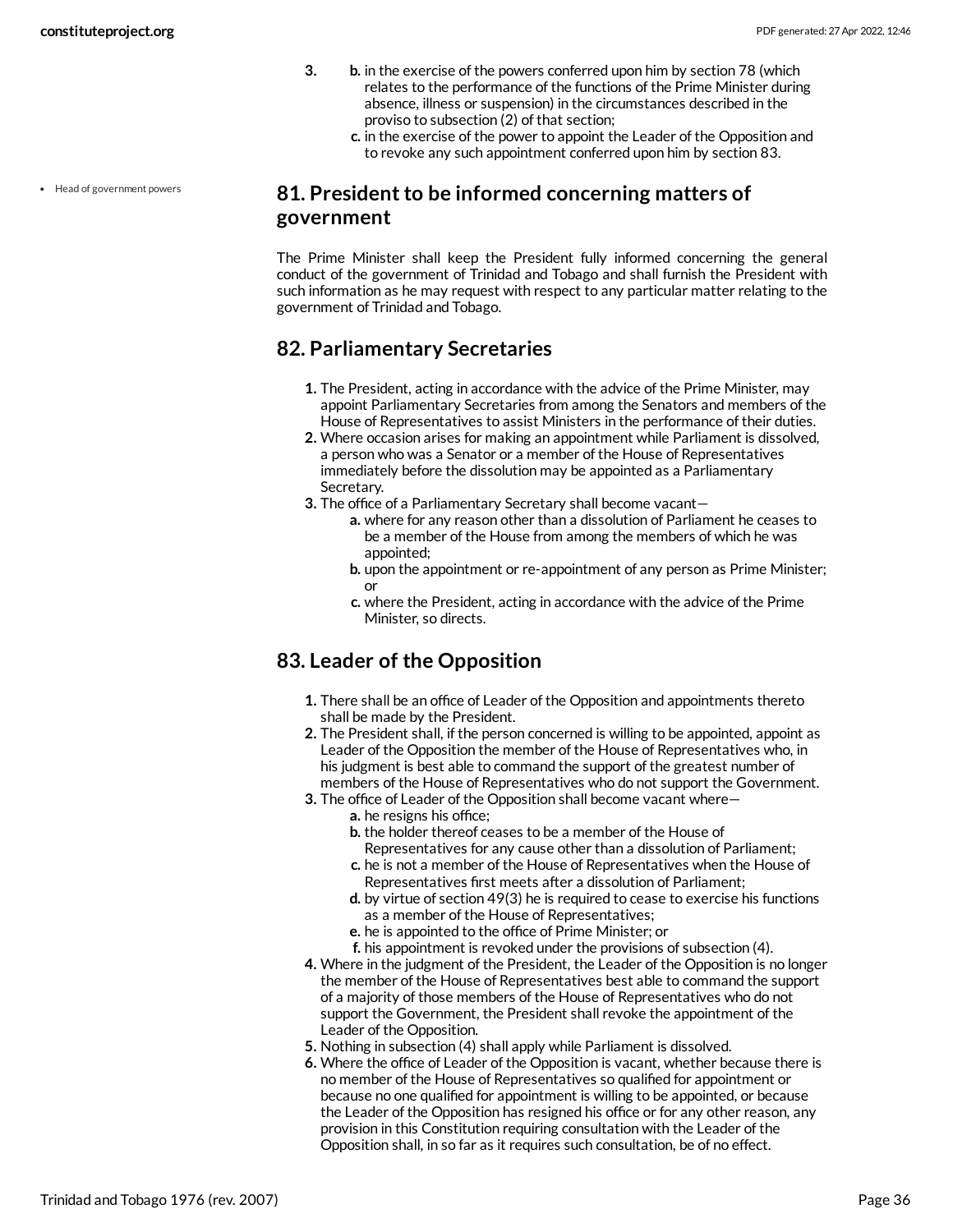3. 
   b. in the exercise of the powers conferred upon him by section 78 (which relates to the performance of the functions of the Prime Minister during absence, illness or suspension) in the circumstances described in the proviso to subsection (2) of that section;
   c. in the exercise of the power to appoint the Leader of the Opposition and to revoke any such appointment conferred upon him by section 83.

- Head of government powers

## 81. President to be informed concerning matters of government

The Prime Minister shall keep the President fully informed concerning the general conduct of the government of Trinidad and Tobago and shall furnish the President with such information as he may request with respect to any particular matter relating to the government of Trinidad and Tobago.

## 82. Parliamentary Secretaries

1. The President, acting in accordance with the advice of the Prime Minister, may appoint Parliamentary Secretaries from among the Senators and members of the House of Representatives to assist Ministers in the performance of their duties.
2. Where occasion arises for making an appointment while Parliament is dissolved, a person who was a Senator or a member of the House of Representatives immediately before the dissolution may be appointed as a Parliamentary Secretary.
3. The office of a Parliamentary Secretary shall become vacant—
   a. where for any reason other than a dissolution of Parliament he ceases to be a member of the House from among the members of which he was appointed;
   b. upon the appointment or re-appointment of any person as Prime Minister; or
   c. where the President, acting in accordance with the advice of the Prime Minister, so directs.

## 83. Leader of the Opposition

1. There shall be an office of Leader of the Opposition and appointments thereto shall be made by the President.
2. The President shall, if the person concerned is willing to be appointed, appoint as Leader of the Opposition the member of the House of Representatives who, in his judgment is best able to command the support of the greatest number of members of the House of Representatives who do not support the Government.
3. The office of Leader of the Opposition shall become vacant where—
   a. he resigns his office;
   b. the holder thereof ceases to be a member of the House of Representatives for any cause other than a dissolution of Parliament;
   c. he is not a member of the House of Representatives when the House of Representatives first meets after a dissolution of Parliament;
   d. by virtue of section 49(3) he is required to cease to exercise his functions as a member of the House of Representatives;
   e. he is appointed to the office of Prime Minister; or
   f. his appointment is revoked under the provisions of subsection (4).
4. Where in the judgment of the President, the Leader of the Opposition is no longer the member of the House of Representatives best able to command the support of a majority of those members of the House of Representatives who do not support the Government, the President shall revoke the appointment of the Leader of the Opposition.
5. Nothing in subsection (4) shall apply while Parliament is dissolved.
6. Where the office of Leader of the Opposition is vacant, whether because there is no member of the House of Representatives so qualified for appointment or because no one qualified for appointment is willing to be appointed, or because the Leader of the Opposition has resigned his office or for any other reason, any provision in this Constitution requiring consultation with the Leader of the Opposition shall, in so far as it requires such consultation, be of no effect.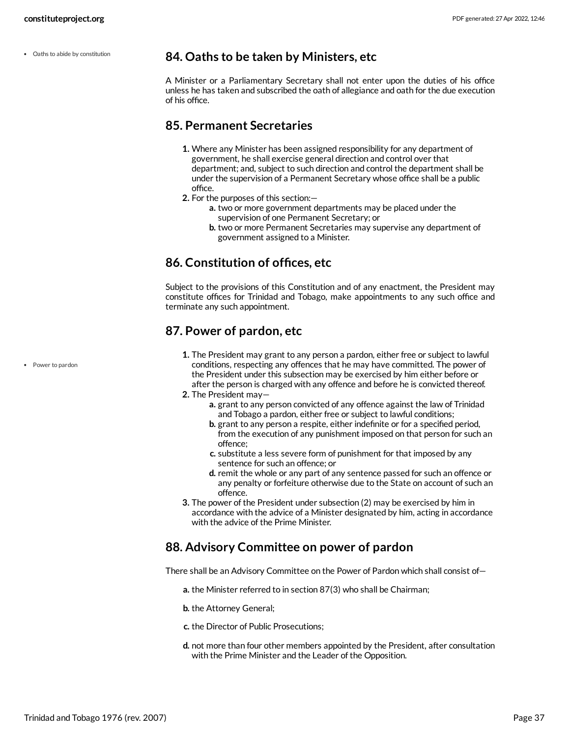- Oaths to abide by constitution

## 84. Oaths to be taken by Ministers, etc

A Minister or a Parliamentary Secretary shall not enter upon the duties of his office unless he has taken and subscribed the oath of allegiance and oath for the due execution of his office.

## 85. Permanent Secretaries

1. Where any Minister has been assigned responsibility for any department of government, he shall exercise general direction and control over that department; and, subject to such direction and control the department shall be under the supervision of a Permanent Secretary whose office shall be a public office.
2. For the purposes of this section:—
   a. two or more government departments may be placed under the supervision of one Permanent Secretary; or
   b. two or more Permanent Secretaries may supervise any department of government assigned to a Minister.

## 86. Constitution of offices, etc

Subject to the provisions of this Constitution and of any enactment, the President may constitute offices for Trinidad and Tobago, make appointments to any such office and terminate any such appointment.

## 87. Power of pardon, etc

- Power to pardon

1. The President may grant to any person a pardon, either free or subject to lawful conditions, respecting any offences that he may have committed. The power of the President under this subsection may be exercised by him either before or after the person is charged with any offence and before he is convicted thereof.
2. The President may—
   a. grant to any person convicted of any offence against the law of Trinidad and Tobago a pardon, either free or subject to lawful conditions;
   b. grant to any person a respite, either indefinite or for a specified period, from the execution of any punishment imposed on that person for such an offence;
   c. substitute a less severe form of punishment for that imposed by any sentence for such an offence; or
   d. remit the whole or any part of any sentence passed for such an offence or any penalty or forfeiture otherwise due to the State on account of such an offence.
3. The power of the President under subsection (2) may be exercised by him in accordance with the advice of a Minister designated by him, acting in accordance with the advice of the Prime Minister.

## 88. Advisory Committee on power of pardon

There shall be an Advisory Committee on the Power of Pardon which shall consist of—

a. the Minister referred to in section 87(3) who shall be Chairman;

b. the Attorney General;

c. the Director of Public Prosecutions;

d. not more than four other members appointed by the President, after consultation with the Prime Minister and the Leader of the Opposition.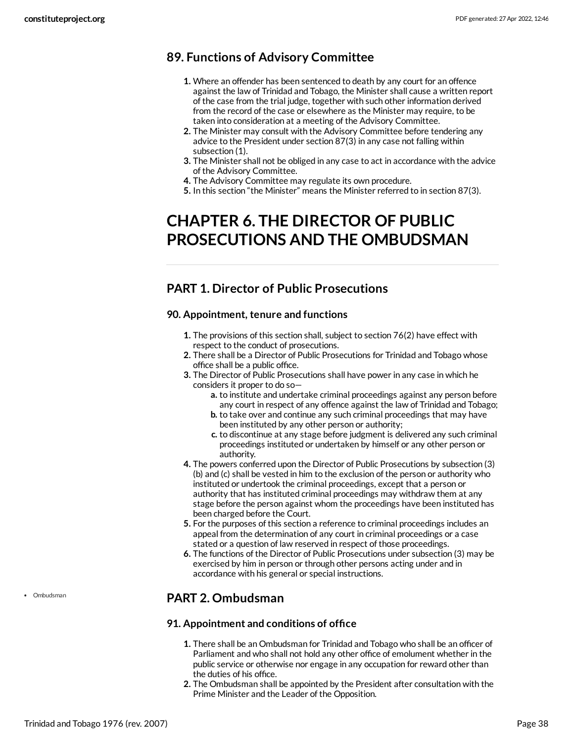### 89. Functions of Advisory Committee

1. Where an offender has been sentenced to death by any court for an offence against the law of Trinidad and Tobago, the Minister shall cause a written report of the case from the trial judge, together with such other information derived from the record of the case or elsewhere as the Minister may require, to be taken into consideration at a meeting of the Advisory Committee.
2. The Minister may consult with the Advisory Committee before tendering any advice to the President under section 87(3) in any case not falling within subsection (1).
3. The Minister shall not be obliged in any case to act in accordance with the advice of the Advisory Committee.
4. The Advisory Committee may regulate its own procedure.
5. In this section "the Minister" means the Minister referred to in section 87(3).

# CHAPTER 6. THE DIRECTOR OF PUBLIC PROSECUTIONS AND THE OMBUDSMAN

## PART 1. Director of Public Prosecutions

### 90. Appointment, tenure and functions

1. The provisions of this section shall, subject to section 76(2) have effect with respect to the conduct of prosecutions.
2. There shall be a Director of Public Prosecutions for Trinidad and Tobago whose office shall be a public office.
3. The Director of Public Prosecutions shall have power in any case in which he considers it proper to do so—
   a. to institute and undertake criminal proceedings against any person before any court in respect of any offence against the law of Trinidad and Tobago;
   b. to take over and continue any such criminal proceedings that may have been instituted by any other person or authority;
   c. to discontinue at any stage before judgment is delivered any such criminal proceedings instituted or undertaken by himself or any other person or authority.
4. The powers conferred upon the Director of Public Prosecutions by subsection (3)(b) and (c) shall be vested in him to the exclusion of the person or authority who instituted or undertook the criminal proceedings, except that a person or authority that has instituted criminal proceedings may withdraw them at any stage before the person against whom the proceedings have been instituted has been charged before the Court.
5. For the purposes of this section a reference to criminal proceedings includes an appeal from the determination of any court in criminal proceedings or a case stated or a question of law reserved in respect of those proceedings.
6. The functions of the Director of Public Prosecutions under subsection (3) may be exercised by him in person or through other persons acting under and in accordance with his general or special instructions.

## PART 2. Ombudsman

- Ombudsman

### 91. Appointment and conditions of office

1. There shall be an Ombudsman for Trinidad and Tobago who shall be an officer of Parliament and who shall not hold any other office of emolument whether in the public service or otherwise nor engage in any occupation for reward other than the duties of his office.
2. The Ombudsman shall be appointed by the President after consultation with the Prime Minister and the Leader of the Opposition.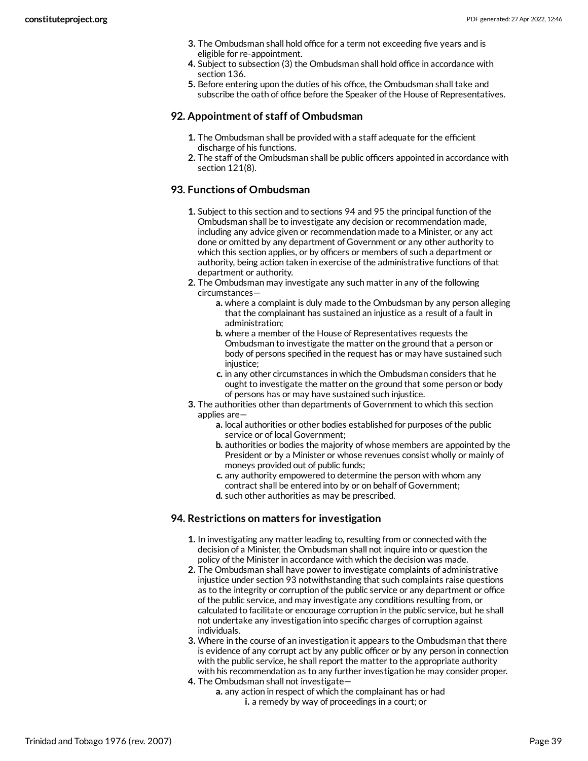3. The Ombudsman shall hold office for a term not exceeding five years and is eligible for re-appointment.
4. Subject to subsection (3) the Ombudsman shall hold office in accordance with section 136.
5. Before entering upon the duties of his office, the Ombudsman shall take and subscribe the oath of office before the Speaker of the House of Representatives.

### 92. Appointment of staff of Ombudsman

1. The Ombudsman shall be provided with a staff adequate for the efficient discharge of his functions.
2. The staff of the Ombudsman shall be public officers appointed in accordance with section 121(8).

### 93. Functions of Ombudsman

1. Subject to this section and to sections 94 and 95 the principal function of the Ombudsman shall be to investigate any decision or recommendation made, including any advice given or recommendation made to a Minister, or any act done or omitted by any department of Government or any other authority to which this section applies, or by officers or members of such a department or authority, being action taken in exercise of the administrative functions of that department or authority.
2. The Ombudsman may investigate any such matter in any of the following circumstances—
    a. where a complaint is duly made to the Ombudsman by any person alleging that the complainant has sustained an injustice as a result of a fault in administration;
    b. where a member of the House of Representatives requests the Ombudsman to investigate the matter on the ground that a person or body of persons specified in the request has or may have sustained such injustice;
    c. in any other circumstances in which the Ombudsman considers that he ought to investigate the matter on the ground that some person or body of persons has or may have sustained such injustice.
3. The authorities other than departments of Government to which this section applies are—
    a. local authorities or other bodies established for purposes of the public service or of local Government;
    b. authorities or bodies the majority of whose members are appointed by the President or by a Minister or whose revenues consist wholly or mainly of moneys provided out of public funds;
    c. any authority empowered to determine the person with whom any contract shall be entered into by or on behalf of Government;
    d. such other authorities as may be prescribed.

### 94. Restrictions on matters for investigation

1. In investigating any matter leading to, resulting from or connected with the decision of a Minister, the Ombudsman shall not inquire into or question the policy of the Minister in accordance with which the decision was made.
2. The Ombudsman shall have power to investigate complaints of administrative injustice under section 93 notwithstanding that such complaints raise questions as to the integrity or corruption of the public service or any department or office of the public service, and may investigate any conditions resulting from, or calculated to facilitate or encourage corruption in the public service, but he shall not undertake any investigation into specific charges of corruption against individuals.
3. Where in the course of an investigation it appears to the Ombudsman that there is evidence of any corrupt act by any public officer or by any person in connection with the public service, he shall report the matter to the appropriate authority with his recommendation as to any further investigation he may consider proper.
4. The Ombudsman shall not investigate—
    a. any action in respect of which the complainant has or had
        i. a remedy by way of proceedings in a court; or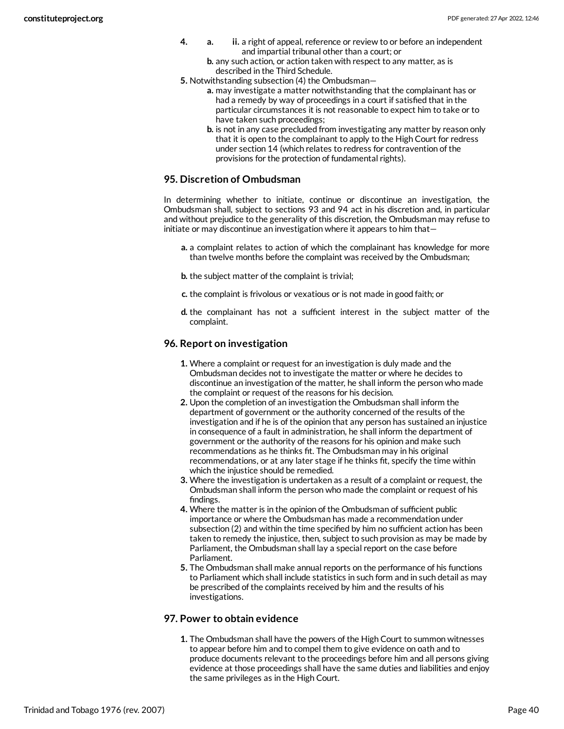4. a. ii. a right of appeal, reference or review to or before an independent and impartial tribunal other than a court; or
   b. any such action, or action taken with respect to any matter, as is described in the Third Schedule.
5. Notwithstanding subsection (4) the Ombudsman—
   a. may investigate a matter notwithstanding that the complainant has or had a remedy by way of proceedings in a court if satisfied that in the particular circumstances it is not reasonable to expect him to take or to have taken such proceedings;
   b. is not in any case precluded from investigating any matter by reason only that it is open to the complainant to apply to the High Court for redress under section 14 (which relates to redress for contravention of the provisions for the protection of fundamental rights).

### 95. Discretion of Ombudsman

In determining whether to initiate, continue or discontinue an investigation, the Ombudsman shall, subject to sections 93 and 94 act in his discretion and, in particular and without prejudice to the generality of this discretion, the Ombudsman may refuse to initiate or may discontinue an investigation where it appears to him that—

a. a complaint relates to action of which the complainant has knowledge for more than twelve months before the complaint was received by the Ombudsman;

b. the subject matter of the complaint is trivial;

c. the complaint is frivolous or vexatious or is not made in good faith; or

d. the complainant has not a sufficient interest in the subject matter of the complaint.

### 96. Report on investigation

1. Where a complaint or request for an investigation is duly made and the Ombudsman decides not to investigate the matter or where he decides to discontinue an investigation of the matter, he shall inform the person who made the complaint or request of the reasons for his decision.
2. Upon the completion of an investigation the Ombudsman shall inform the department of government or the authority concerned of the results of the investigation and if he is of the opinion that any person has sustained an injustice in consequence of a fault in administration, he shall inform the department of government or the authority of the reasons for his opinion and make such recommendations as he thinks fit. The Ombudsman may in his original recommendations, or at any later stage if he thinks fit, specify the time within which the injustice should be remedied.
3. Where the investigation is undertaken as a result of a complaint or request, the Ombudsman shall inform the person who made the complaint or request of his findings.
4. Where the matter is in the opinion of the Ombudsman of sufficient public importance or where the Ombudsman has made a recommendation under subsection (2) and within the time specified by him no sufficient action has been taken to remedy the injustice, then, subject to such provision as may be made by Parliament, the Ombudsman shall lay a special report on the case before Parliament.
5. The Ombudsman shall make annual reports on the performance of his functions to Parliament which shall include statistics in such form and in such detail as may be prescribed of the complaints received by him and the results of his investigations.

### 97. Power to obtain evidence

1. The Ombudsman shall have the powers of the High Court to summon witnesses to appear before him and to compel them to give evidence on oath and to produce documents relevant to the proceedings before him and all persons giving evidence at those proceedings shall have the same duties and liabilities and enjoy the same privileges as in the High Court.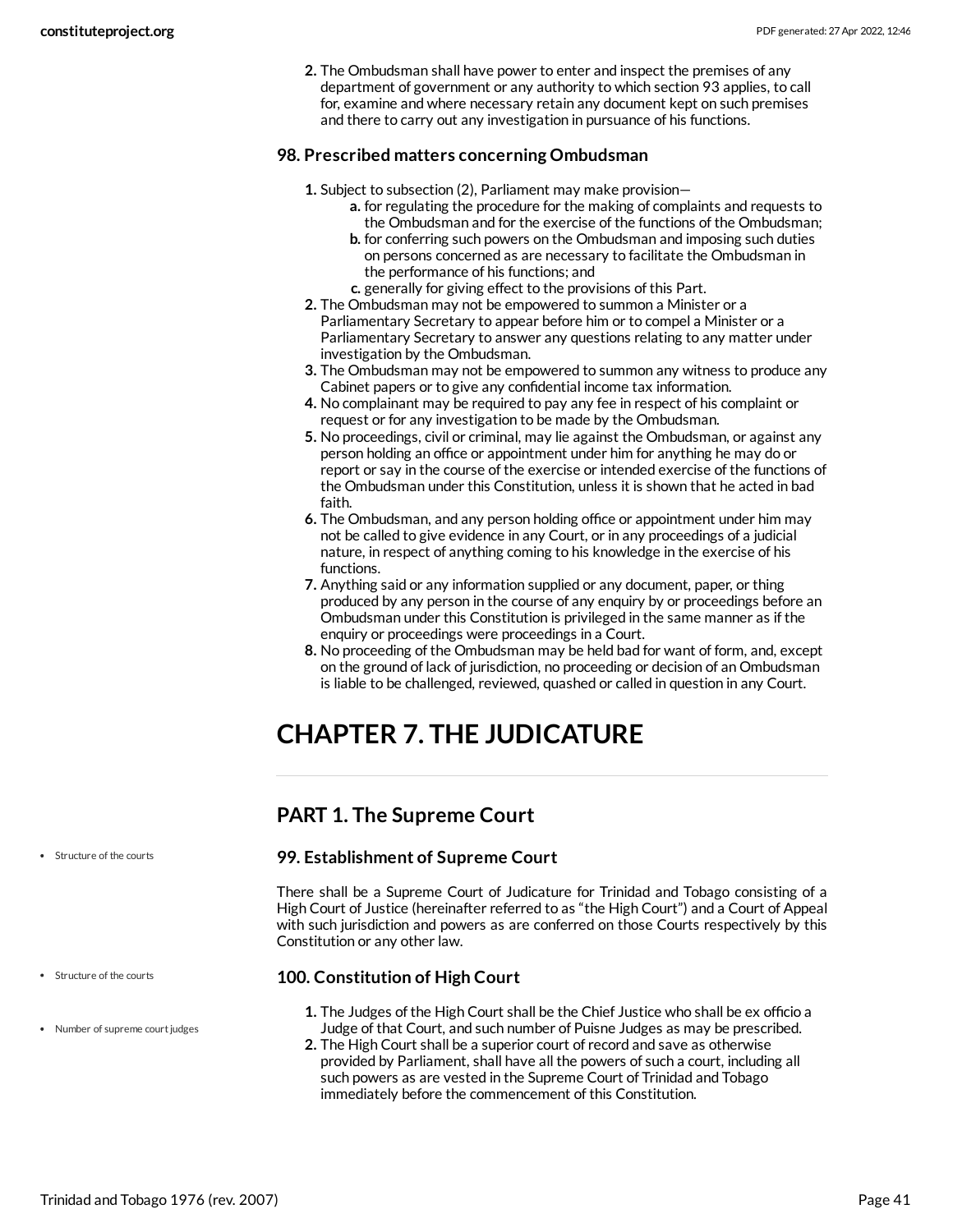2. The Ombudsman shall have power to enter and inspect the premises of any department of government or any authority to which section 93 applies, to call for, examine and where necessary retain any document kept on such premises and there to carry out any investigation in pursuance of his functions.

### 98. Prescribed matters concerning Ombudsman

1. Subject to subsection (2), Parliament may make provision—
   a. for regulating the procedure for the making of complaints and requests to the Ombudsman and for the exercise of the functions of the Ombudsman;
   b. for conferring such powers on the Ombudsman and imposing such duties on persons concerned as are necessary to facilitate the Ombudsman in the performance of his functions; and
   c. generally for giving effect to the provisions of this Part.
2. The Ombudsman may not be empowered to summon a Minister or a Parliamentary Secretary to appear before him or to compel a Minister or a Parliamentary Secretary to answer any questions relating to any matter under investigation by the Ombudsman.
3. The Ombudsman may not be empowered to summon any witness to produce any Cabinet papers or to give any confidential income tax information.
4. No complainant may be required to pay any fee in respect of his complaint or request or for any investigation to be made by the Ombudsman.
5. No proceedings, civil or criminal, may lie against the Ombudsman, or against any person holding an office or appointment under him for anything he may do or report or say in the course of the exercise or intended exercise of the functions of the Ombudsman under this Constitution, unless it is shown that he acted in bad faith.
6. The Ombudsman, and any person holding office or appointment under him may not be called to give evidence in any Court, or in any proceedings of a judicial nature, in respect of anything coming to his knowledge in the exercise of his functions.
7. Anything said or any information supplied or any document, paper, or thing produced by any person in the course of any enquiry by or proceedings before an Ombudsman under this Constitution is privileged in the same manner as if the enquiry or proceedings were proceedings in a Court.
8. No proceeding of the Ombudsman may be held bad for want of form, and, except on the ground of lack of jurisdiction, no proceeding or decision of an Ombudsman is liable to be challenged, reviewed, quashed or called in question in any Court.

# CHAPTER 7. THE JUDICATURE

## PART 1. The Supreme Court

- Structure of the courts

### 99. Establishment of Supreme Court

There shall be a Supreme Court of Judicature for Trinidad and Tobago consisting of a High Court of Justice (hereinafter referred to as "the High Court") and a Court of Appeal with such jurisdiction and powers as are conferred on those Courts respectively by this Constitution or any other law.

- Structure of the courts
- Number of supreme court judges

### 100. Constitution of High Court

1. The Judges of the High Court shall be the Chief Justice who shall be ex officio a Judge of that Court, and such number of Puisne Judges as may be prescribed.
2. The High Court shall be a superior court of record and save as otherwise provided by Parliament, shall have all the powers of such a court, including all such powers as are vested in the Supreme Court of Trinidad and Tobago immediately before the commencement of this Constitution.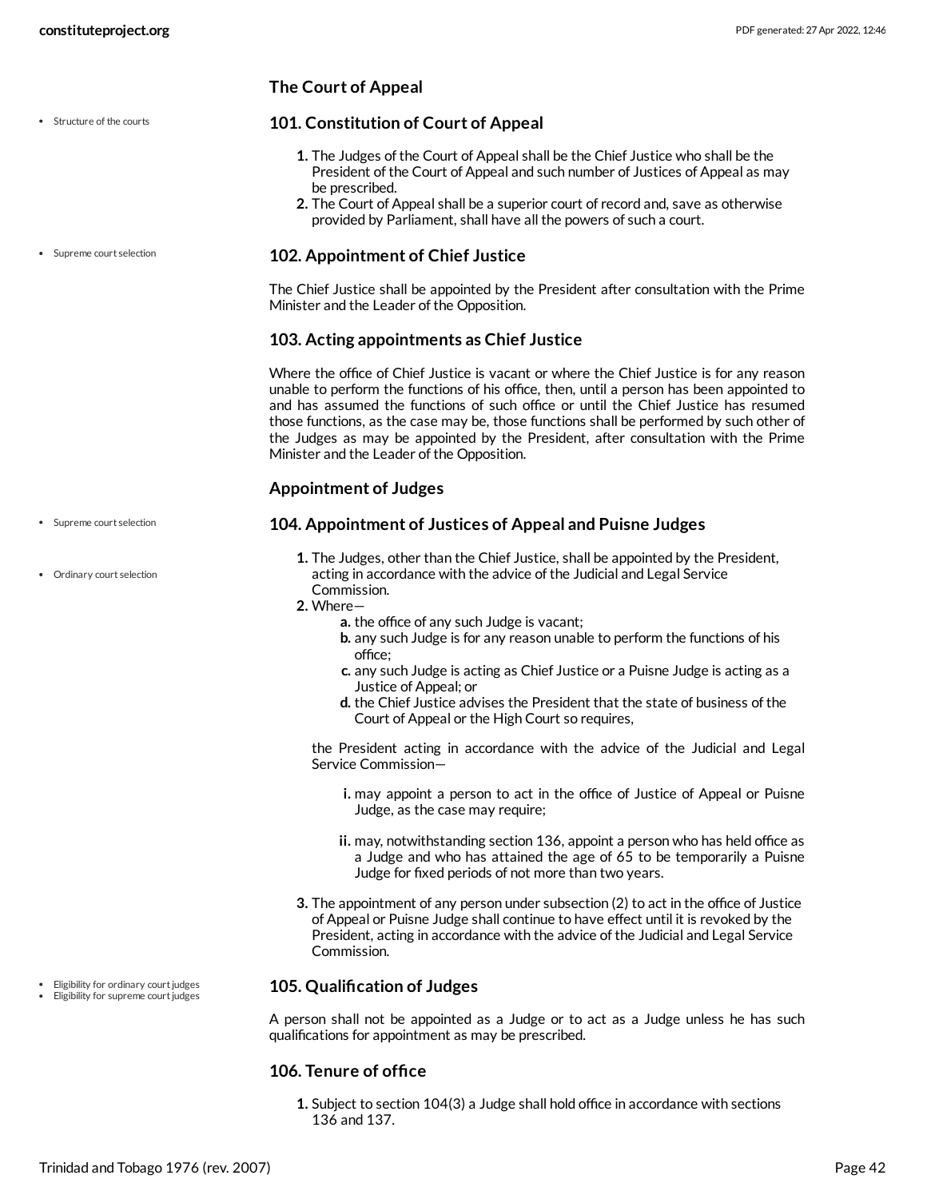### The Court of Appeal

#### 101. Constitution of Court of Appeal

- Structure of the courts

1. The Judges of the Court of Appeal shall be the Chief Justice who shall be the President of the Court of Appeal and such number of Justices of Appeal as may be prescribed.
2. The Court of Appeal shall be a superior court of record and, save as otherwise provided by Parliament, shall have all the powers of such a court.

#### 102. Appointment of Chief Justice

- Supreme court selection

The Chief Justice shall be appointed by the President after consultation with the Prime Minister and the Leader of the Opposition.

#### 103. Acting appointments as Chief Justice

Where the office of Chief Justice is vacant or where the Chief Justice is for any reason unable to perform the functions of his office, then, until a person has been appointed to and has assumed the functions of such office or until the Chief Justice has resumed those functions, as the case may be, those functions shall be performed by such other of the Judges as may be appointed by the President, after consultation with the Prime Minister and the Leader of the Opposition.

### Appointment of Judges

#### 104. Appointment of Justices of Appeal and Puisne Judges

- Supreme court selection
- Ordinary court selection

1. The Judges, other than the Chief Justice, shall be appointed by the President, acting in accordance with the advice of the Judicial and Legal Service Commission.
2. Where—
   a. the office of any such Judge is vacant;
   b. any such Judge is for any reason unable to perform the functions of his office;
   c. any such Judge is acting as Chief Justice or a Puisne Judge is acting as a Justice of Appeal; or
   d. the Chief Justice advises the President that the state of business of the Court of Appeal or the High Court so requires,

   the President acting in accordance with the advice of the Judicial and Legal Service Commission—

   i. may appoint a person to act in the office of Justice of Appeal or Puisne Judge, as the case may require;

   ii. may, notwithstanding section 136, appoint a person who has held office as a Judge and who has attained the age of 65 to be temporarily a Puisne Judge for fixed periods of not more than two years.

3. The appointment of any person under subsection (2) to act in the office of Justice of Appeal or Puisne Judge shall continue to have effect until it is revoked by the President, acting in accordance with the advice of the Judicial and Legal Service Commission.

#### 105. Qualification of Judges

- Eligibility for ordinary court judges
- Eligibility for supreme court judges

A person shall not be appointed as a Judge or to act as a Judge unless he has such qualifications for appointment as may be prescribed.

#### 106. Tenure of office

1. Subject to section 104(3) a Judge shall hold office in accordance with sections 136 and 137.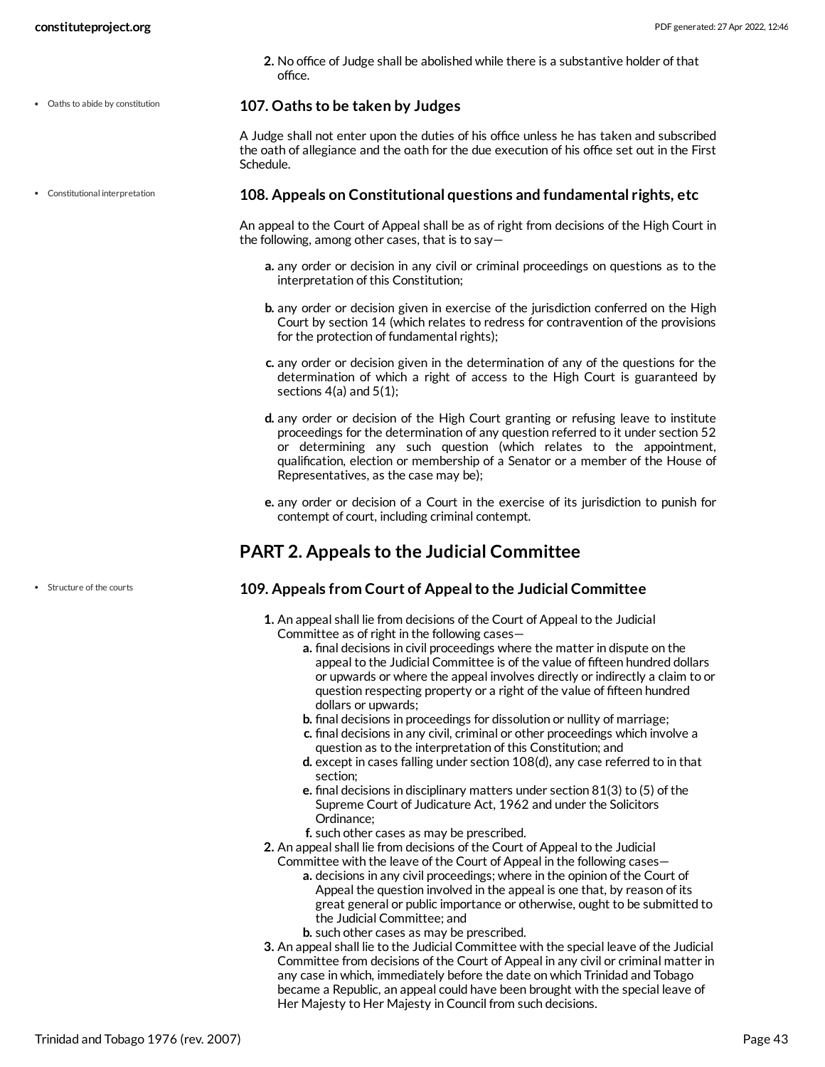2. No office of Judge shall be abolished while there is a substantive holder of that office.

- Oaths to abide by constitution

### 107. Oaths to be taken by Judges

A Judge shall not enter upon the duties of his office unless he has taken and subscribed the oath of allegiance and the oath for the due execution of his office set out in the First Schedule.

- Constitutional interpretation

### 108. Appeals on Constitutional questions and fundamental rights, etc

An appeal to the Court of Appeal shall be as of right from decisions of the High Court in the following, among other cases, that is to say—

a. any order or decision in any civil or criminal proceedings on questions as to the interpretation of this Constitution;

b. any order or decision given in exercise of the jurisdiction conferred on the High Court by section 14 (which relates to redress for contravention of the provisions for the protection of fundamental rights);

c. any order or decision given in the determination of any of the questions for the determination of which a right of access to the High Court is guaranteed by sections 4(a) and 5(1);

d. any order or decision of the High Court granting or refusing leave to institute proceedings for the determination of any question referred to it under section 52 or determining any such question (which relates to the appointment, qualification, election or membership of a Senator or a member of the House of Representatives, as the case may be);

e. any order or decision of a Court in the exercise of its jurisdiction to punish for contempt of court, including criminal contempt.

## PART 2. Appeals to the Judicial Committee

- Structure of the courts

### 109. Appeals from Court of Appeal to the Judicial Committee

1. An appeal shall lie from decisions of the Court of Appeal to the Judicial Committee as of right in the following cases—
   a. final decisions in civil proceedings where the matter in dispute on the appeal to the Judicial Committee is of the value of fifteen hundred dollars or upwards or where the appeal involves directly or indirectly a claim to or question respecting property or a right of the value of fifteen hundred dollars or upwards;
   b. final decisions in proceedings for dissolution or nullity of marriage;
   c. final decisions in any civil, criminal or other proceedings which involve a question as to the interpretation of this Constitution; and
   d. except in cases falling under section 108(d), any case referred to in that section;
   e. final decisions in disciplinary matters under section 81(3) to (5) of the Supreme Court of Judicature Act, 1962 and under the Solicitors Ordinance;
   f. such other cases as may be prescribed.
2. An appeal shall lie from decisions of the Court of Appeal to the Judicial Committee with the leave of the Court of Appeal in the following cases—
   a. decisions in any civil proceedings; where in the opinion of the Court of Appeal the question involved in the appeal is one that, by reason of its great general or public importance or otherwise, ought to be submitted to the Judicial Committee; and
   b. such other cases as may be prescribed.
3. An appeal shall lie to the Judicial Committee with the special leave of the Judicial Committee from decisions of the Court of Appeal in any civil or criminal matter in any case in which, immediately before the date on which Trinidad and Tobago became a Republic, an appeal could have been brought with the special leave of Her Majesty to Her Majesty in Council from such decisions.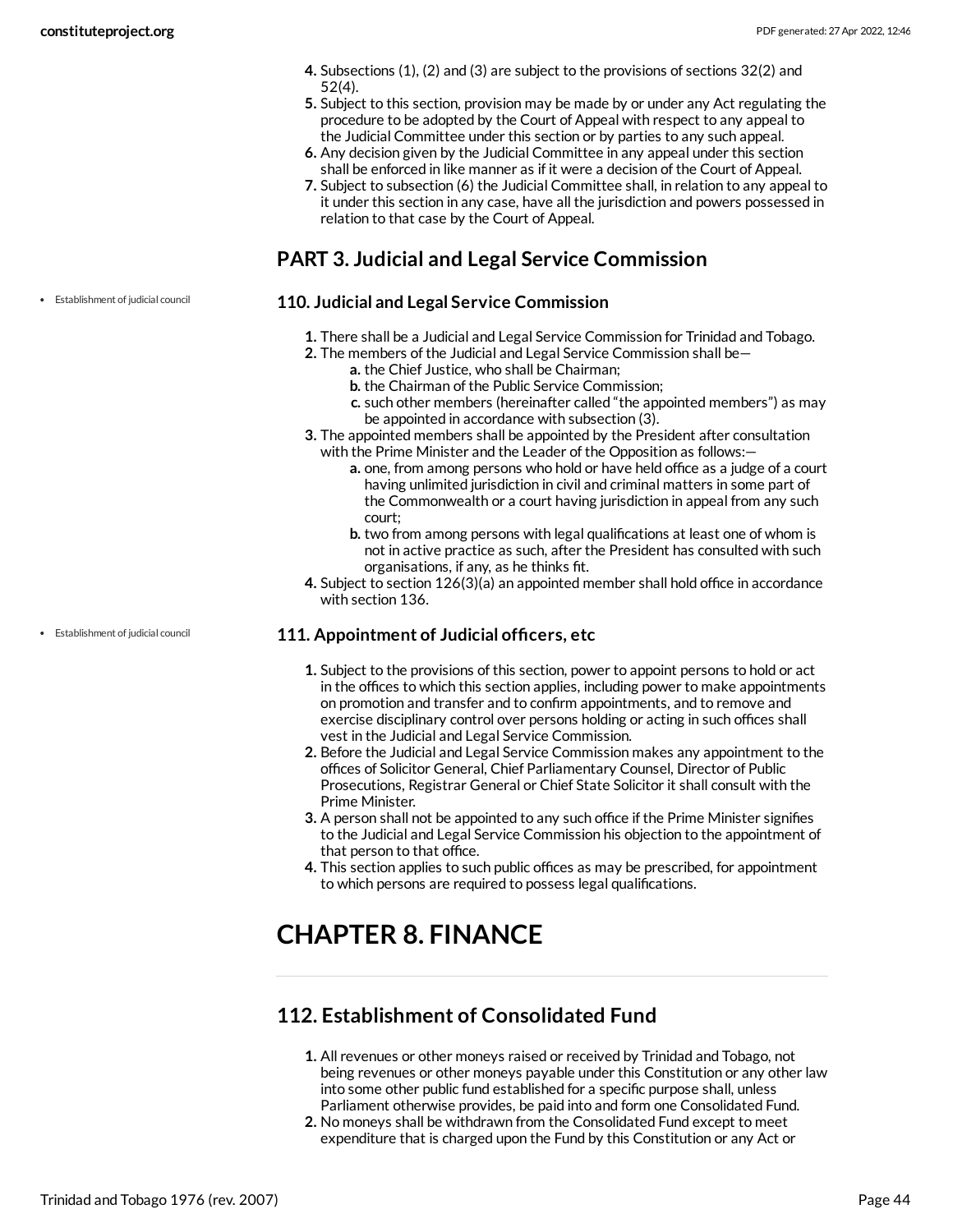4. Subsections (1), (2) and (3) are subject to the provisions of sections 32(2) and 52(4).
5. Subject to this section, provision may be made by or under any Act regulating the procedure to be adopted by the Court of Appeal with respect to any appeal to the Judicial Committee under this section or by parties to any such appeal.
6. Any decision given by the Judicial Committee in any appeal under this section shall be enforced in like manner as if it were a decision of the Court of Appeal.
7. Subject to subsection (6) the Judicial Committee shall, in relation to any appeal to it under this section in any case, have all the jurisdiction and powers possessed in relation to that case by the Court of Appeal.

## PART 3. Judicial and Legal Service Commission

- Establishment of judicial council

### 110. Judicial and Legal Service Commission

1. There shall be a Judicial and Legal Service Commission for Trinidad and Tobago.
2. The members of the Judicial and Legal Service Commission shall be—
   a. the Chief Justice, who shall be Chairman;
   b. the Chairman of the Public Service Commission;
   c. such other members (hereinafter called "the appointed members") as may be appointed in accordance with subsection (3).
3. The appointed members shall be appointed by the President after consultation with the Prime Minister and the Leader of the Opposition as follows:—
   a. one, from among persons who hold or have held office as a judge of a court having unlimited jurisdiction in civil and criminal matters in some part of the Commonwealth or a court having jurisdiction in appeal from any such court;
   b. two from among persons with legal qualifications at least one of whom is not in active practice as such, after the President has consulted with such organisations, if any, as he thinks fit.
4. Subject to section 126(3)(a) an appointed member shall hold office in accordance with section 136.

- Establishment of judicial council

### 111. Appointment of Judicial officers, etc

1. Subject to the provisions of this section, power to appoint persons to hold or act in the offices to which this section applies, including power to make appointments on promotion and transfer and to confirm appointments, and to remove and exercise disciplinary control over persons holding or acting in such offices shall vest in the Judicial and Legal Service Commission.
2. Before the Judicial and Legal Service Commission makes any appointment to the offices of Solicitor General, Chief Parliamentary Counsel, Director of Public Prosecutions, Registrar General or Chief State Solicitor it shall consult with the Prime Minister.
3. A person shall not be appointed to any such office if the Prime Minister signifies to the Judicial and Legal Service Commission his objection to the appointment of that person to that office.
4. This section applies to such public offices as may be prescribed, for appointment to which persons are required to possess legal qualifications.

# CHAPTER 8. FINANCE

## 112. Establishment of Consolidated Fund

1. All revenues or other moneys raised or received by Trinidad and Tobago, not being revenues or other moneys payable under this Constitution or any other law into some other public fund established for a specific purpose shall, unless Parliament otherwise provides, be paid into and form one Consolidated Fund.
2. No moneys shall be withdrawn from the Consolidated Fund except to meet expenditure that is charged upon the Fund by this Constitution or any Act or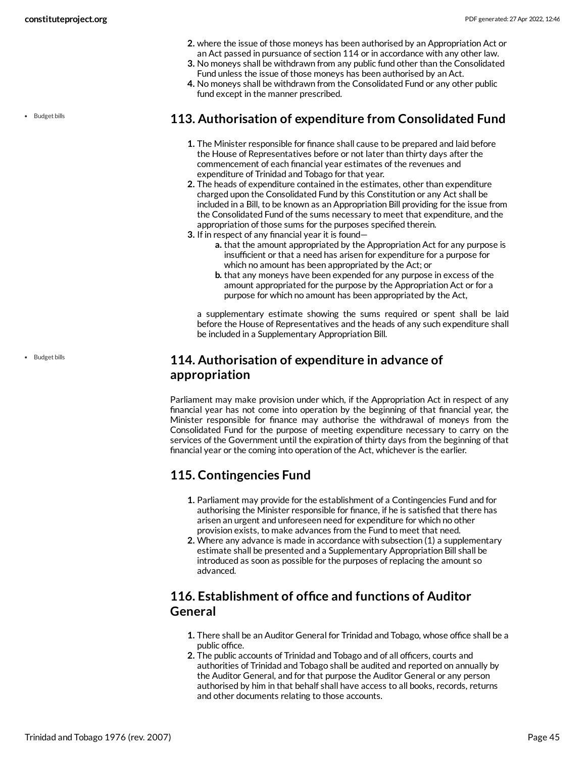2. where the issue of those moneys has been authorised by an Appropriation Act or an Act passed in pursuance of section 114 or in accordance with any other law.
3. No moneys shall be withdrawn from any public fund other than the Consolidated Fund unless the issue of those moneys has been authorised by an Act.
4. No moneys shall be withdrawn from the Consolidated Fund or any other public fund except in the manner prescribed.

- Budget bills

## 113. Authorisation of expenditure from Consolidated Fund

1. The Minister responsible for finance shall cause to be prepared and laid before the House of Representatives before or not later than thirty days after the commencement of each financial year estimates of the revenues and expenditure of Trinidad and Tobago for that year.
2. The heads of expenditure contained in the estimates, other than expenditure charged upon the Consolidated Fund by this Constitution or any Act shall be included in a Bill, to be known as an Appropriation Bill providing for the issue from the Consolidated Fund of the sums necessary to meet that expenditure, and the appropriation of those sums for the purposes specified therein.
3. If in respect of any financial year it is found—
   a. that the amount appropriated by the Appropriation Act for any purpose is insufficient or that a need has arisen for expenditure for a purpose for which no amount has been appropriated by the Act; or
   b. that any moneys have been expended for any purpose in excess of the amount appropriated for the purpose by the Appropriation Act or for a purpose for which no amount has been appropriated by the Act,

   a supplementary estimate showing the sums required or spent shall be laid before the House of Representatives and the heads of any such expenditure shall be included in a Supplementary Appropriation Bill.

- Budget bills

## 114. Authorisation of expenditure in advance of appropriation

Parliament may make provision under which, if the Appropriation Act in respect of any financial year has not come into operation by the beginning of that financial year, the Minister responsible for finance may authorise the withdrawal of moneys from the Consolidated Fund for the purpose of meeting expenditure necessary to carry on the services of the Government until the expiration of thirty days from the beginning of that financial year or the coming into operation of the Act, whichever is the earlier.

## 115. Contingencies Fund

1. Parliament may provide for the establishment of a Contingencies Fund and for authorising the Minister responsible for finance, if he is satisfied that there has arisen an urgent and unforeseen need for expenditure for which no other provision exists, to make advances from the Fund to meet that need.
2. Where any advance is made in accordance with subsection (1) a supplementary estimate shall be presented and a Supplementary Appropriation Bill shall be introduced as soon as possible for the purposes of replacing the amount so advanced.

## 116. Establishment of office and functions of Auditor General

1. There shall be an Auditor General for Trinidad and Tobago, whose office shall be a public office.
2. The public accounts of Trinidad and Tobago and of all officers, courts and authorities of Trinidad and Tobago shall be audited and reported on annually by the Auditor General, and for that purpose the Auditor General or any person authorised by him in that behalf shall have access to all books, records, returns and other documents relating to those accounts.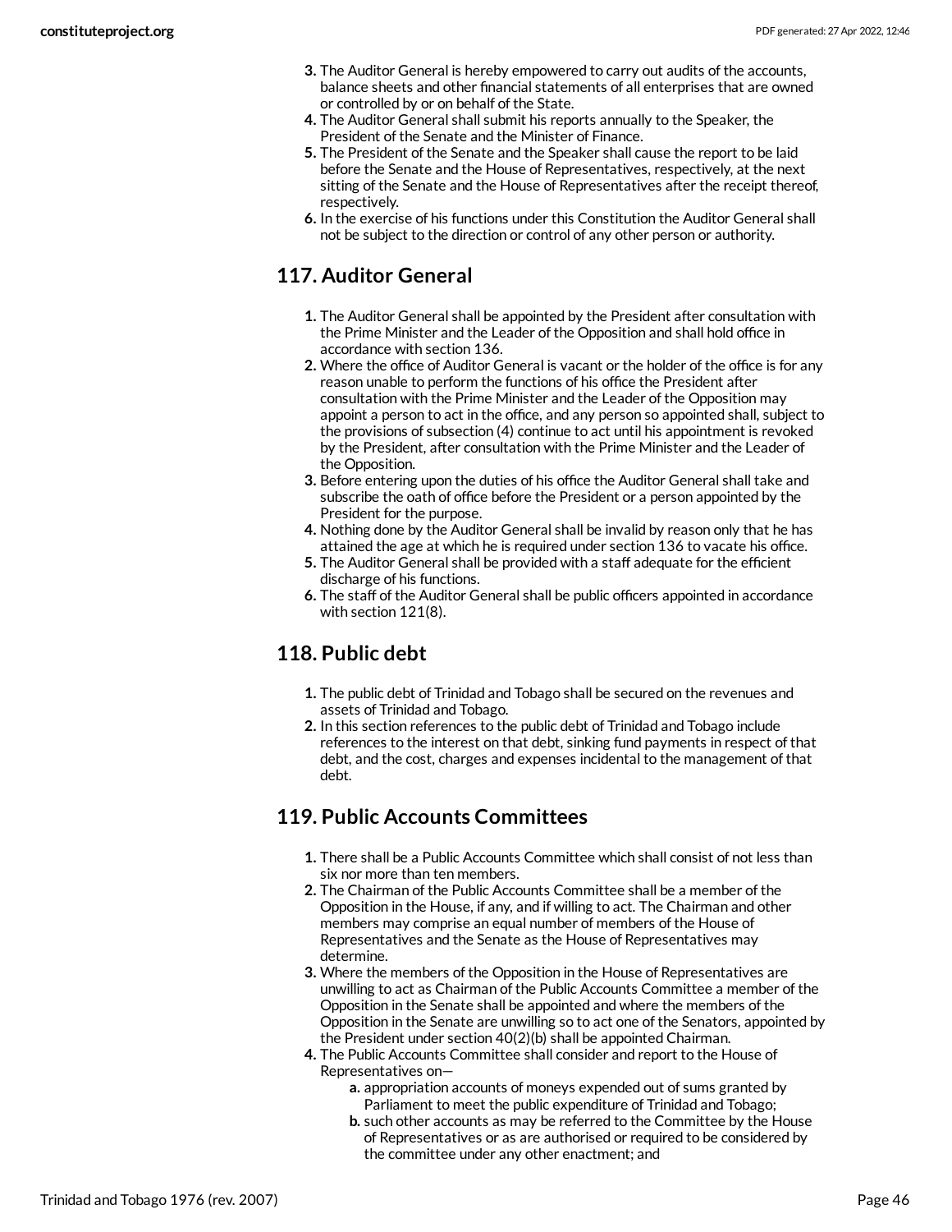3. The Auditor General is hereby empowered to carry out audits of the accounts, balance sheets and other financial statements of all enterprises that are owned or controlled by or on behalf of the State.
4. The Auditor General shall submit his reports annually to the Speaker, the President of the Senate and the Minister of Finance.
5. The President of the Senate and the Speaker shall cause the report to be laid before the Senate and the House of Representatives, respectively, at the next sitting of the Senate and the House of Representatives after the receipt thereof, respectively.
6. In the exercise of his functions under this Constitution the Auditor General shall not be subject to the direction or control of any other person or authority.

## 117. Auditor General

1. The Auditor General shall be appointed by the President after consultation with the Prime Minister and the Leader of the Opposition and shall hold office in accordance with section 136.
2. Where the office of Auditor General is vacant or the holder of the office is for any reason unable to perform the functions of his office the President after consultation with the Prime Minister and the Leader of the Opposition may appoint a person to act in the office, and any person so appointed shall, subject to the provisions of subsection (4) continue to act until his appointment is revoked by the President, after consultation with the Prime Minister and the Leader of the Opposition.
3. Before entering upon the duties of his office the Auditor General shall take and subscribe the oath of office before the President or a person appointed by the President for the purpose.
4. Nothing done by the Auditor General shall be invalid by reason only that he has attained the age at which he is required under section 136 to vacate his office.
5. The Auditor General shall be provided with a staff adequate for the efficient discharge of his functions.
6. The staff of the Auditor General shall be public officers appointed in accordance with section 121(8).

## 118. Public debt

1. The public debt of Trinidad and Tobago shall be secured on the revenues and assets of Trinidad and Tobago.
2. In this section references to the public debt of Trinidad and Tobago include references to the interest on that debt, sinking fund payments in respect of that debt, and the cost, charges and expenses incidental to the management of that debt.

## 119. Public Accounts Committees

1. There shall be a Public Accounts Committee which shall consist of not less than six nor more than ten members.
2. The Chairman of the Public Accounts Committee shall be a member of the Opposition in the House, if any, and if willing to act. The Chairman and other members may comprise an equal number of members of the House of Representatives and the Senate as the House of Representatives may determine.
3. Where the members of the Opposition in the House of Representatives are unwilling to act as Chairman of the Public Accounts Committee a member of the Opposition in the Senate shall be appointed and where the members of the Opposition in the Senate are unwilling so to act one of the Senators, appointed by the President under section 40(2)(b) shall be appointed Chairman.
4. The Public Accounts Committee shall consider and report to the House of Representatives on—
    a. appropriation accounts of moneys expended out of sums granted by Parliament to meet the public expenditure of Trinidad and Tobago;
    b. such other accounts as may be referred to the Committee by the House of Representatives or as are authorised or required to be considered by the committee under any other enactment; and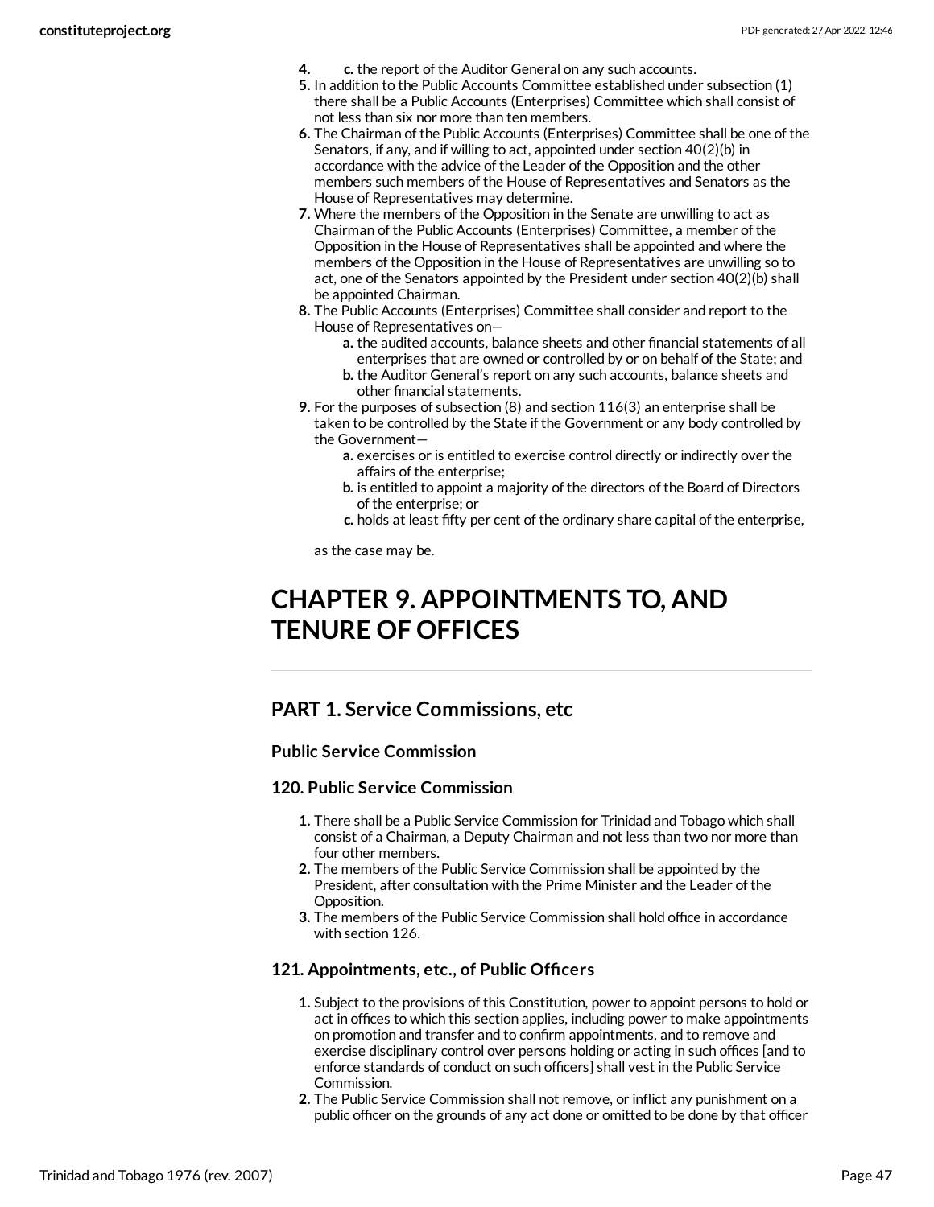4. c. the report of the Auditor General on any such accounts.
5. In addition to the Public Accounts Committee established under subsection (1) there shall be a Public Accounts (Enterprises) Committee which shall consist of not less than six nor more than ten members.
6. The Chairman of the Public Accounts (Enterprises) Committee shall be one of the Senators, if any, and if willing to act, appointed under section 40(2)(b) in accordance with the advice of the Leader of the Opposition and the other members such members of the House of Representatives and Senators as the House of Representatives may determine.
7. Where the members of the Opposition in the Senate are unwilling to act as Chairman of the Public Accounts (Enterprises) Committee, a member of the Opposition in the House of Representatives shall be appointed and where the members of the Opposition in the House of Representatives are unwilling so to act, one of the Senators appointed by the President under section 40(2)(b) shall be appointed Chairman.
8. The Public Accounts (Enterprises) Committee shall consider and report to the House of Representatives on—
   a. the audited accounts, balance sheets and other financial statements of all enterprises that are owned or controlled by or on behalf of the State; and
   b. the Auditor General's report on any such accounts, balance sheets and other financial statements.
9. For the purposes of subsection (8) and section 116(3) an enterprise shall be taken to be controlled by the State if the Government or any body controlled by the Government—
   a. exercises or is entitled to exercise control directly or indirectly over the affairs of the enterprise;
   b. is entitled to appoint a majority of the directors of the Board of Directors of the enterprise; or
   c. holds at least fifty per cent of the ordinary share capital of the enterprise,

   as the case may be.

# CHAPTER 9. APPOINTMENTS TO, AND TENURE OF OFFICES

## PART 1. Service Commissions, etc

### Public Service Commission

### 120. Public Service Commission

1. There shall be a Public Service Commission for Trinidad and Tobago which shall consist of a Chairman, a Deputy Chairman and not less than two nor more than four other members.
2. The members of the Public Service Commission shall be appointed by the President, after consultation with the Prime Minister and the Leader of the Opposition.
3. The members of the Public Service Commission shall hold office in accordance with section 126.

### 121. Appointments, etc., of Public Officers

1. Subject to the provisions of this Constitution, power to appoint persons to hold or act in offices to which this section applies, including power to make appointments on promotion and transfer and to confirm appointments, and to remove and exercise disciplinary control over persons holding or acting in such offices [and to enforce standards of conduct on such officers] shall vest in the Public Service Commission.
2. The Public Service Commission shall not remove, or inflict any punishment on a public officer on the grounds of any act done or omitted to be done by that officer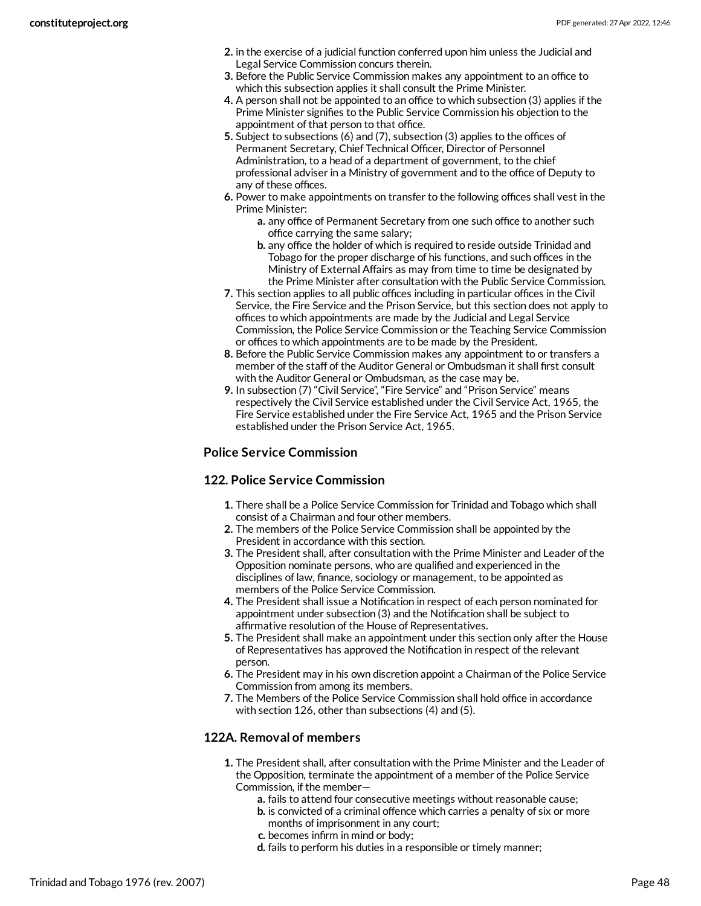2. in the exercise of a judicial function conferred upon him unless the Judicial and Legal Service Commission concurs therein.
3. Before the Public Service Commission makes any appointment to an office to which this subsection applies it shall consult the Prime Minister.
4. A person shall not be appointed to an office to which subsection (3) applies if the Prime Minister signifies to the Public Service Commission his objection to the appointment of that person to that office.
5. Subject to subsections (6) and (7), subsection (3) applies to the offices of Permanent Secretary, Chief Technical Officer, Director of Personnel Administration, to a head of a department of government, to the chief professional adviser in a Ministry of government and to the office of Deputy to any of these offices.
6. Power to make appointments on transfer to the following offices shall vest in the Prime Minister:
    a. any office of Permanent Secretary from one such office to another such office carrying the same salary;
    b. any office the holder of which is required to reside outside Trinidad and Tobago for the proper discharge of his functions, and such offices in the Ministry of External Affairs as may from time to time be designated by the Prime Minister after consultation with the Public Service Commission.
7. This section applies to all public offices including in particular offices in the Civil Service, the Fire Service and the Prison Service, but this section does not apply to offices to which appointments are made by the Judicial and Legal Service Commission, the Police Service Commission or the Teaching Service Commission or offices to which appointments are to be made by the President.
8. Before the Public Service Commission makes any appointment to or transfers a member of the staff of the Auditor General or Ombudsman it shall first consult with the Auditor General or Ombudsman, as the case may be.
9. In subsection (7) "Civil Service", "Fire Service" and "Prison Service" means respectively the Civil Service established under the Civil Service Act, 1965, the Fire Service established under the Fire Service Act, 1965 and the Prison Service established under the Prison Service Act, 1965.

### Police Service Commission

### 122. Police Service Commission

1. There shall be a Police Service Commission for Trinidad and Tobago which shall consist of a Chairman and four other members.
2. The members of the Police Service Commission shall be appointed by the President in accordance with this section.
3. The President shall, after consultation with the Prime Minister and Leader of the Opposition nominate persons, who are qualified and experienced in the disciplines of law, finance, sociology or management, to be appointed as members of the Police Service Commission.
4. The President shall issue a Notification in respect of each person nominated for appointment under subsection (3) and the Notification shall be subject to affirmative resolution of the House of Representatives.
5. The President shall make an appointment under this section only after the House of Representatives has approved the Notification in respect of the relevant person.
6. The President may in his own discretion appoint a Chairman of the Police Service Commission from among its members.
7. The Members of the Police Service Commission shall hold office in accordance with section 126, other than subsections (4) and (5).

### 122A. Removal of members

1. The President shall, after consultation with the Prime Minister and the Leader of the Opposition, terminate the appointment of a member of the Police Service Commission, if the member—
    a. fails to attend four consecutive meetings without reasonable cause;
    b. is convicted of a criminal offence which carries a penalty of six or more months of imprisonment in any court;
    c. becomes infirm in mind or body;
    d. fails to perform his duties in a responsible or timely manner;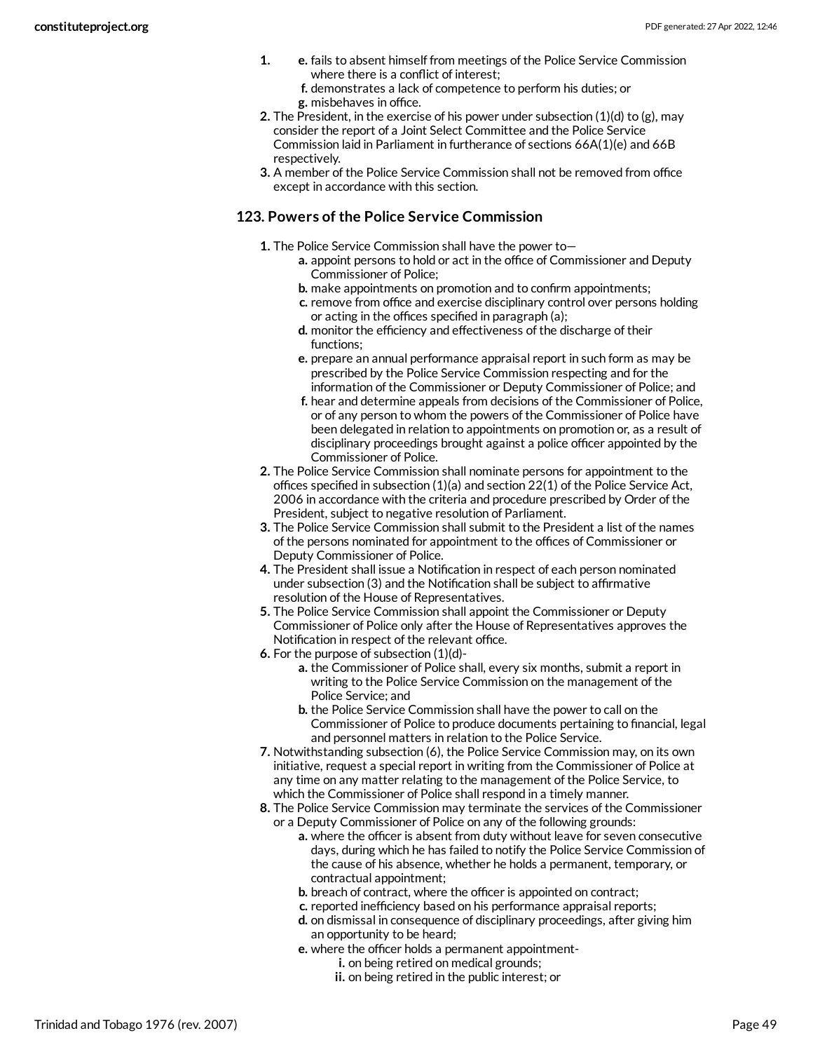1. e. fails to absent himself from meetings of the Police Service Commission where there is a conflict of interest;
   f. demonstrates a lack of competence to perform his duties; or
   g. misbehaves in office.
2. The President, in the exercise of his power under subsection (1)(d) to (g), may consider the report of a Joint Select Committee and the Police Service Commission laid in Parliament in furtherance of sections 66A(1)(e) and 66B respectively.
3. A member of the Police Service Commission shall not be removed from office except in accordance with this section.

### 123. Powers of the Police Service Commission

1. The Police Service Commission shall have the power to—
   a. appoint persons to hold or act in the office of Commissioner and Deputy Commissioner of Police;
   b. make appointments on promotion and to confirm appointments;
   c. remove from office and exercise disciplinary control over persons holding or acting in the offices specified in paragraph (a);
   d. monitor the efficiency and effectiveness of the discharge of their functions;
   e. prepare an annual performance appraisal report in such form as may be prescribed by the Police Service Commission respecting and for the information of the Commissioner or Deputy Commissioner of Police; and
   f. hear and determine appeals from decisions of the Commissioner of Police, or of any person to whom the powers of the Commissioner of Police have been delegated in relation to appointments on promotion or, as a result of disciplinary proceedings brought against a police officer appointed by the Commissioner of Police.
2. The Police Service Commission shall nominate persons for appointment to the offices specified in subsection (1)(a) and section 22(1) of the Police Service Act, 2006 in accordance with the criteria and procedure prescribed by Order of the President, subject to negative resolution of Parliament.
3. The Police Service Commission shall submit to the President a list of the names of the persons nominated for appointment to the offices of Commissioner or Deputy Commissioner of Police.
4. The President shall issue a Notification in respect of each person nominated under subsection (3) and the Notification shall be subject to affirmative resolution of the House of Representatives.
5. The Police Service Commission shall appoint the Commissioner or Deputy Commissioner of Police only after the House of Representatives approves the Notification in respect of the relevant office.
6. For the purpose of subsection (1)(d)-
   a. the Commissioner of Police shall, every six months, submit a report in writing to the Police Service Commission on the management of the Police Service; and
   b. the Police Service Commission shall have the power to call on the Commissioner of Police to produce documents pertaining to financial, legal and personnel matters in relation to the Police Service.
7. Notwithstanding subsection (6), the Police Service Commission may, on its own initiative, request a special report in writing from the Commissioner of Police at any time on any matter relating to the management of the Police Service, to which the Commissioner of Police shall respond in a timely manner.
8. The Police Service Commission may terminate the services of the Commissioner or a Deputy Commissioner of Police on any of the following grounds:
   a. where the officer is absent from duty without leave for seven consecutive days, during which he has failed to notify the Police Service Commission of the cause of his absence, whether he holds a permanent, temporary, or contractual appointment;
   b. breach of contract, where the officer is appointed on contract;
   c. reported inefficiency based on his performance appraisal reports;
   d. on dismissal in consequence of disciplinary proceedings, after giving him an opportunity to be heard;
   e. where the officer holds a permanent appointment-
      i. on being retired on medical grounds;
      ii. on being retired in the public interest; or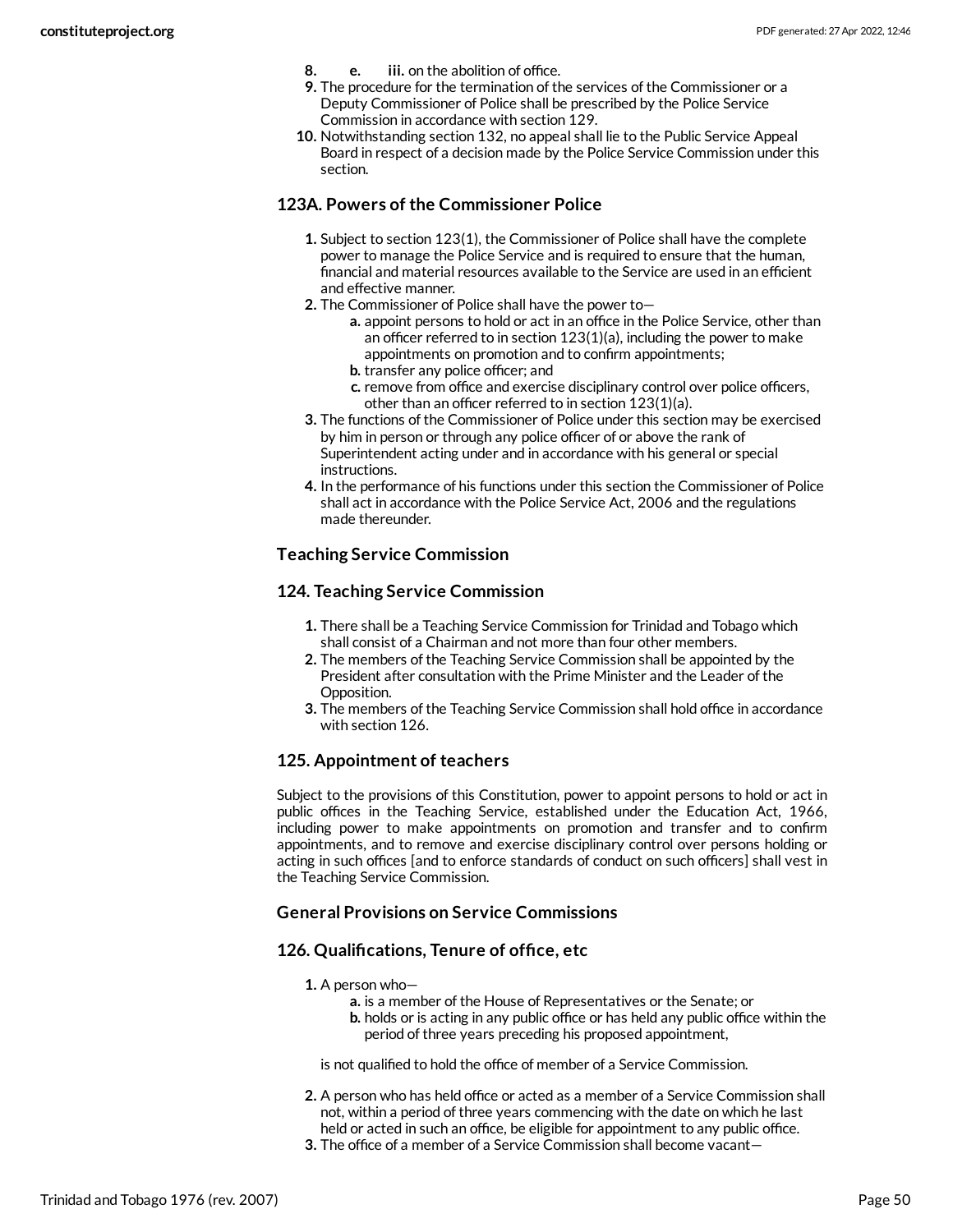8. e. iii. on the abolition of office.
9. The procedure for the termination of the services of the Commissioner or a Deputy Commissioner of Police shall be prescribed by the Police Service Commission in accordance with section 129.
10. Notwithstanding section 132, no appeal shall lie to the Public Service Appeal Board in respect of a decision made by the Police Service Commission under this section.

### 123A. Powers of the Commissioner Police

1. Subject to section 123(1), the Commissioner of Police shall have the complete power to manage the Police Service and is required to ensure that the human, financial and material resources available to the Service are used in an efficient and effective manner.
2. The Commissioner of Police shall have the power to—
   a. appoint persons to hold or act in an office in the Police Service, other than an officer referred to in section 123(1)(a), including the power to make appointments on promotion and to confirm appointments;
   b. transfer any police officer; and
   c. remove from office and exercise disciplinary control over police officers, other than an officer referred to in section 123(1)(a).
3. The functions of the Commissioner of Police under this section may be exercised by him in person or through any police officer of or above the rank of Superintendent acting under and in accordance with his general or special instructions.
4. In the performance of his functions under this section the Commissioner of Police shall act in accordance with the Police Service Act, 2006 and the regulations made thereunder.

### Teaching Service Commission

### 124. Teaching Service Commission

1. There shall be a Teaching Service Commission for Trinidad and Tobago which shall consist of a Chairman and not more than four other members.
2. The members of the Teaching Service Commission shall be appointed by the President after consultation with the Prime Minister and the Leader of the Opposition.
3. The members of the Teaching Service Commission shall hold office in accordance with section 126.

### 125. Appointment of teachers

Subject to the provisions of this Constitution, power to appoint persons to hold or act in public offices in the Teaching Service, established under the Education Act, 1966, including power to make appointments on promotion and transfer and to confirm appointments, and to remove and exercise disciplinary control over persons holding or acting in such offices [and to enforce standards of conduct on such officers] shall vest in the Teaching Service Commission.

### General Provisions on Service Commissions

### 126. Qualifications, Tenure of office, etc

1. A person who—
   a. is a member of the House of Representatives or the Senate; or
   b. holds or is acting in any public office or has held any public office within the period of three years preceding his proposed appointment,

   is not qualified to hold the office of member of a Service Commission.
2. A person who has held office or acted as a member of a Service Commission shall not, within a period of three years commencing with the date on which he last held or acted in such an office, be eligible for appointment to any public office.
3. The office of a member of a Service Commission shall become vacant—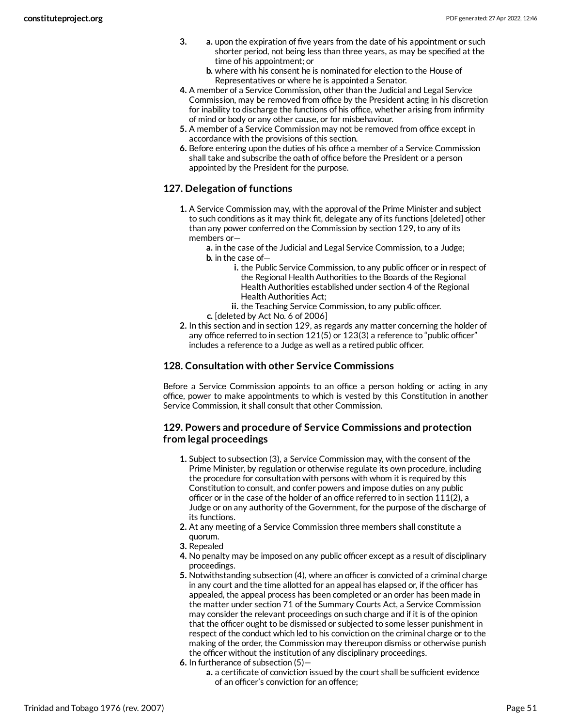3. a. upon the expiration of five years from the date of his appointment or such shorter period, not being less than three years, as may be specified at the time of his appointment; or
   b. where with his consent he is nominated for election to the House of Representatives or where he is appointed a Senator.
4. A member of a Service Commission, other than the Judicial and Legal Service Commission, may be removed from office by the President acting in his discretion for inability to discharge the functions of his office, whether arising from infirmity of mind or body or any other cause, or for misbehaviour.
5. A member of a Service Commission may not be removed from office except in accordance with the provisions of this section.
6. Before entering upon the duties of his office a member of a Service Commission shall take and subscribe the oath of office before the President or a person appointed by the President for the purpose.

### 127. Delegation of functions

1. A Service Commission may, with the approval of the Prime Minister and subject to such conditions as it may think fit, delegate any of its functions [deleted] other than any power conferred on the Commission by section 129, to any of its members or—
   a. in the case of the Judicial and Legal Service Commission, to a Judge;
   b. in the case of—
      i. the Public Service Commission, to any public officer or in respect of the Regional Health Authorities to the Boards of the Regional Health Authorities established under section 4 of the Regional Health Authorities Act;
      ii. the Teaching Service Commission, to any public officer.
   c. [deleted by Act No. 6 of 2006]
2. In this section and in section 129, as regards any matter concerning the holder of any office referred to in section 121(5) or 123(3) a reference to "public officer" includes a reference to a Judge as well as a retired public officer.

### 128. Consultation with other Service Commissions

Before a Service Commission appoints to an office a person holding or acting in any office, power to make appointments to which is vested by this Constitution in another Service Commission, it shall consult that other Commission.

### 129. Powers and procedure of Service Commissions and protection from legal proceedings

1. Subject to subsection (3), a Service Commission may, with the consent of the Prime Minister, by regulation or otherwise regulate its own procedure, including the procedure for consultation with persons with whom it is required by this Constitution to consult, and confer powers and impose duties on any public officer or in the case of the holder of an office referred to in section 111(2), a Judge or on any authority of the Government, for the purpose of the discharge of its functions.
2. At any meeting of a Service Commission three members shall constitute a quorum.
3. Repealed
4. No penalty may be imposed on any public officer except as a result of disciplinary proceedings.
5. Notwithstanding subsection (4), where an officer is convicted of a criminal charge in any court and the time allotted for an appeal has elapsed or, if the officer has appealed, the appeal process has been completed or an order has been made in the matter under section 71 of the Summary Courts Act, a Service Commission may consider the relevant proceedings on such charge and if it is of the opinion that the officer ought to be dismissed or subjected to some lesser punishment in respect of the conduct which led to his conviction on the criminal charge or to the making of the order, the Commission may thereupon dismiss or otherwise punish the officer without the institution of any disciplinary proceedings.
6. In furtherance of subsection (5)—
   a. a certificate of conviction issued by the court shall be sufficient evidence of an officer's conviction for an offence;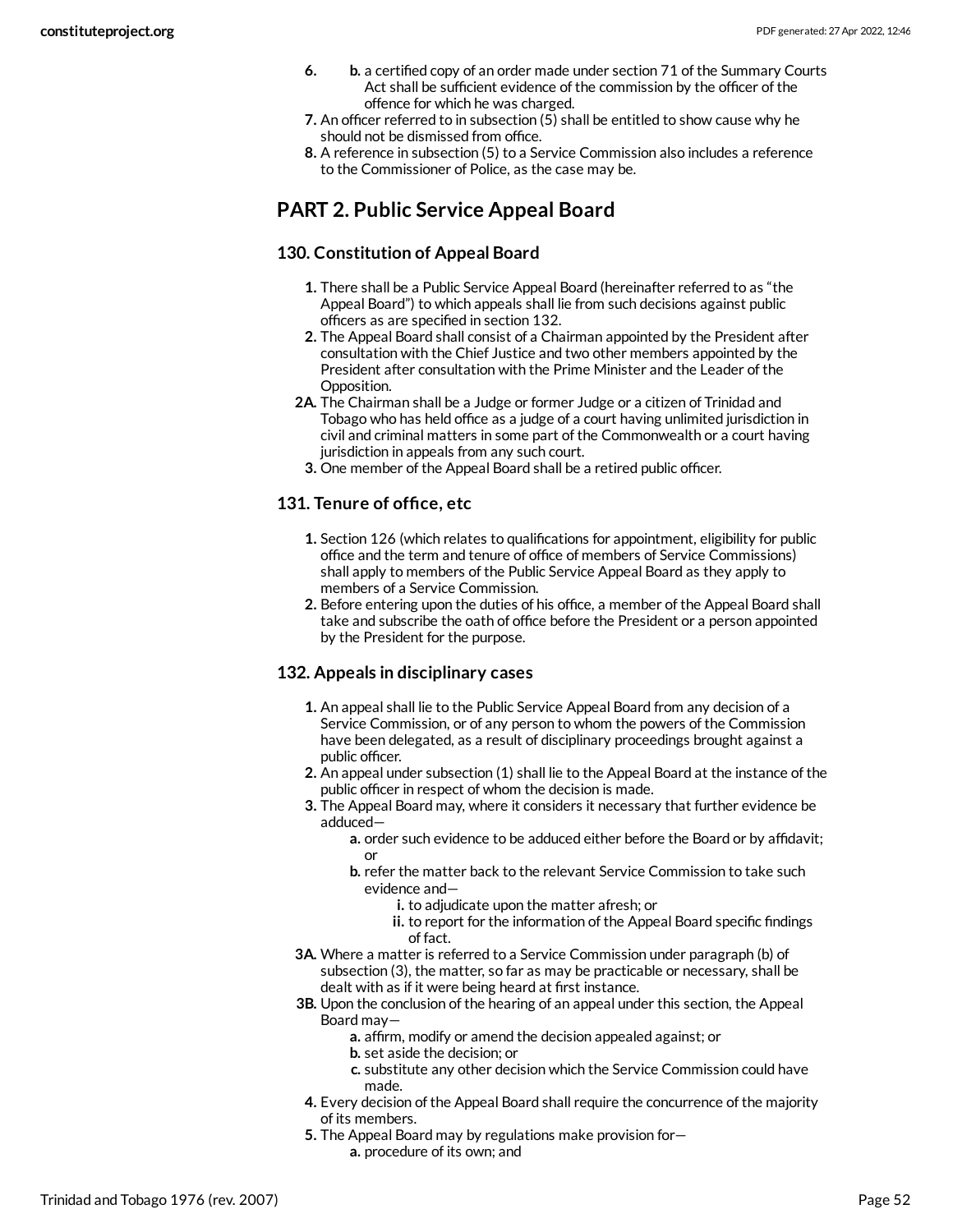6. b. a certified copy of an order made under section 71 of the Summary Courts Act shall be sufficient evidence of the commission by the officer of the offence for which he was charged.
7. An officer referred to in subsection (5) shall be entitled to show cause why he should not be dismissed from office.
8. A reference in subsection (5) to a Service Commission also includes a reference to the Commissioner of Police, as the case may be.

## PART 2. Public Service Appeal Board

### 130. Constitution of Appeal Board

1. There shall be a Public Service Appeal Board (hereinafter referred to as "the Appeal Board") to which appeals shall lie from such decisions against public officers as are specified in section 132.
2. The Appeal Board shall consist of a Chairman appointed by the President after consultation with the Chief Justice and two other members appointed by the President after consultation with the Prime Minister and the Leader of the Opposition.

2A. The Chairman shall be a Judge or former Judge or a citizen of Trinidad and Tobago who has held office as a judge of a court having unlimited jurisdiction in civil and criminal matters in some part of the Commonwealth or a court having jurisdiction in appeals from any such court.

3. One member of the Appeal Board shall be a retired public officer.

### 131. Tenure of office, etc

1. Section 126 (which relates to qualifications for appointment, eligibility for public office and the term and tenure of office of members of Service Commissions) shall apply to members of the Public Service Appeal Board as they apply to members of a Service Commission.
2. Before entering upon the duties of his office, a member of the Appeal Board shall take and subscribe the oath of office before the President or a person appointed by the President for the purpose.

### 132. Appeals in disciplinary cases

1. An appeal shall lie to the Public Service Appeal Board from any decision of a Service Commission, or of any person to whom the powers of the Commission have been delegated, as a result of disciplinary proceedings brought against a public officer.
2. An appeal under subsection (1) shall lie to the Appeal Board at the instance of the public officer in respect of whom the decision is made.
3. The Appeal Board may, where it considers it necessary that further evidence be adduced—
    - a. order such evidence to be adduced either before the Board or by affidavit; or
    - b. refer the matter back to the relevant Service Commission to take such evidence and—
        - i. to adjudicate upon the matter afresh; or
        - ii. to report for the information of the Appeal Board specific findings of fact.

3A. Where a matter is referred to a Service Commission under paragraph (b) of subsection (3), the matter, so far as may be practicable or necessary, shall be dealt with as if it were being heard at first instance.

3B. Upon the conclusion of the hearing of an appeal under this section, the Appeal Board may—
- a. affirm, modify or amend the decision appealed against; or
- b. set aside the decision; or
- c. substitute any other decision which the Service Commission could have made.

4. Every decision of the Appeal Board shall require the concurrence of the majority of its members.
5. The Appeal Board may by regulations make provision for—
    - a. procedure of its own; and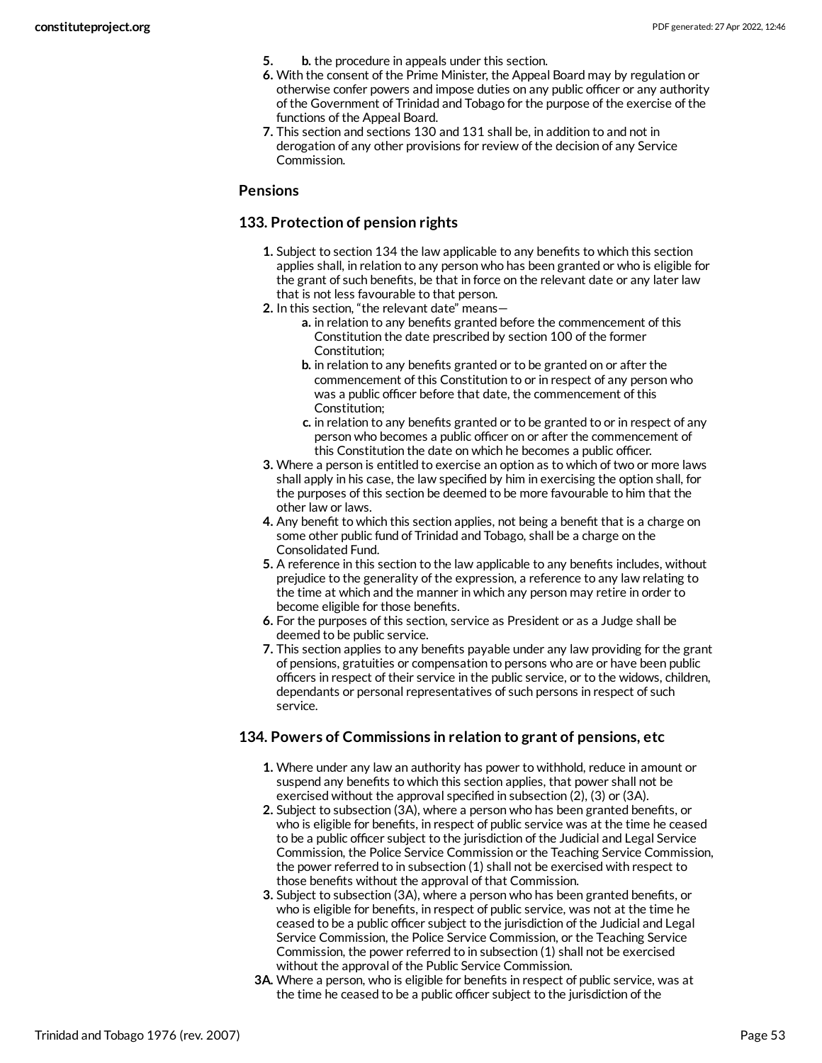5. b. the procedure in appeals under this section.
6. With the consent of the Prime Minister, the Appeal Board may by regulation or otherwise confer powers and impose duties on any public officer or any authority of the Government of Trinidad and Tobago for the purpose of the exercise of the functions of the Appeal Board.
7. This section and sections 130 and 131 shall be, in addition to and not in derogation of any other provisions for review of the decision of any Service Commission.

### Pensions

### 133. Protection of pension rights

1. Subject to section 134 the law applicable to any benefits to which this section applies shall, in relation to any person who has been granted or who is eligible for the grant of such benefits, be that in force on the relevant date or any later law that is not less favourable to that person.
2. In this section, "the relevant date" means—
    - a. in relation to any benefits granted before the commencement of this Constitution the date prescribed by section 100 of the former Constitution;
    - b. in relation to any benefits granted or to be granted on or after the commencement of this Constitution to or in respect of any person who was a public officer before that date, the commencement of this Constitution;
    - c. in relation to any benefits granted or to be granted to or in respect of any person who becomes a public officer on or after the commencement of this Constitution the date on which he becomes a public officer.
3. Where a person is entitled to exercise an option as to which of two or more laws shall apply in his case, the law specified by him in exercising the option shall, for the purposes of this section be deemed to be more favourable to him that the other law or laws.
4. Any benefit to which this section applies, not being a benefit that is a charge on some other public fund of Trinidad and Tobago, shall be a charge on the Consolidated Fund.
5. A reference in this section to the law applicable to any benefits includes, without prejudice to the generality of the expression, a reference to any law relating to the time at which and the manner in which any person may retire in order to become eligible for those benefits.
6. For the purposes of this section, service as President or as a Judge shall be deemed to be public service.
7. This section applies to any benefits payable under any law providing for the grant of pensions, gratuities or compensation to persons who are or have been public officers in respect of their service in the public service, or to the widows, children, dependants or personal representatives of such persons in respect of such service.

### 134. Powers of Commissions in relation to grant of pensions, etc

1. Where under any law an authority has power to withhold, reduce in amount or suspend any benefits to which this section applies, that power shall not be exercised without the approval specified in subsection (2), (3) or (3A).
2. Subject to subsection (3A), where a person who has been granted benefits, or who is eligible for benefits, in respect of public service was at the time he ceased to be a public officer subject to the jurisdiction of the Judicial and Legal Service Commission, the Police Service Commission or the Teaching Service Commission, the power referred to in subsection (1) shall not be exercised with respect to those benefits without the approval of that Commission.
3. Subject to subsection (3A), where a person who has been granted benefits, or who is eligible for benefits, in respect of public service, was not at the time he ceased to be a public officer subject to the jurisdiction of the Judicial and Legal Service Commission, the Police Service Commission, or the Teaching Service Commission, the power referred to in subsection (1) shall not be exercised without the approval of the Public Service Commission.

3A. Where a person, who is eligible for benefits in respect of public service, was at the time he ceased to be a public officer subject to the jurisdiction of the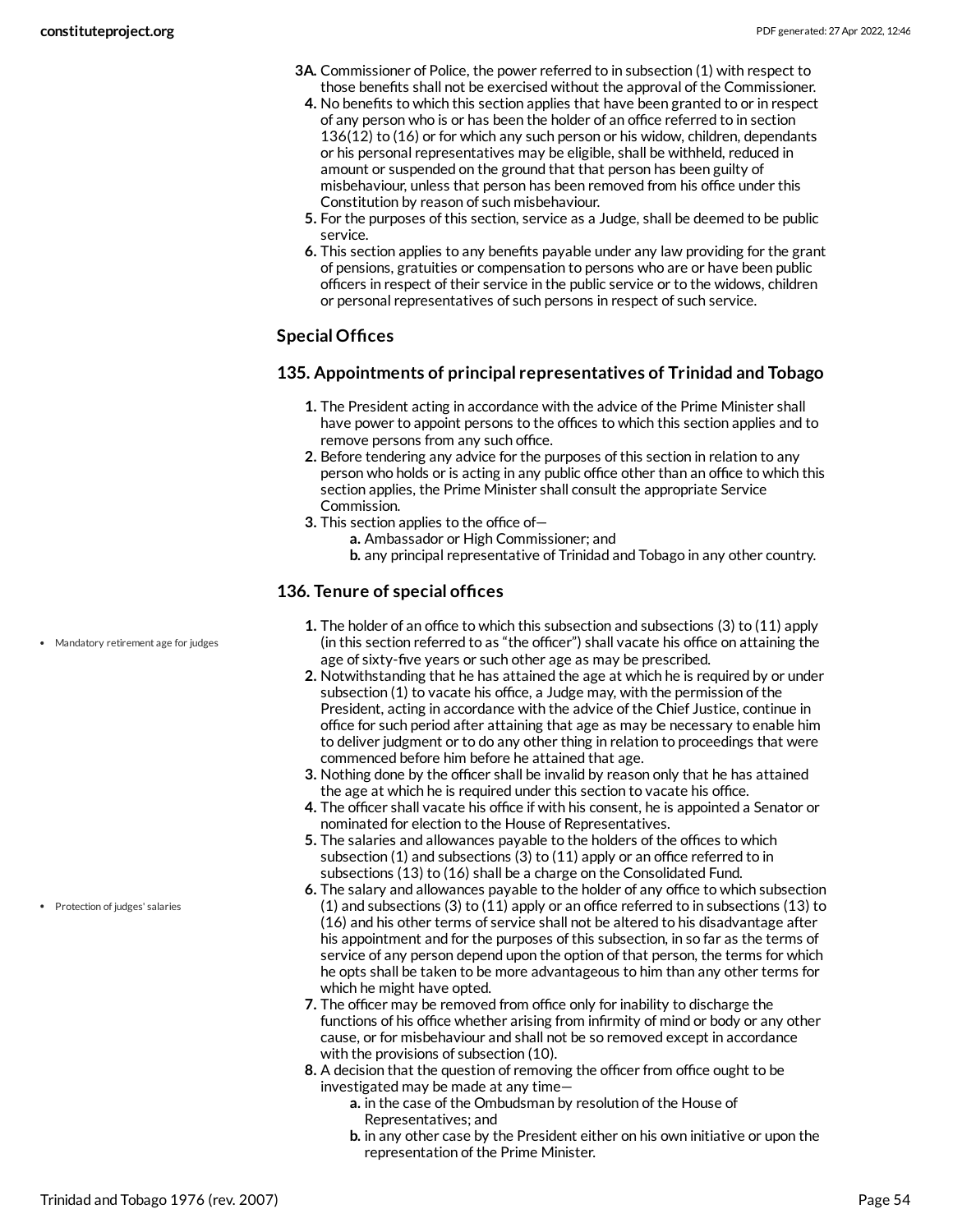3A. Commissioner of Police, the power referred to in subsection (1) with respect to those benefits shall not be exercised without the approval of the Commissioner.

4. No benefits to which this section applies that have been granted to or in respect of any person who is or has been the holder of an office referred to in section 136(12) to (16) or for which any such person or his widow, children, dependants or his personal representatives may be eligible, shall be withheld, reduced in amount or suspended on the ground that that person has been guilty of misbehaviour, unless that person has been removed from his office under this Constitution by reason of such misbehaviour.
5. For the purposes of this section, service as a Judge, shall be deemed to be public service.
6. This section applies to any benefits payable under any law providing for the grant of pensions, gratuities or compensation to persons who are or have been public officers in respect of their service in the public service or to the widows, children or personal representatives of such persons in respect of such service.

### Special Offices

### 135. Appointments of principal representatives of Trinidad and Tobago

1. The President acting in accordance with the advice of the Prime Minister shall have power to appoint persons to the offices to which this section applies and to remove persons from any such office.
2. Before tendering any advice for the purposes of this section in relation to any person who holds or is acting in any public office other than an office to which this section applies, the Prime Minister shall consult the appropriate Service Commission.
3. This section applies to the office of—
   a. Ambassador or High Commissioner; and
   b. any principal representative of Trinidad and Tobago in any other country.

### 136. Tenure of special offices

- Mandatory retirement age for judges

1. The holder of an office to which this subsection and subsections (3) to (11) apply (in this section referred to as "the officer") shall vacate his office on attaining the age of sixty-five years or such other age as may be prescribed.
2. Notwithstanding that he has attained the age at which he is required by or under subsection (1) to vacate his office, a Judge may, with the permission of the President, acting in accordance with the advice of the Chief Justice, continue in office for such period after attaining that age as may be necessary to enable him to deliver judgment or to do any other thing in relation to proceedings that were commenced before him before he attained that age.
3. Nothing done by the officer shall be invalid by reason only that he has attained the age at which he is required under this section to vacate his office.
4. The officer shall vacate his office if with his consent, he is appointed a Senator or nominated for election to the House of Representatives.
5. The salaries and allowances payable to the holders of the offices to which subsection (1) and subsections (3) to (11) apply or an office referred to in subsections (13) to (16) shall be a charge on the Consolidated Fund.

- Protection of judges' salaries

6. The salary and allowances payable to the holder of any office to which subsection (1) and subsections (3) to (11) apply or an office referred to in subsections (13) to (16) and his other terms of service shall not be altered to his disadvantage after his appointment and for the purposes of this subsection, in so far as the terms of service of any person depend upon the option of that person, the terms for which he opts shall be taken to be more advantageous to him than any other terms for which he might have opted.
7. The officer may be removed from office only for inability to discharge the functions of his office whether arising from infirmity of mind or body or any other cause, or for misbehaviour and shall not be so removed except in accordance with the provisions of subsection (10).
8. A decision that the question of removing the officer from office ought to be investigated may be made at any time—
   a. in the case of the Ombudsman by resolution of the House of Representatives; and
   b. in any other case by the President either on his own initiative or upon the representation of the Prime Minister.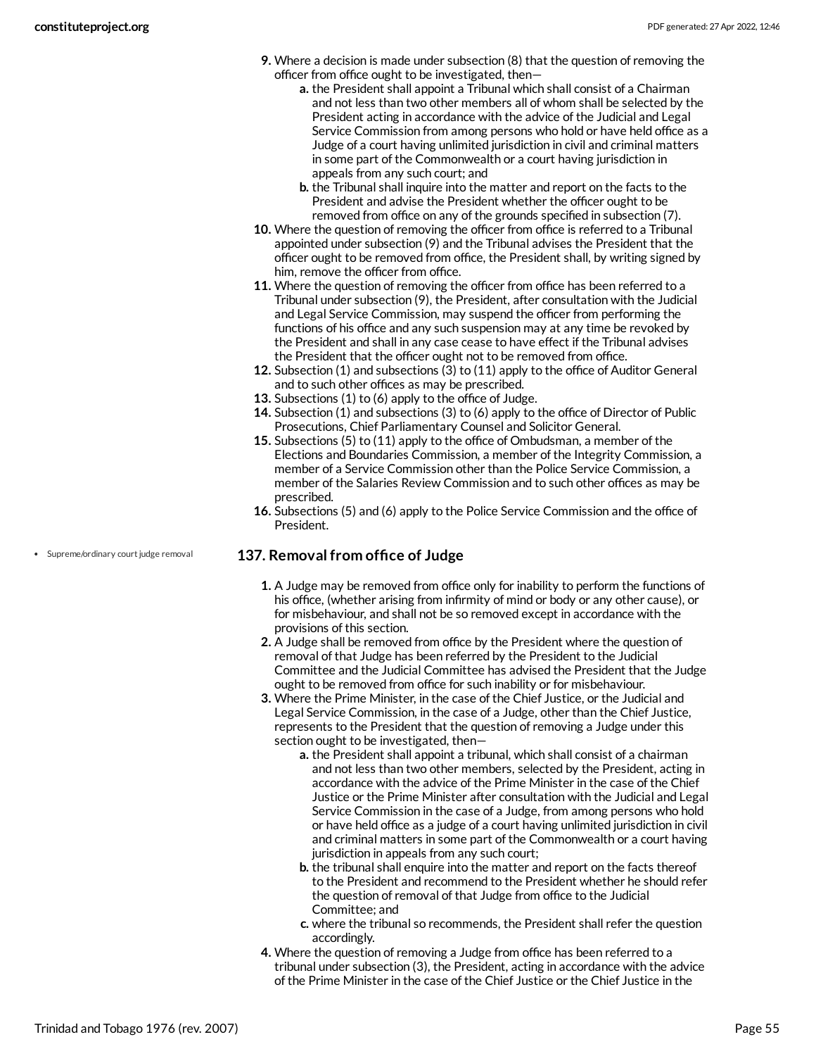9. Where a decision is made under subsection (8) that the question of removing the officer from office ought to be investigated, then—
   a. the President shall appoint a Tribunal which shall consist of a Chairman and not less than two other members all of whom shall be selected by the President acting in accordance with the advice of the Judicial and Legal Service Commission from among persons who hold or have held office as a Judge of a court having unlimited jurisdiction in civil and criminal matters in some part of the Commonwealth or a court having jurisdiction in appeals from any such court; and
   b. the Tribunal shall inquire into the matter and report on the facts to the President and advise the President whether the officer ought to be removed from office on any of the grounds specified in subsection (7).
10. Where the question of removing the officer from office is referred to a Tribunal appointed under subsection (9) and the Tribunal advises the President that the officer ought to be removed from office, the President shall, by writing signed by him, remove the officer from office.
11. Where the question of removing the officer from office has been referred to a Tribunal under subsection (9), the President, after consultation with the Judicial and Legal Service Commission, may suspend the officer from performing the functions of his office and any such suspension may at any time be revoked by the President and shall in any case cease to have effect if the Tribunal advises the President that the officer ought not to be removed from office.
12. Subsection (1) and subsections (3) to (11) apply to the office of Auditor General and to such other offices as may be prescribed.
13. Subsections (1) to (6) apply to the office of Judge.
14. Subsection (1) and subsections (3) to (6) apply to the office of Director of Public Prosecutions, Chief Parliamentary Counsel and Solicitor General.
15. Subsections (5) to (11) apply to the office of Ombudsman, a member of the Elections and Boundaries Commission, a member of the Integrity Commission, a member of a Service Commission other than the Police Service Commission, a member of the Salaries Review Commission and to such other offices as may be prescribed.
16. Subsections (5) and (6) apply to the Police Service Commission and the office of President.

- Supreme/ordinary court judge removal

### 137. Removal from office of Judge

1. A Judge may be removed from office only for inability to perform the functions of his office, (whether arising from infirmity of mind or body or any other cause), or for misbehaviour, and shall not be so removed except in accordance with the provisions of this section.
2. A Judge shall be removed from office by the President where the question of removal of that Judge has been referred by the President to the Judicial Committee and the Judicial Committee has advised the President that the Judge ought to be removed from office for such inability or for misbehaviour.
3. Where the Prime Minister, in the case of the Chief Justice, or the Judicial and Legal Service Commission, in the case of a Judge, other than the Chief Justice, represents to the President that the question of removing a Judge under this section ought to be investigated, then—
   a. the President shall appoint a tribunal, which shall consist of a chairman and not less than two other members, selected by the President, acting in accordance with the advice of the Prime Minister in the case of the Chief Justice or the Prime Minister after consultation with the Judicial and Legal Service Commission in the case of a Judge, from among persons who hold or have held office as a judge of a court having unlimited jurisdiction in civil and criminal matters in some part of the Commonwealth or a court having jurisdiction in appeals from any such court;
   b. the tribunal shall enquire into the matter and report on the facts thereof to the President and recommend to the President whether he should refer the question of removal of that Judge from office to the Judicial Committee; and
   c. where the tribunal so recommends, the President shall refer the question accordingly.
4. Where the question of removing a Judge from office has been referred to a tribunal under subsection (3), the President, acting in accordance with the advice of the Prime Minister in the case of the Chief Justice or the Chief Justice in the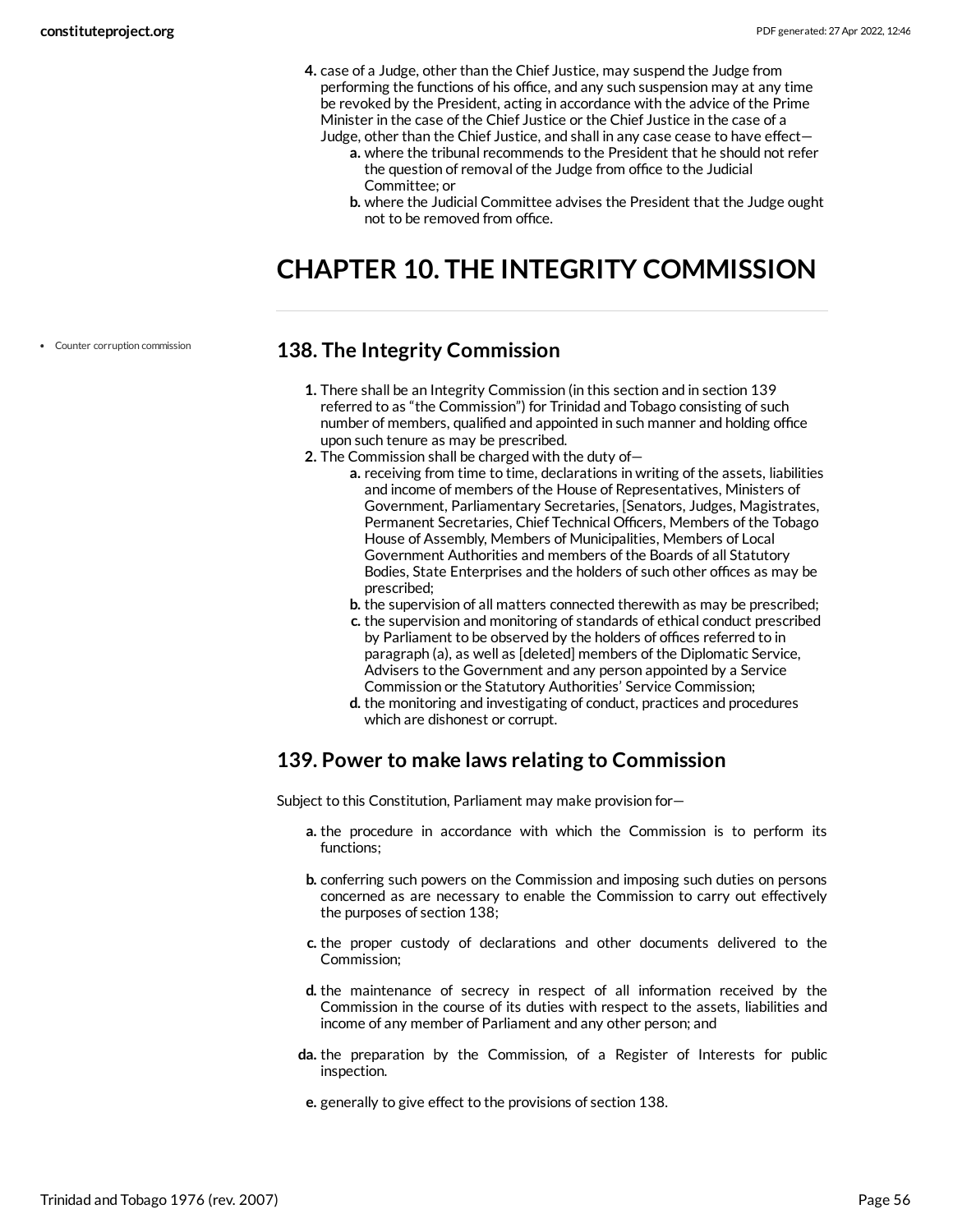4. case of a Judge, other than the Chief Justice, may suspend the Judge from performing the functions of his office, and any such suspension may at any time be revoked by the President, acting in accordance with the advice of the Prime Minister in the case of the Chief Justice or the Chief Justice in the case of a Judge, other than the Chief Justice, and shall in any case cease to have effect—
   a. where the tribunal recommends to the President that he should not refer the question of removal of the Judge from office to the Judicial Committee; or
   b. where the Judicial Committee advises the President that the Judge ought not to be removed from office.

# CHAPTER 10. THE INTEGRITY COMMISSION

- Counter corruption commission

## 138. The Integrity Commission

1. There shall be an Integrity Commission (in this section and in section 139 referred to as “the Commission”) for Trinidad and Tobago consisting of such number of members, qualified and appointed in such manner and holding office upon such tenure as may be prescribed.
2. The Commission shall be charged with the duty of—
   a. receiving from time to time, declarations in writing of the assets, liabilities and income of members of the House of Representatives, Ministers of Government, Parliamentary Secretaries, [Senators, Judges, Magistrates, Permanent Secretaries, Chief Technical Officers, Members of the Tobago House of Assembly, Members of Municipalities, Members of Local Government Authorities and members of the Boards of all Statutory Bodies, State Enterprises and the holders of such other offices as may be prescribed;
   b. the supervision of all matters connected therewith as may be prescribed;
   c. the supervision and monitoring of standards of ethical conduct prescribed by Parliament to be observed by the holders of offices referred to in paragraph (a), as well as [deleted] members of the Diplomatic Service, Advisers to the Government and any person appointed by a Service Commission or the Statutory Authorities’ Service Commission;
   d. the monitoring and investigating of conduct, practices and procedures which are dishonest or corrupt.

## 139. Power to make laws relating to Commission

Subject to this Constitution, Parliament may make provision for—

a. the procedure in accordance with which the Commission is to perform its functions;

b. conferring such powers on the Commission and imposing such duties on persons concerned as are necessary to enable the Commission to carry out effectively the purposes of section 138;

c. the proper custody of declarations and other documents delivered to the Commission;

d. the maintenance of secrecy in respect of all information received by the Commission in the course of its duties with respect to the assets, liabilities and income of any member of Parliament and any other person; and

da. the preparation by the Commission, of a Register of Interests for public inspection.

e. generally to give effect to the provisions of section 138.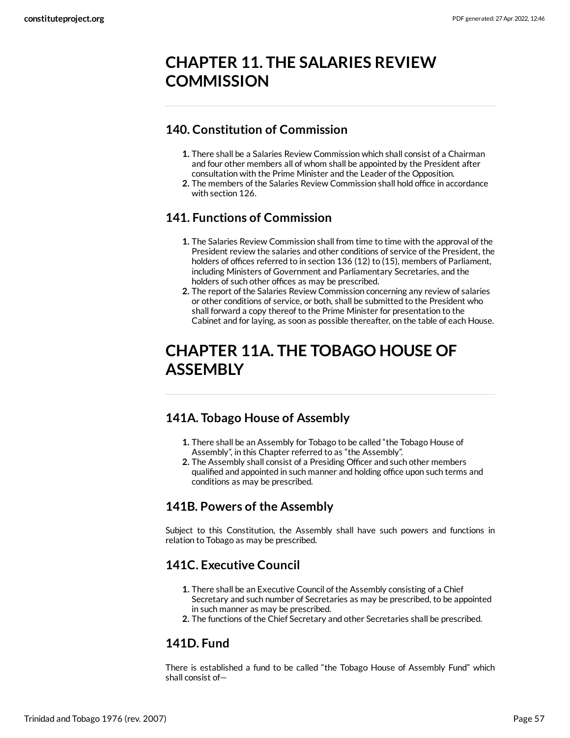# CHAPTER 11. THE SALARIES REVIEW COMMISSION

## 140. Constitution of Commission

1. There shall be a Salaries Review Commission which shall consist of a Chairman and four other members all of whom shall be appointed by the President after consultation with the Prime Minister and the Leader of the Opposition.
2. The members of the Salaries Review Commission shall hold office in accordance with section 126.

## 141. Functions of Commission

1. The Salaries Review Commission shall from time to time with the approval of the President review the salaries and other conditions of service of the President, the holders of offices referred to in section 136 (12) to (15), members of Parliament, including Ministers of Government and Parliamentary Secretaries, and the holders of such other offices as may be prescribed.
2. The report of the Salaries Review Commission concerning any review of salaries or other conditions of service, or both, shall be submitted to the President who shall forward a copy thereof to the Prime Minister for presentation to the Cabinet and for laying, as soon as possible thereafter, on the table of each House.

# CHAPTER 11A. THE TOBAGO HOUSE OF ASSEMBLY

## 141A. Tobago House of Assembly

1. There shall be an Assembly for Tobago to be called "the Tobago House of Assembly", in this Chapter referred to as "the Assembly".
2. The Assembly shall consist of a Presiding Officer and such other members qualified and appointed in such manner and holding office upon such terms and conditions as may be prescribed.

## 141B. Powers of the Assembly

Subject to this Constitution, the Assembly shall have such powers and functions in relation to Tobago as may be prescribed.

## 141C. Executive Council

1. There shall be an Executive Council of the Assembly consisting of a Chief Secretary and such number of Secretaries as may be prescribed, to be appointed in such manner as may be prescribed.
2. The functions of the Chief Secretary and other Secretaries shall be prescribed.

## 141D. Fund

There is established a fund to be called "the Tobago House of Assembly Fund" which shall consist of—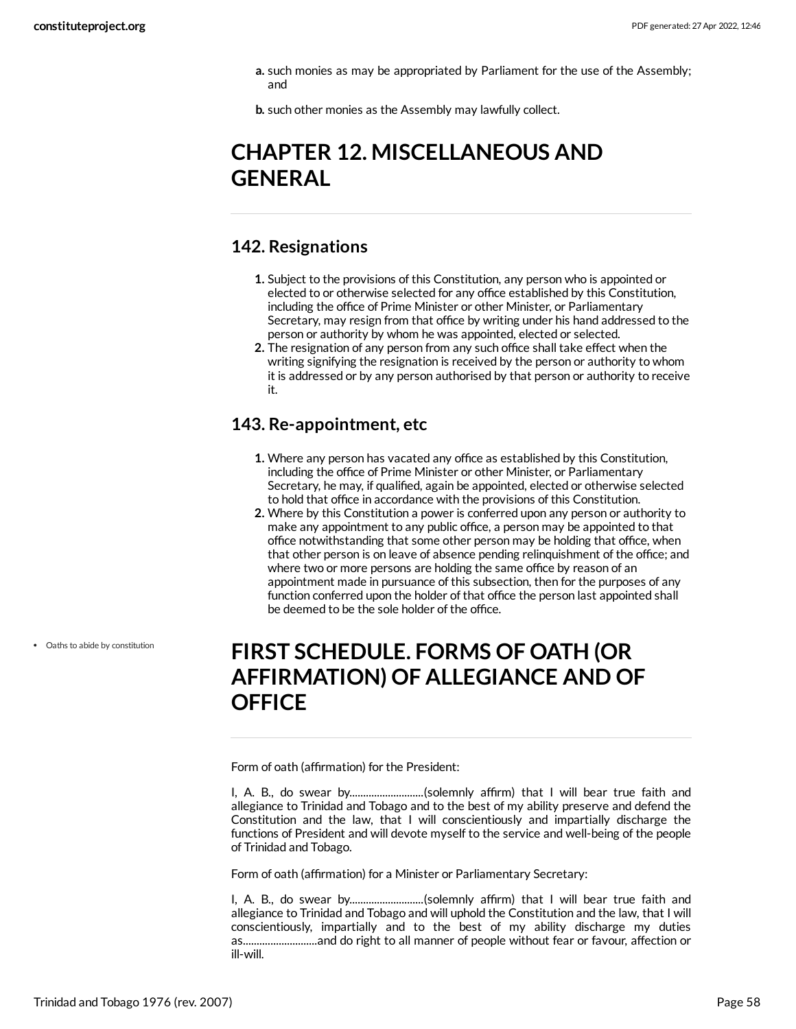a. such monies as may be appropriated by Parliament for the use of the Assembly; and

b. such other monies as the Assembly may lawfully collect.

# CHAPTER 12. MISCELLANEOUS AND GENERAL

## 142. Resignations

1. Subject to the provisions of this Constitution, any person who is appointed or elected to or otherwise selected for any office established by this Constitution, including the office of Prime Minister or other Minister, or Parliamentary Secretary, may resign from that office by writing under his hand addressed to the person or authority by whom he was appointed, elected or selected.
2. The resignation of any person from any such office shall take effect when the writing signifying the resignation is received by the person or authority to whom it is addressed or by any person authorised by that person or authority to receive it.

## 143. Re-appointment, etc

1. Where any person has vacated any office as established by this Constitution, including the office of Prime Minister or other Minister, or Parliamentary Secretary, he may, if qualified, again be appointed, elected or otherwise selected to hold that office in accordance with the provisions of this Constitution.
2. Where by this Constitution a power is conferred upon any person or authority to make any appointment to any public office, a person may be appointed to that office notwithstanding that some other person may be holding that office, when that other person is on leave of absence pending relinquishment of the office; and where two or more persons are holding the same office by reason of an appointment made in pursuance of this subsection, then for the purposes of any function conferred upon the holder of that office the person last appointed shall be deemed to be the sole holder of the office.

- Oaths to abide by constitution

# FIRST SCHEDULE. FORMS OF OATH (OR AFFIRMATION) OF ALLEGIANCE AND OF OFFICE

Form of oath (affirmation) for the President:

I, A. B., do swear by..........................(solemnly affirm) that I will bear true faith and allegiance to Trinidad and Tobago and to the best of my ability preserve and defend the Constitution and the law, that I will conscientiously and impartially discharge the functions of President and will devote myself to the service and well-being of the people of Trinidad and Tobago.

Form of oath (affirmation) for a Minister or Parliamentary Secretary:

I, A. B., do swear by..........................(solemnly affirm) that I will bear true faith and allegiance to Trinidad and Tobago and will uphold the Constitution and the law, that I will conscientiously, impartially and to the best of my ability discharge my duties as..........................and do right to all manner of people without fear or favour, affection or ill-will.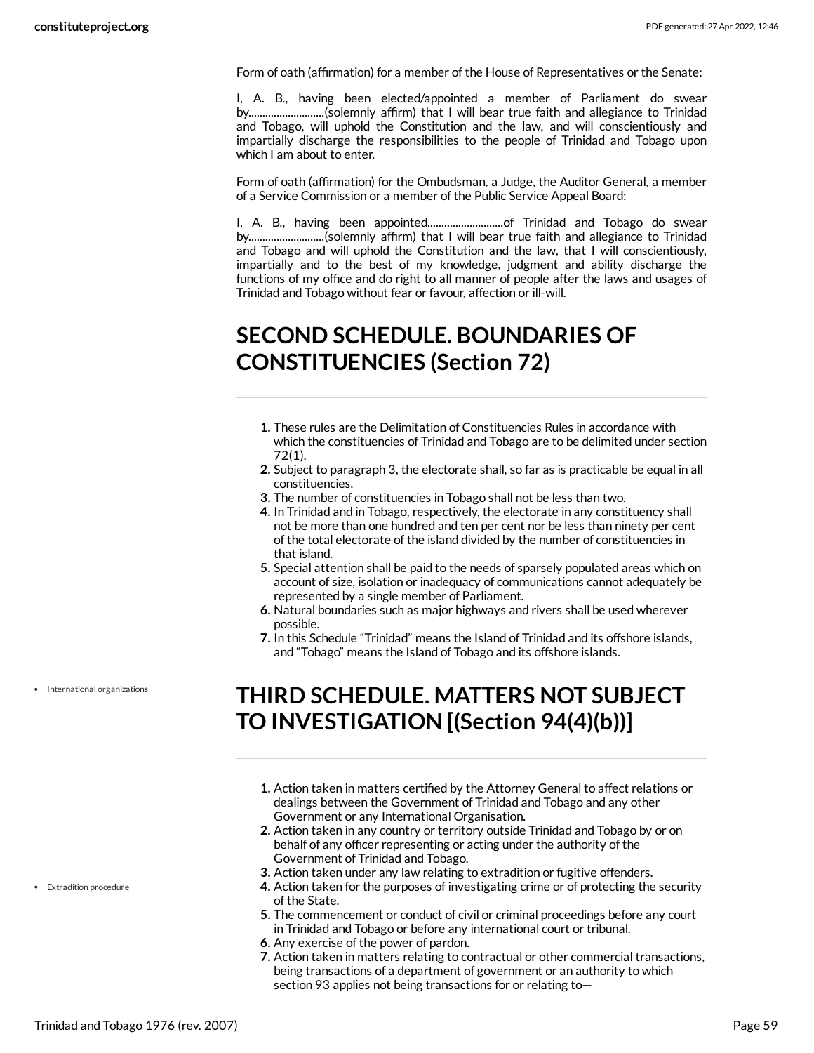Form of oath (affirmation) for a member of the House of Representatives or the Senate:

I, A. B., having been elected/appointed a member of Parliament do swear by..........................(solemnly affirm) that I will bear true faith and allegiance to Trinidad and Tobago, will uphold the Constitution and the law, and will conscientiously and impartially discharge the responsibilities to the people of Trinidad and Tobago upon which I am about to enter.

Form of oath (affirmation) for the Ombudsman, a Judge, the Auditor General, a member of a Service Commission or a member of the Public Service Appeal Board:

I, A. B., having been appointed..........................of Trinidad and Tobago do swear by..........................(solemnly affirm) that I will bear true faith and allegiance to Trinidad and Tobago and will uphold the Constitution and the law, that I will conscientiously, impartially and to the best of my knowledge, judgment and ability discharge the functions of my office and do right to all manner of people after the laws and usages of Trinidad and Tobago without fear or favour, affection or ill-will.

# SECOND SCHEDULE. BOUNDARIES OF CONSTITUENCIES (Section 72)

1. These rules are the Delimitation of Constituencies Rules in accordance with which the constituencies of Trinidad and Tobago are to be delimited under section 72(1).
2. Subject to paragraph 3, the electorate shall, so far as is practicable be equal in all constituencies.
3. The number of constituencies in Tobago shall not be less than two.
4. In Trinidad and in Tobago, respectively, the electorate in any constituency shall not be more than one hundred and ten per cent nor be less than ninety per cent of the total electorate of the island divided by the number of constituencies in that island.
5. Special attention shall be paid to the needs of sparsely populated areas which on account of size, isolation or inadequacy of communications cannot adequately be represented by a single member of Parliament.
6. Natural boundaries such as major highways and rivers shall be used wherever possible.
7. In this Schedule "Trinidad" means the Island of Trinidad and its offshore islands, and "Tobago" means the Island of Tobago and its offshore islands.

• International organizations

# THIRD SCHEDULE. MATTERS NOT SUBJECT TO INVESTIGATION [(Section 94(4)(b))]

1. Action taken in matters certified by the Attorney General to affect relations or dealings between the Government of Trinidad and Tobago and any other Government or any International Organisation.
2. Action taken in any country or territory outside Trinidad and Tobago by or on behalf of any officer representing or acting under the authority of the Government of Trinidad and Tobago.
3. Action taken under any law relating to extradition or fugitive offenders.
4. Action taken for the purposes of investigating crime or of protecting the security of the State.
5. The commencement or conduct of civil or criminal proceedings before any court in Trinidad and Tobago or before any international court or tribunal.
6. Any exercise of the power of pardon.
7. Action taken in matters relating to contractual or other commercial transactions, being transactions of a department of government or an authority to which section 93 applies not being transactions for or relating to—

• Extradition procedure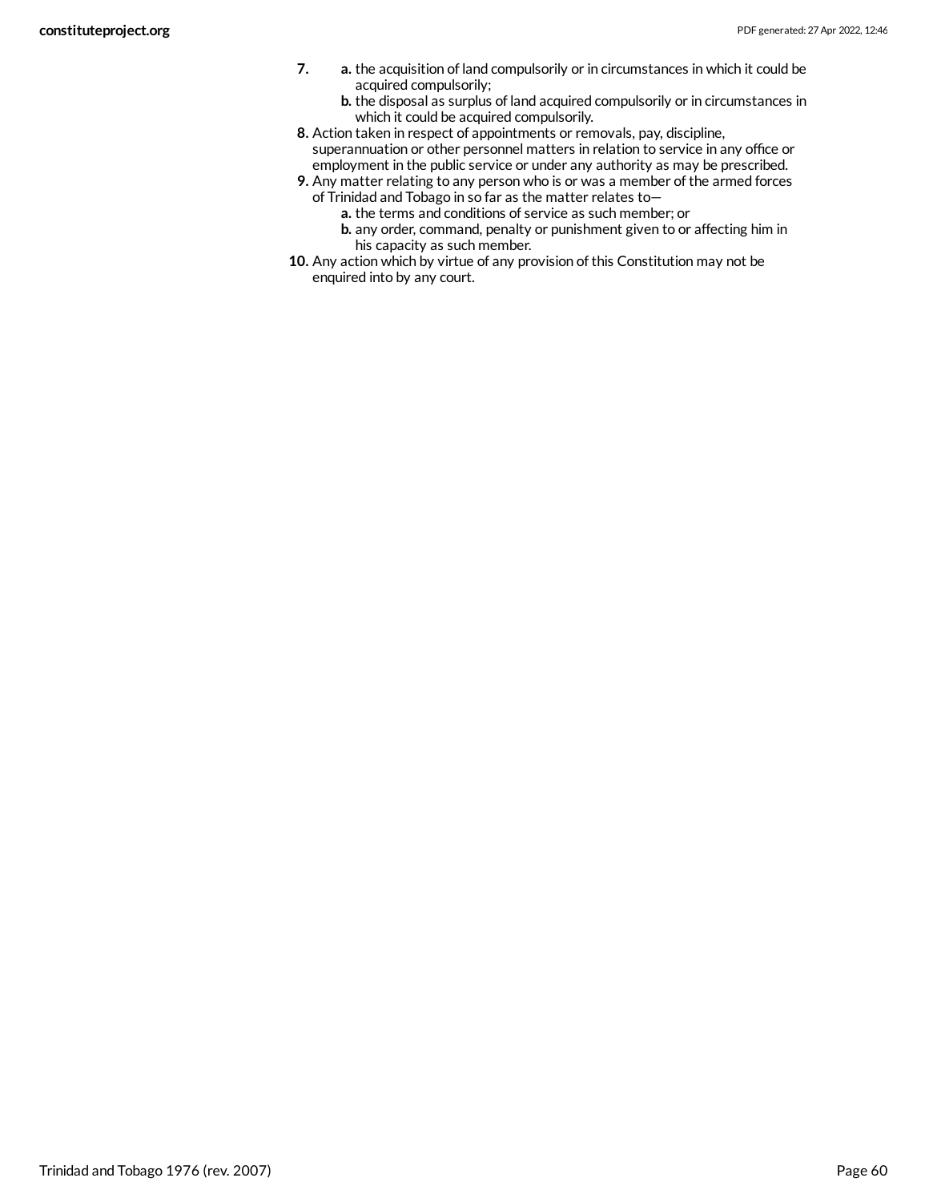7. 
    a. the acquisition of land compulsorily or in circumstances in which it could be acquired compulsorily;
    b. the disposal as surplus of land acquired compulsorily or in circumstances in which it could be acquired compulsorily.
8. Action taken in respect of appointments or removals, pay, discipline, superannuation or other personnel matters in relation to service in any office or employment in the public service or under any authority as may be prescribed.
9. Any matter relating to any person who is or was a member of the armed forces of Trinidad and Tobago in so far as the matter relates to—
    a. the terms and conditions of service as such member; or
    b. any order, command, penalty or punishment given to or affecting him in his capacity as such member.
10. Any action which by virtue of any provision of this Constitution may not be enquired into by any court.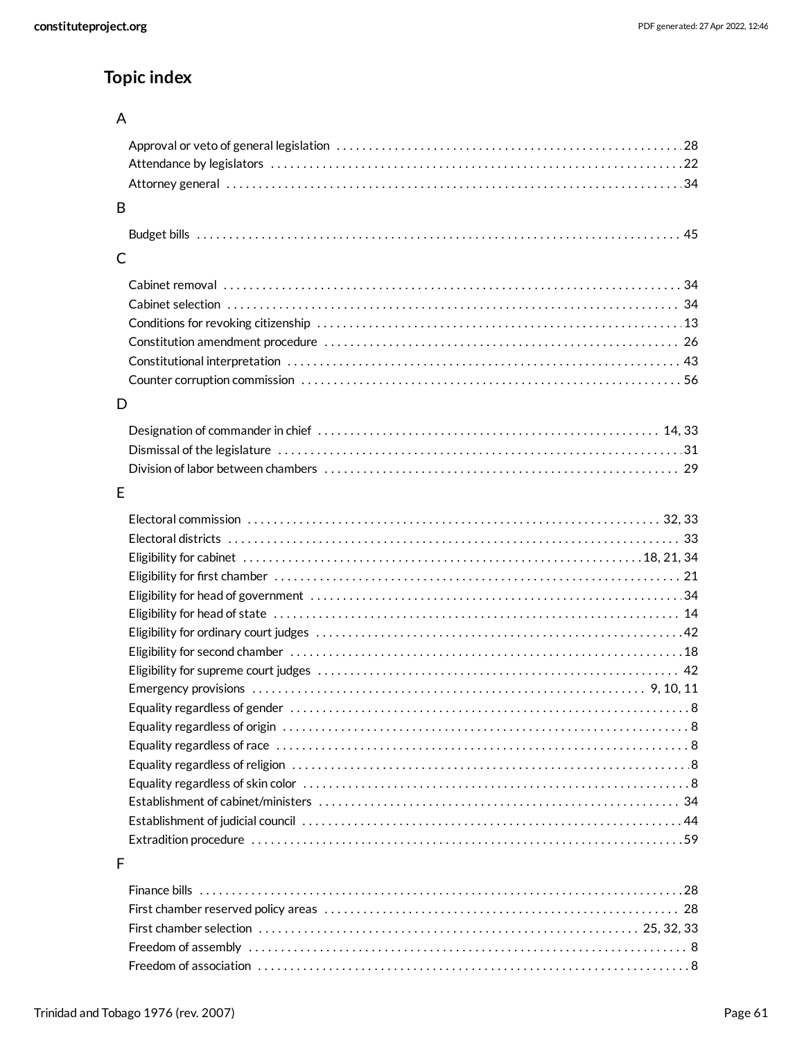## Topic index

### A

- Approval or veto of general legislation ... 28
- Attendance by legislators ... 22
- Attorney general ... 34

### B

- Budget bills ... 45

### C

- Cabinet removal ... 34
- Cabinet selection ... 34
- Conditions for revoking citizenship ... 13
- Constitution amendment procedure ... 26
- Constitutional interpretation ... 43
- Counter corruption commission ... 56

### D

- Designation of commander in chief ... 14, 33
- Dismissal of the legislature ... 31
- Division of labor between chambers ... 29

### E

- Electoral commission ... 32, 33
- Electoral districts ... 33
- Eligibility for cabinet ... 18, 21, 34
- Eligibility for first chamber ... 21
- Eligibility for head of government ... 34
- Eligibility for head of state ... 14
- Eligibility for ordinary court judges ... 42
- Eligibility for second chamber ... 18
- Eligibility for supreme court judges ... 42
- Emergency provisions ... 9, 10, 11
- Equality regardless of gender ... 8
- Equality regardless of origin ... 8
- Equality regardless of race ... 8
- Equality regardless of religion ... 8
- Equality regardless of skin color ... 8
- Establishment of cabinet/ministers ... 34
- Establishment of judicial council ... 44
- Extradition procedure ... 59

### F

- Finance bills ... 28
- First chamber reserved policy areas ... 28
- First chamber selection ... 25, 32, 33
- Freedom of assembly ... 8
- Freedom of association ... 8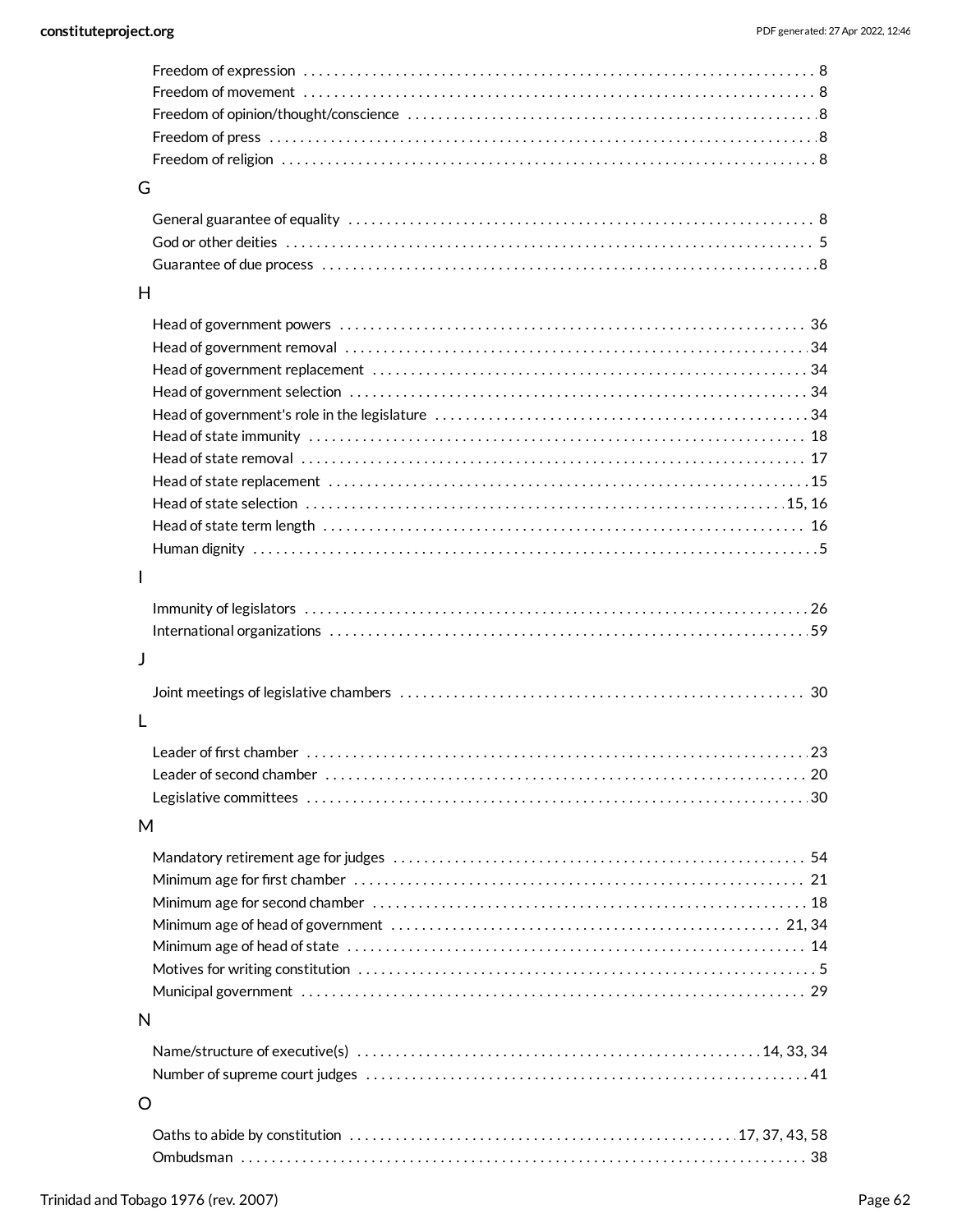Freedom of expression . . . . . . . . . . 8
Freedom of movement . . . . . . . . . . 8
Freedom of opinion/thought/conscience . . . . . . . . . . 8
Freedom of press . . . . . . . . . . 8
Freedom of religion . . . . . . . . . . 8

## G

General guarantee of equality . . . . . . . . . . 8
God or other deities . . . . . . . . . . 5
Guarantee of due process . . . . . . . . . . 8

## H

Head of government powers . . . . . . . . . . 36
Head of government removal . . . . . . . . . . 34
Head of government replacement . . . . . . . . . . 34
Head of government selection . . . . . . . . . . 34
Head of government's role in the legislature . . . . . . . . . . 34
Head of state immunity . . . . . . . . . . 18
Head of state removal . . . . . . . . . . 17
Head of state replacement . . . . . . . . . . 15
Head of state selection . . . . . . . . . . 15, 16
Head of state term length . . . . . . . . . . 16
Human dignity . . . . . . . . . . 5

## I

Immunity of legislators . . . . . . . . . . 26
International organizations . . . . . . . . . . 59

## J

Joint meetings of legislative chambers . . . . . . . . . . 30

## L

Leader of first chamber . . . . . . . . . . 23
Leader of second chamber . . . . . . . . . . 20
Legislative committees . . . . . . . . . . 30

## M

Mandatory retirement age for judges . . . . . . . . . . 54
Minimum age for first chamber . . . . . . . . . . 21
Minimum age for second chamber . . . . . . . . . . 18
Minimum age of head of government . . . . . . . . . . 21, 34
Minimum age of head of state . . . . . . . . . . 14
Motives for writing constitution . . . . . . . . . . 5
Municipal government . . . . . . . . . . 29

## N

Name/structure of executive(s) . . . . . . . . . . 14, 33, 34
Number of supreme court judges . . . . . . . . . . 41

## O

Oaths to abide by constitution . . . . . . . . . . 17, 37, 43, 58
Ombudsman . . . . . . . . . . 38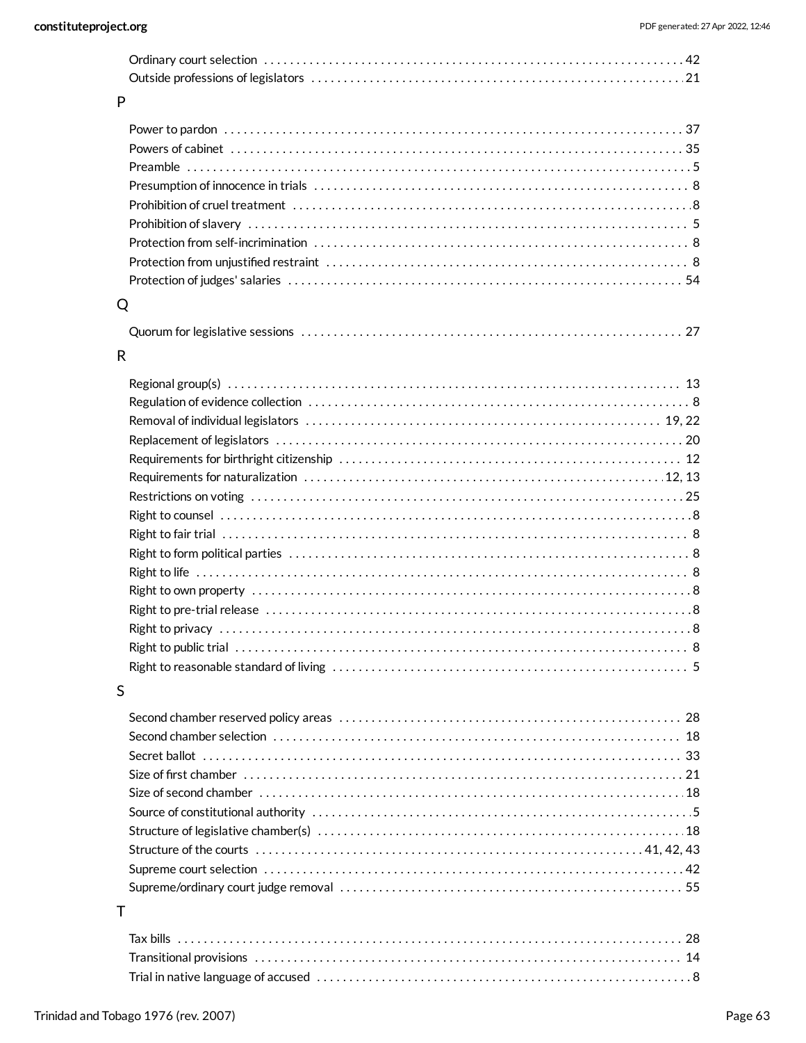Ordinary court selection . . . . . . . . . . 42
Outside professions of legislators . . . . . . . . . . 21

## P

Power to pardon . . . . . . . . . . 37
Powers of cabinet . . . . . . . . . . 35
Preamble . . . . . . . . . . 5
Presumption of innocence in trials . . . . . . . . . . 8
Prohibition of cruel treatment . . . . . . . . . . 8
Prohibition of slavery . . . . . . . . . . 5
Protection from self-incrimination . . . . . . . . . . 8
Protection from unjustified restraint . . . . . . . . . . 8
Protection of judges' salaries . . . . . . . . . . 54

## Q

Quorum for legislative sessions . . . . . . . . . . 27

## R

Regional group(s) . . . . . . . . . . 13
Regulation of evidence collection . . . . . . . . . . 8
Removal of individual legislators . . . . . . . . . . 19, 22
Replacement of legislators . . . . . . . . . . 20
Requirements for birthright citizenship . . . . . . . . . . 12
Requirements for naturalization . . . . . . . . . . 12, 13
Restrictions on voting . . . . . . . . . . 25
Right to counsel . . . . . . . . . . 8
Right to fair trial . . . . . . . . . . 8
Right to form political parties . . . . . . . . . . 8
Right to life . . . . . . . . . . 8
Right to own property . . . . . . . . . . 8
Right to pre-trial release . . . . . . . . . . 8
Right to privacy . . . . . . . . . . 8
Right to public trial . . . . . . . . . . 8
Right to reasonable standard of living . . . . . . . . . . 5

## S

Second chamber reserved policy areas . . . . . . . . . . 28
Second chamber selection . . . . . . . . . . 18
Secret ballot . . . . . . . . . . 33
Size of first chamber . . . . . . . . . . 21
Size of second chamber . . . . . . . . . . 18
Source of constitutional authority . . . . . . . . . . 5
Structure of legislative chamber(s) . . . . . . . . . . 18
Structure of the courts . . . . . . . . . . 41, 42, 43
Supreme court selection . . . . . . . . . . 42
Supreme/ordinary court judge removal . . . . . . . . . . 55

## T

Tax bills . . . . . . . . . . 28
Transitional provisions . . . . . . . . . . 14
Trial in native language of accused . . . . . . . . . . 8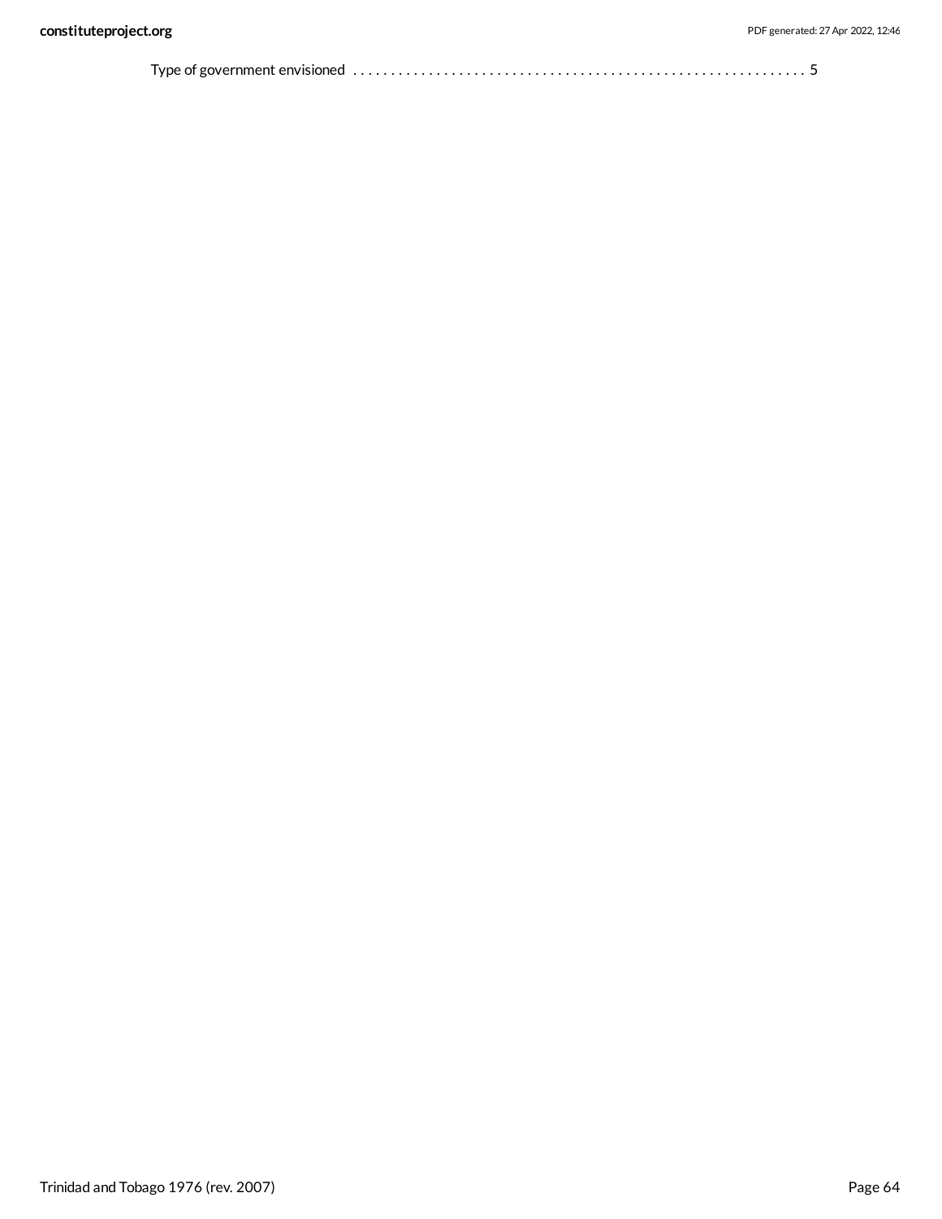Type of government envisioned . . . . . . . . . . . . . . . . . . . . . . . . . . . . . . . . . . . . . . . . . . . . . . . . . . . . . . . . . . . . 5